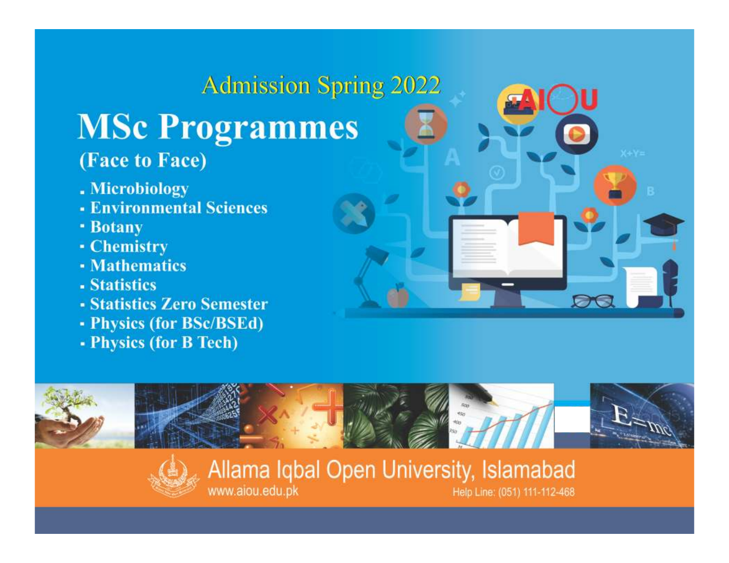Admission Spring 2022

# MSc Programmes

## (Face to Face)

- Microbiology
- Environmental Sciences
- Botany
- Chemistry
- Mathematics
- Statistics
- Statistics Zero Semester
- Physics (for BSc/BSEd)
- Physics (for B Tech)

Allama Iqbal Open University, Islamabad

www.aiou.edu.pk

Help Line: (051) 111-112-468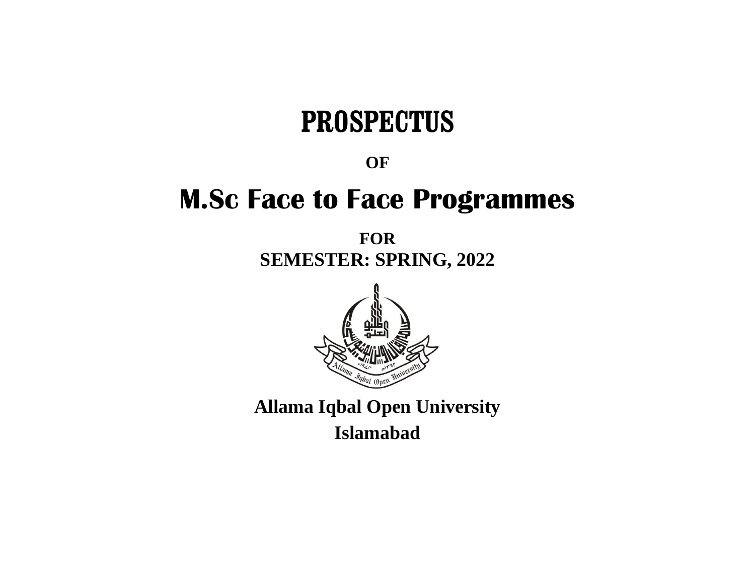# PROSPECTUS

**OF**

# M.Sc Face to Face Programmes

**FOR**

**SEMESTER: SPRING, 2022**

**Allama Iqbal Open University**

**Islamabad**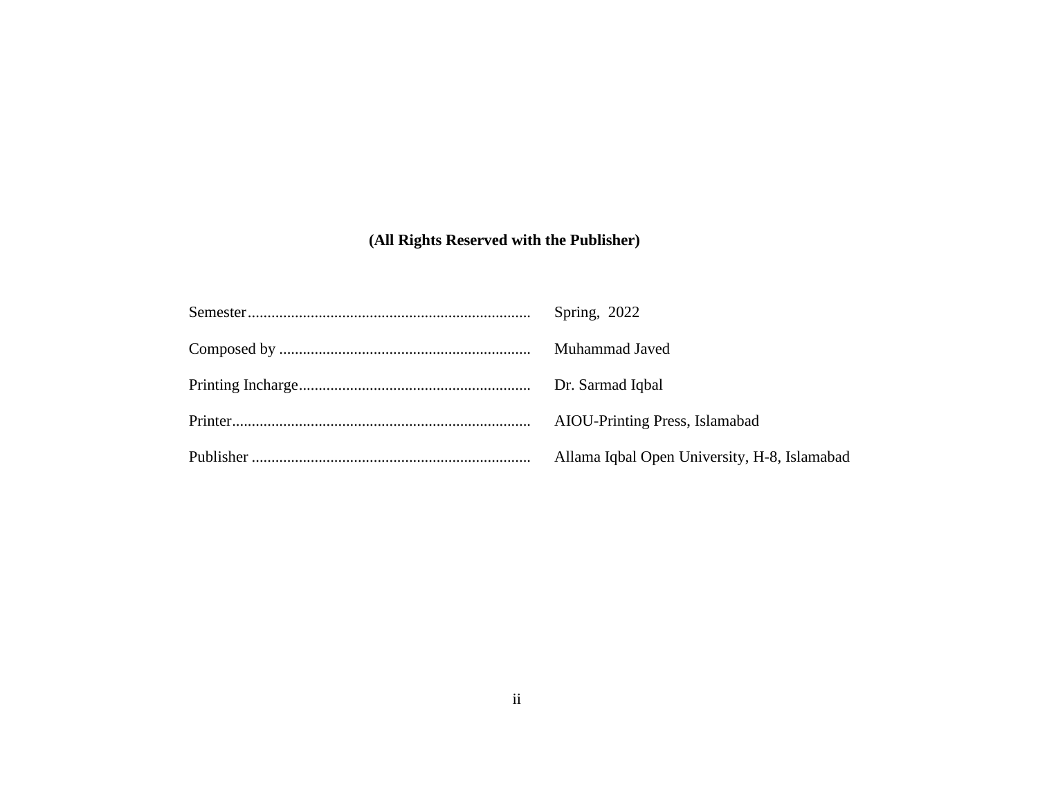**(All Rights Reserved with the Publisher)**

| | |
|---|---|
| Semester....................................................................... | Spring, 2022 |
| Composed by ................................................................ | Muhammad Javed |
| Printing Incharge........................................................... | Dr. Sarmad Iqbal |
| Printer........................................................................... | AIOU-Printing Press, Islamabad |
| Publisher ...................................................................... | Allama Iqbal Open University, H-8, Islamabad |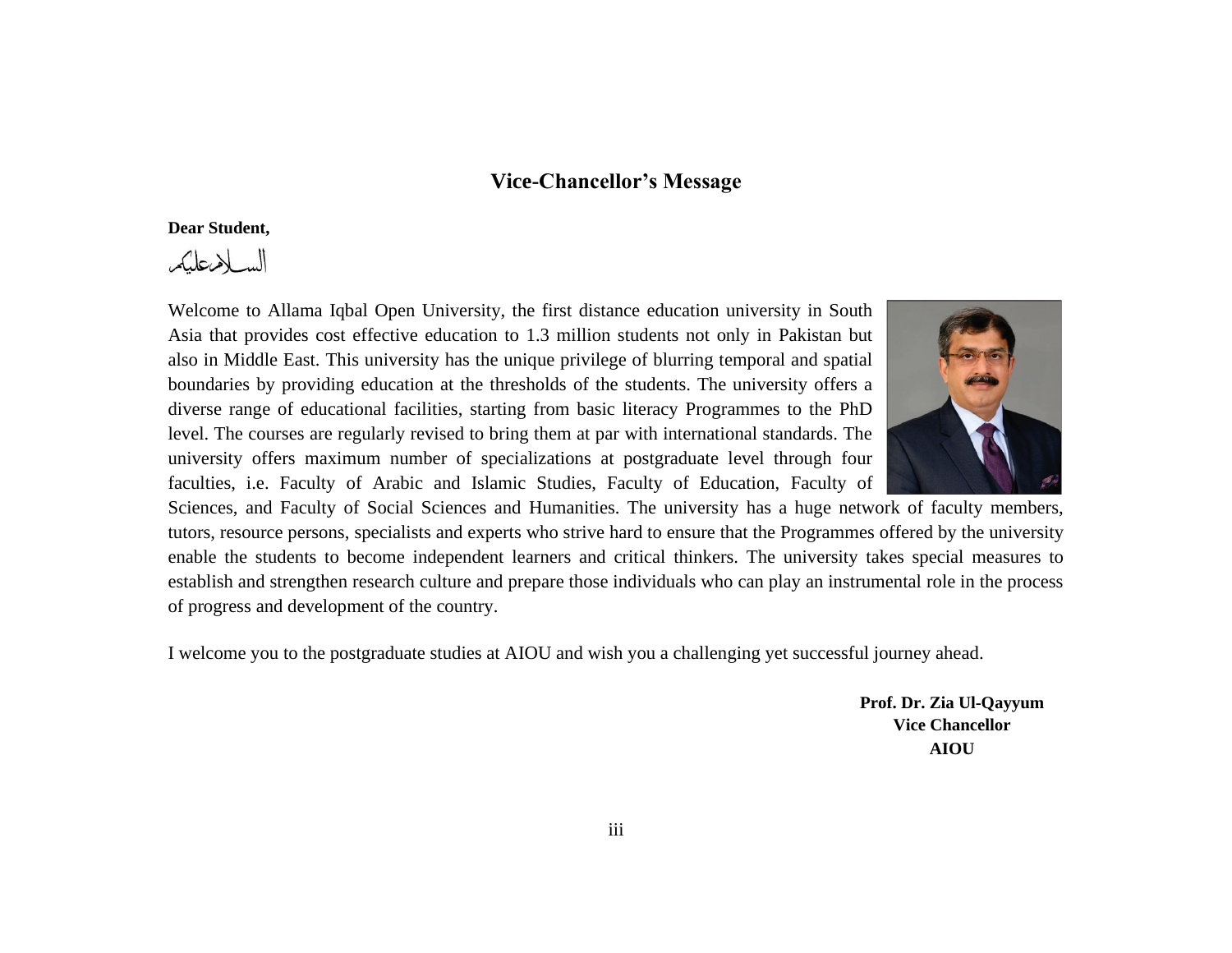## Vice-Chancellor's Message

**Dear Student,**

السلام علیکم

Welcome to Allama Iqbal Open University, the first distance education university in South Asia that provides cost effective education to 1.3 million students not only in Pakistan but also in Middle East. This university has the unique privilege of blurring temporal and spatial boundaries by providing education at the thresholds of the students. The university offers a diverse range of educational facilities, starting from basic literacy Programmes to the PhD level. The courses are regularly revised to bring them at par with international standards. The university offers maximum number of specializations at postgraduate level through four faculties, i.e. Faculty of Arabic and Islamic Studies, Faculty of Education, Faculty of Sciences, and Faculty of Social Sciences and Humanities. The university has a huge network of faculty members, tutors, resource persons, specialists and experts who strive hard to ensure that the Programmes offered by the university enable the students to become independent learners and critical thinkers. The university takes special measures to establish and strengthen research culture and prepare those individuals who can play an instrumental role in the process of progress and development of the country.

I welcome you to the postgraduate studies at AIOU and wish you a challenging yet successful journey ahead.

**Prof. Dr. Zia Ul-Qayyum**
**Vice Chancellor**
**AIOU**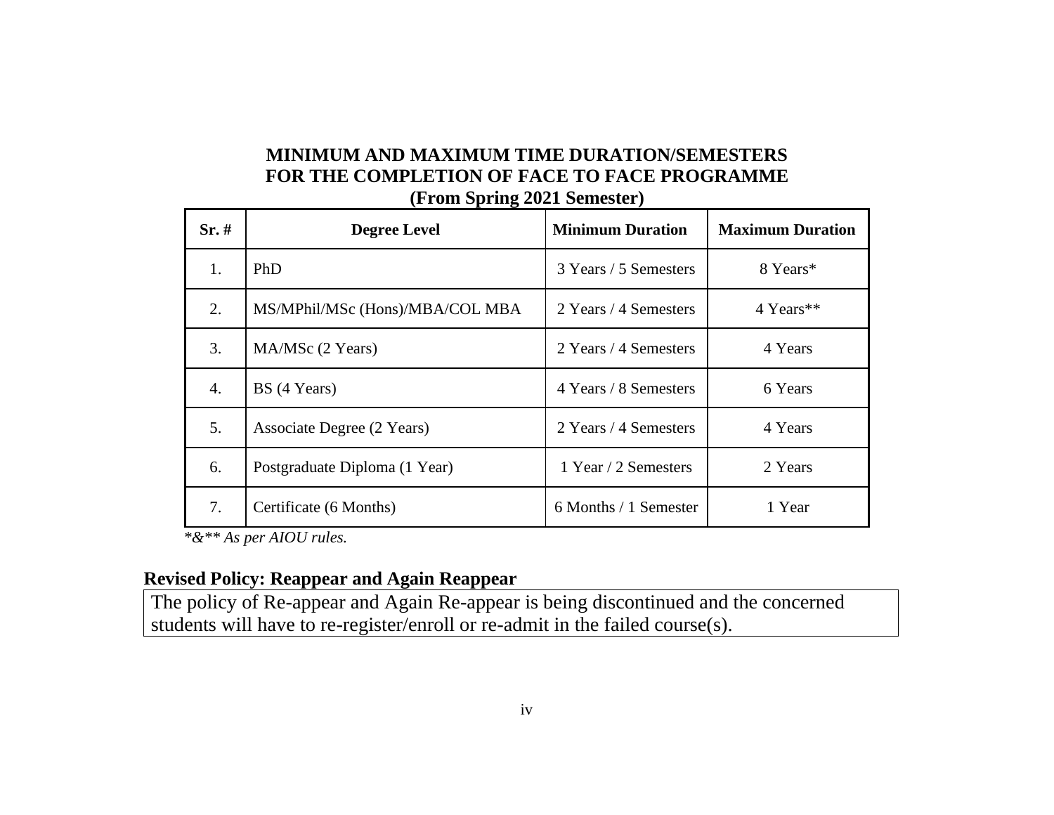## MINIMUM AND MAXIMUM TIME DURATION/SEMESTERS FOR THE COMPLETION OF FACE TO FACE PROGRAMME (From Spring 2021 Semester)

| Sr. # | Degree Level | Minimum Duration | Maximum Duration |
|---|---|---|---|
| 1. | PhD | 3 Years / 5 Semesters | 8 Years* |
| 2. | MS/MPhil/MSc (Hons)/MBA/COL MBA | 2 Years / 4 Semesters | 4 Years** |
| 3. | MA/MSc (2 Years) | 2 Years / 4 Semesters | 4 Years |
| 4. | BS (4 Years) | 4 Years / 8 Semesters | 6 Years |
| 5. | Associate Degree (2 Years) | 2 Years / 4 Semesters | 4 Years |
| 6. | Postgraduate Diploma (1 Year) | 1 Year / 2 Semesters | 2 Years |
| 7. | Certificate (6 Months) | 6 Months / 1 Semester | 1 Year |

*\*&\*\* As per AIOU rules.*

### Revised Policy: Reappear and Again Reappear

The policy of Re-appear and Again Re-appear is being discontinued and the concerned students will have to re-register/enroll or re-admit in the failed course(s).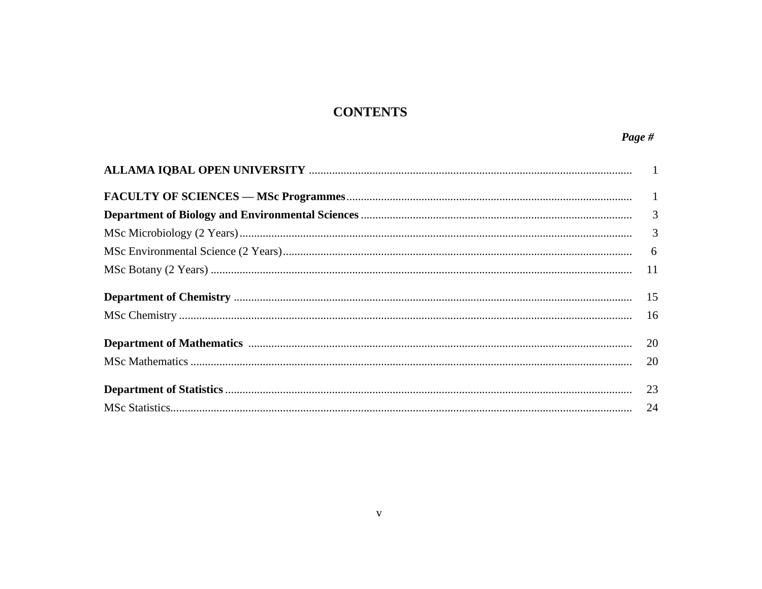# CONTENTS

| | *Page #* |
|---|---|
| **ALLAMA IQBAL OPEN UNIVERSITY** | 1 |
| **FACULTY OF SCIENCES — MSc Programmes** | 1 |
| **Department of Biology and Environmental Sciences** | 3 |
| MSc Microbiology (2 Years) | 3 |
| MSc Environmental Science (2 Years) | 6 |
| MSc Botany (2 Years) | 11 |
| **Department of Chemistry** | 15 |
| MSc Chemistry | 16 |
| **Department of Mathematics** | 20 |
| MSc Mathematics | 20 |
| **Department of Statistics** | 23 |
| MSc Statistics | 24 |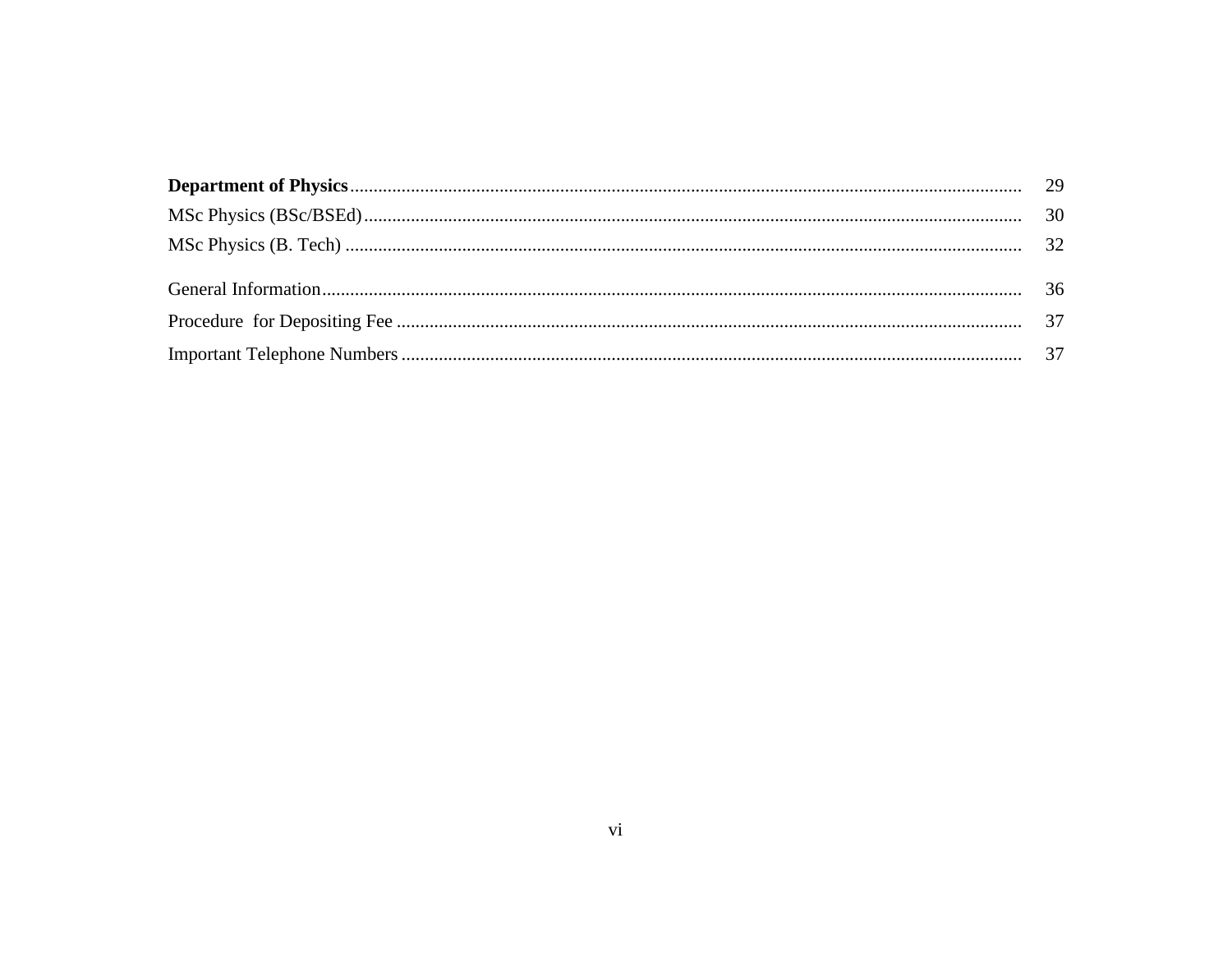| | |
|---|---|
| **Department of Physics** | 29 |
| MSc Physics (BSc/BSEd) | 30 |
| MSc Physics (B. Tech) | 32 |
| General Information | 36 |
| Procedure for Depositing Fee | 37 |
| Important Telephone Numbers | 37 |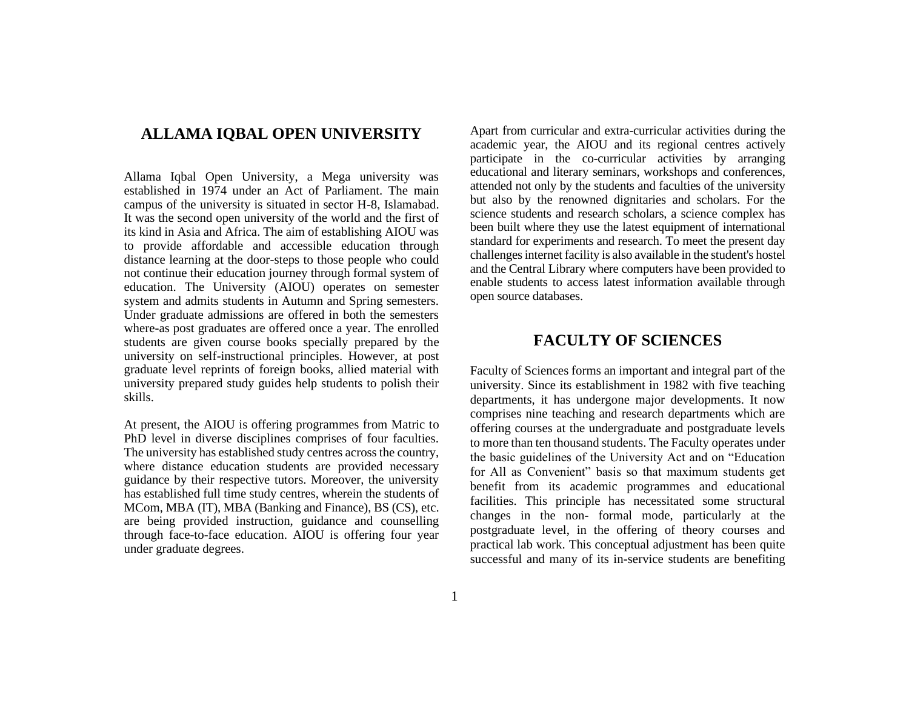## ALLAMA IQBAL OPEN UNIVERSITY

Allama Iqbal Open University, a Mega university was established in 1974 under an Act of Parliament. The main campus of the university is situated in sector H-8, Islamabad. It was the second open university of the world and the first of its kind in Asia and Africa. The aim of establishing AIOU was to provide affordable and accessible education through distance learning at the door-steps to those people who could not continue their education journey through formal system of education. The University (AIOU) operates on semester system and admits students in Autumn and Spring semesters. Under graduate admissions are offered in both the semesters where-as post graduates are offered once a year. The enrolled students are given course books specially prepared by the university on self-instructional principles. However, at post graduate level reprints of foreign books, allied material with university prepared study guides help students to polish their skills.

At present, the AIOU is offering programmes from Matric to PhD level in diverse disciplines comprises of four faculties. The university has established study centres across the country, where distance education students are provided necessary guidance by their respective tutors. Moreover, the university has established full time study centres, wherein the students of MCom, MBA (IT), MBA (Banking and Finance), BS (CS), etc. are being provided instruction, guidance and counselling through face-to-face education. AIOU is offering four year under graduate degrees.

Apart from curricular and extra-curricular activities during the academic year, the AIOU and its regional centres actively participate in the co-curricular activities by arranging educational and literary seminars, workshops and conferences, attended not only by the students and faculties of the university but also by the renowned dignitaries and scholars. For the science students and research scholars, a science complex has been built where they use the latest equipment of international standard for experiments and research. To meet the present day challenges internet facility is also available in the student's hostel and the Central Library where computers have been provided to enable students to access latest information available through open source databases.

## FACULTY OF SCIENCES

Faculty of Sciences forms an important and integral part of the university. Since its establishment in 1982 with five teaching departments, it has undergone major developments. It now comprises nine teaching and research departments which are offering courses at the undergraduate and postgraduate levels to more than ten thousand students. The Faculty operates under the basic guidelines of the University Act and on "Education for All as Convenient" basis so that maximum students get benefit from its academic programmes and educational facilities. This principle has necessitated some structural changes in the non- formal mode, particularly at the postgraduate level, in the offering of theory courses and practical lab work. This conceptual adjustment has been quite successful and many of its in-service students are benefiting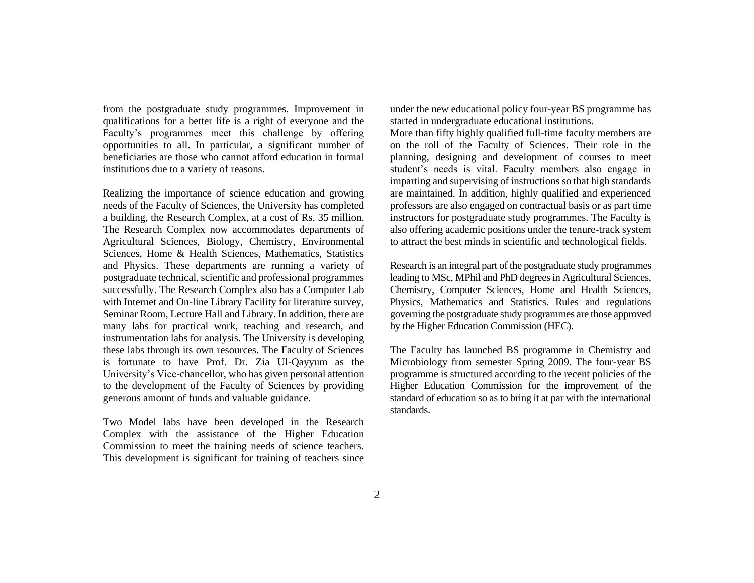from the postgraduate study programmes. Improvement in qualifications for a better life is a right of everyone and the Faculty's programmes meet this challenge by offering opportunities to all. In particular, a significant number of beneficiaries are those who cannot afford education in formal institutions due to a variety of reasons.

Realizing the importance of science education and growing needs of the Faculty of Sciences, the University has completed a building, the Research Complex, at a cost of Rs. 35 million. The Research Complex now accommodates departments of Agricultural Sciences, Biology, Chemistry, Environmental Sciences, Home & Health Sciences, Mathematics, Statistics and Physics. These departments are running a variety of postgraduate technical, scientific and professional programmes successfully. The Research Complex also has a Computer Lab with Internet and On-line Library Facility for literature survey, Seminar Room, Lecture Hall and Library. In addition, there are many labs for practical work, teaching and research, and instrumentation labs for analysis. The University is developing these labs through its own resources. The Faculty of Sciences is fortunate to have Prof. Dr. Zia Ul-Qayyum as the University's Vice-chancellor, who has given personal attention to the development of the Faculty of Sciences by providing generous amount of funds and valuable guidance.

Two Model labs have been developed in the Research Complex with the assistance of the Higher Education Commission to meet the training needs of science teachers. This development is significant for training of teachers since under the new educational policy four-year BS programme has started in undergraduate educational institutions.

More than fifty highly qualified full-time faculty members are on the roll of the Faculty of Sciences. Their role in the planning, designing and development of courses to meet student's needs is vital. Faculty members also engage in imparting and supervising of instructions so that high standards are maintained. In addition, highly qualified and experienced professors are also engaged on contractual basis or as part time instructors for postgraduate study programmes. The Faculty is also offering academic positions under the tenure-track system to attract the best minds in scientific and technological fields.

Research is an integral part of the postgraduate study programmes leading to MSc, MPhil and PhD degrees in Agricultural Sciences, Chemistry, Computer Sciences, Home and Health Sciences, Physics, Mathematics and Statistics. Rules and regulations governing the postgraduate study programmes are those approved by the Higher Education Commission (HEC).

The Faculty has launched BS programme in Chemistry and Microbiology from semester Spring 2009. The four-year BS programme is structured according to the recent policies of the Higher Education Commission for the improvement of the standard of education so as to bring it at par with the international standards.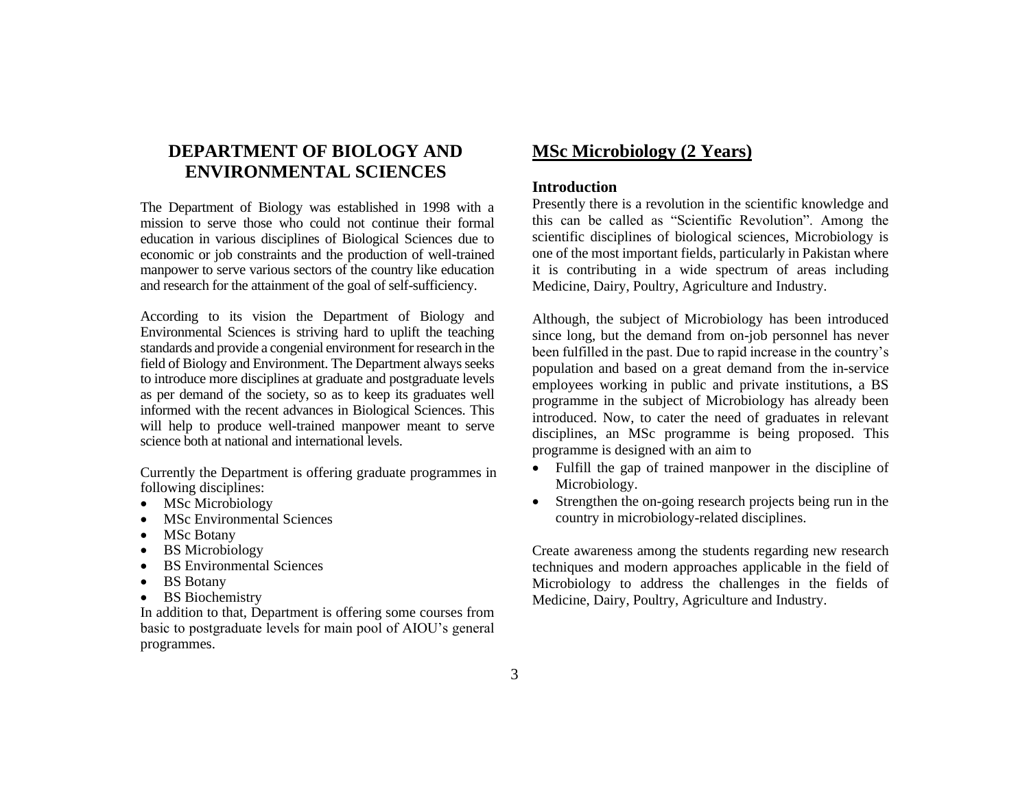## DEPARTMENT OF BIOLOGY AND ENVIRONMENTAL SCIENCES

The Department of Biology was established in 1998 with a mission to serve those who could not continue their formal education in various disciplines of Biological Sciences due to economic or job constraints and the production of well-trained manpower to serve various sectors of the country like education and research for the attainment of the goal of self-sufficiency.

According to its vision the Department of Biology and Environmental Sciences is striving hard to uplift the teaching standards and provide a congenial environment for research in the field of Biology and Environment. The Department always seeks to introduce more disciplines at graduate and postgraduate levels as per demand of the society, so as to keep its graduates well informed with the recent advances in Biological Sciences. This will help to produce well-trained manpower meant to serve science both at national and international levels.

Currently the Department is offering graduate programmes in following disciplines:

- MSc Microbiology
- MSc Environmental Sciences
- MSc Botany
- BS Microbiology
- BS Environmental Sciences
- BS Botany
- BS Biochemistry

In addition to that, Department is offering some courses from basic to postgraduate levels for main pool of AIOU's general programmes.

## MSc Microbiology (2 Years)

### Introduction

Presently there is a revolution in the scientific knowledge and this can be called as "Scientific Revolution". Among the scientific disciplines of biological sciences, Microbiology is one of the most important fields, particularly in Pakistan where it is contributing in a wide spectrum of areas including Medicine, Dairy, Poultry, Agriculture and Industry.

Although, the subject of Microbiology has been introduced since long, but the demand from on-job personnel has never been fulfilled in the past. Due to rapid increase in the country's population and based on a great demand from the in-service employees working in public and private institutions, a BS programme in the subject of Microbiology has already been introduced. Now, to cater the need of graduates in relevant disciplines, an MSc programme is being proposed. This programme is designed with an aim to

- Fulfill the gap of trained manpower in the discipline of Microbiology.
- Strengthen the on-going research projects being run in the country in microbiology-related disciplines.

Create awareness among the students regarding new research techniques and modern approaches applicable in the field of Microbiology to address the challenges in the fields of Medicine, Dairy, Poultry, Agriculture and Industry.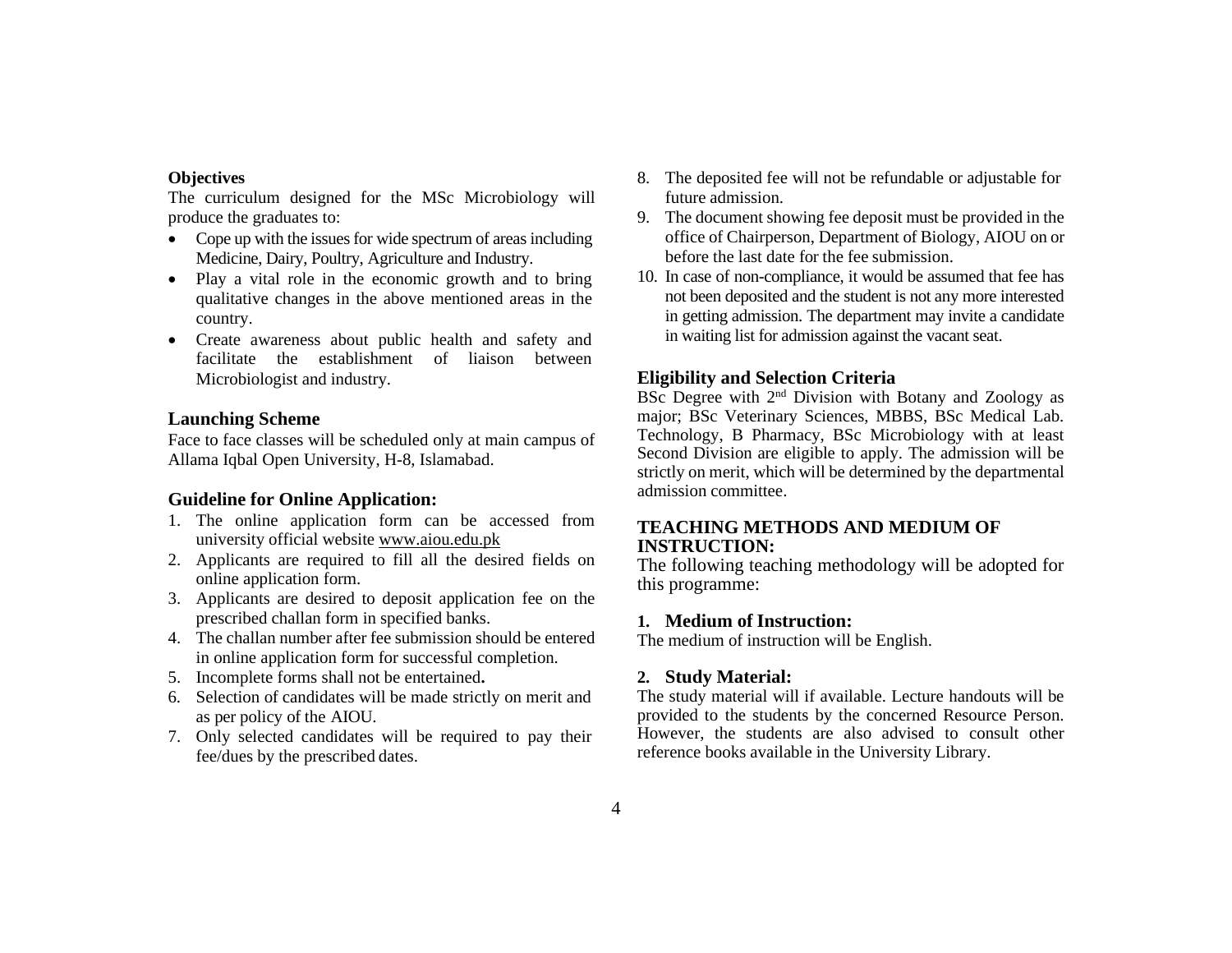**Objectives**

The curriculum designed for the MSc Microbiology will produce the graduates to:

- Cope up with the issues for wide spectrum of areas including Medicine, Dairy, Poultry, Agriculture and Industry.
- Play a vital role in the economic growth and to bring qualitative changes in the above mentioned areas in the country.
- Create awareness about public health and safety and facilitate the establishment of liaison between Microbiologist and industry.

## Launching Scheme

Face to face classes will be scheduled only at main campus of Allama Iqbal Open University, H-8, Islamabad.

## Guideline for Online Application:

1. The online application form can be accessed from university official website www.aiou.edu.pk
2. Applicants are required to fill all the desired fields on online application form.
3. Applicants are desired to deposit application fee on the prescribed challan form in specified banks.
4. The challan number after fee submission should be entered in online application form for successful completion.
5. Incomplete forms shall not be entertained**.**
6. Selection of candidates will be made strictly on merit and as per policy of the AIOU.
7. Only selected candidates will be required to pay their fee/dues by the prescribed dates.
8. The deposited fee will not be refundable or adjustable for future admission.
9. The document showing fee deposit must be provided in the office of Chairperson, Department of Biology, AIOU on or before the last date for the fee submission.
10. In case of non-compliance, it would be assumed that fee has not been deposited and the student is not any more interested in getting admission. The department may invite a candidate in waiting list for admission against the vacant seat.

## Eligibility and Selection Criteria

BSc Degree with 2nd Division with Botany and Zoology as major; BSc Veterinary Sciences, MBBS, BSc Medical Lab. Technology, B Pharmacy, BSc Microbiology with at least Second Division are eligible to apply. The admission will be strictly on merit, which will be determined by the departmental admission committee.

## TEACHING METHODS AND MEDIUM OF INSTRUCTION:

The following teaching methodology will be adopted for this programme:

### 1. Medium of Instruction:

The medium of instruction will be English.

### 2. Study Material:

The study material will if available. Lecture handouts will be provided to the students by the concerned Resource Person. However, the students are also advised to consult other reference books available in the University Library.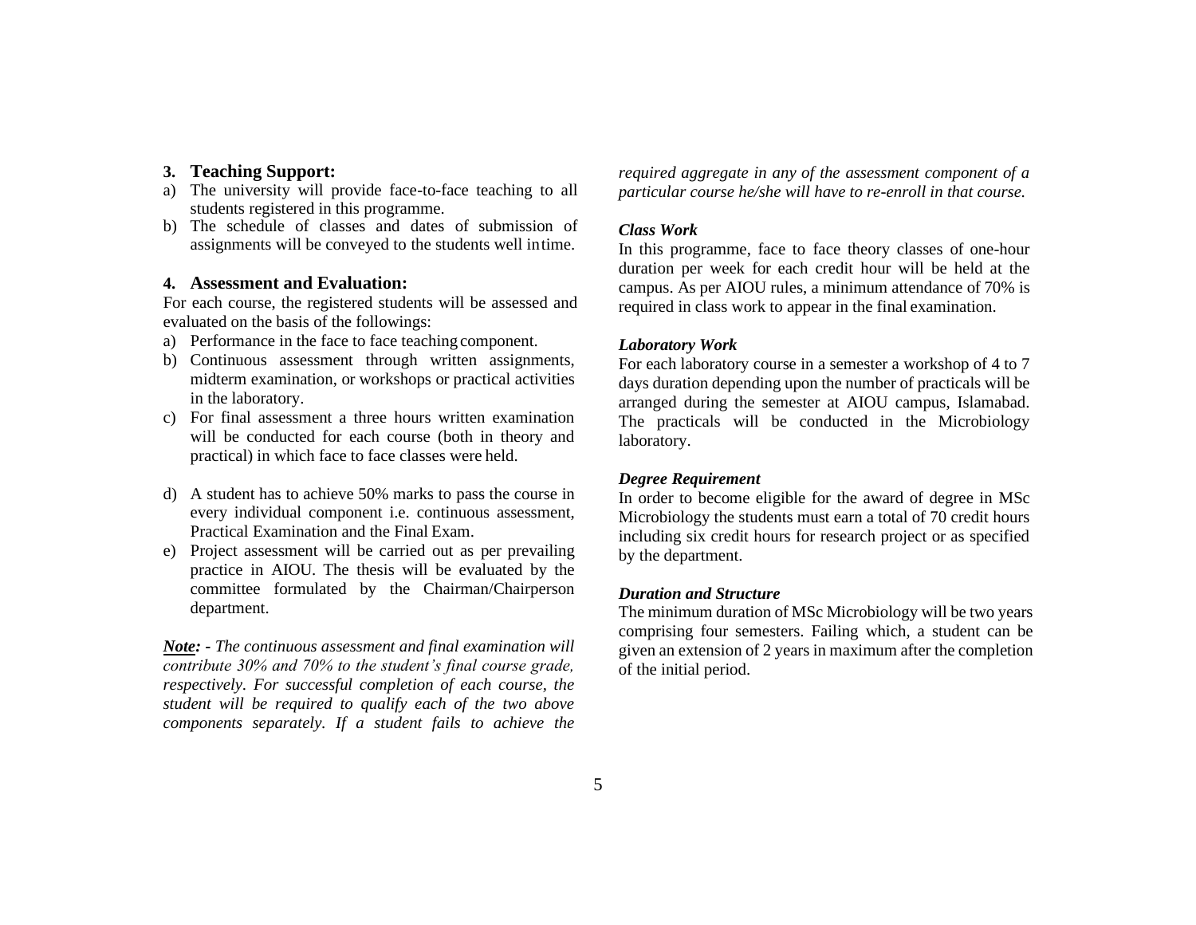### 3. Teaching Support:

a) The university will provide face-to-face teaching to all students registered in this programme.
b) The schedule of classes and dates of submission of assignments will be conveyed to the students well intime.

### 4. Assessment and Evaluation:

For each course, the registered students will be assessed and evaluated on the basis of the followings:

a) Performance in the face to face teaching component.
b) Continuous assessment through written assignments, midterm examination, or workshops or practical activities in the laboratory.
c) For final assessment a three hours written examination will be conducted for each course (both in theory and practical) in which face to face classes were held.
d) A student has to achieve 50% marks to pass the course in every individual component i.e. continuous assessment, Practical Examination and the Final Exam.
e) Project assessment will be carried out as per prevailing practice in AIOU. The thesis will be evaluated by the committee formulated by the Chairman/Chairperson department.

***Note:*** *- The continuous assessment and final examination will contribute 30% and 70% to the student's final course grade, respectively. For successful completion of each course, the student will be required to qualify each of the two above components separately. If a student fails to achieve the required aggregate in any of the assessment component of a particular course he/she will have to re-enroll in that course.*

***Class Work***

In this programme, face to face theory classes of one-hour duration per week for each credit hour will be held at the campus. As per AIOU rules, a minimum attendance of 70% is required in class work to appear in the final examination.

***Laboratory Work***

For each laboratory course in a semester a workshop of 4 to 7 days duration depending upon the number of practicals will be arranged during the semester at AIOU campus, Islamabad. The practicals will be conducted in the Microbiology laboratory.

***Degree Requirement***

In order to become eligible for the award of degree in MSc Microbiology the students must earn a total of 70 credit hours including six credit hours for research project or as specified by the department.

***Duration and Structure***

The minimum duration of MSc Microbiology will be two years comprising four semesters. Failing which, a student can be given an extension of 2 years in maximum after the completion of the initial period.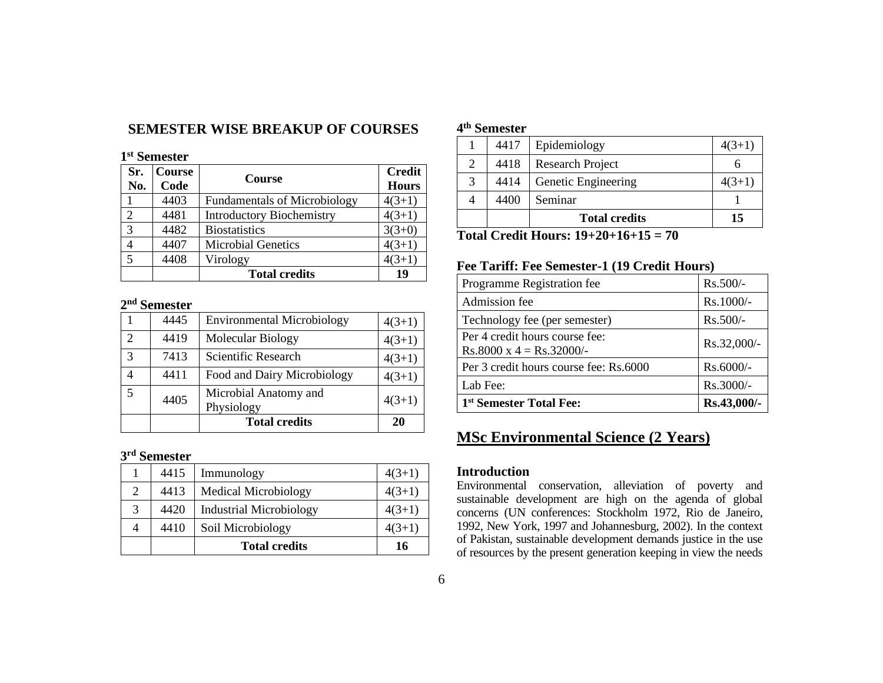## SEMESTER WISE BREAKUP OF COURSES

**1st Semester**

| Sr. No. | Course Code | Course | Credit Hours |
|---|---|---|---|
| 1 | 4403 | Fundamentals of Microbiology | 4(3+1) |
| 2 | 4481 | Introductory Biochemistry | 4(3+1) |
| 3 | 4482 | Biostatistics | 3(3+0) |
| 4 | 4407 | Microbial Genetics | 4(3+1) |
| 5 | 4408 | Virology | 4(3+1) |
| | | **Total credits** | **19** |

**2nd Semester**

| | | | |
|---|---|---|---|
| 1 | 4445 | Environmental Microbiology | 4(3+1) |
| 2 | 4419 | Molecular Biology | 4(3+1) |
| 3 | 7413 | Scientific Research | 4(3+1) |
| 4 | 4411 | Food and Dairy Microbiology | 4(3+1) |
| 5 | 4405 | Microbial Anatomy and Physiology | 4(3+1) |
| | | **Total credits** | **20** |

**3rd Semester**

| | | | |
|---|---|---|---|
| 1 | 4415 | Immunology | 4(3+1) |
| 2 | 4413 | Medical Microbiology | 4(3+1) |
| 3 | 4420 | Industrial Microbiology | 4(3+1) |
| 4 | 4410 | Soil Microbiology | 4(3+1) |
| | | **Total credits** | **16** |

**4th Semester**

| | | | |
|---|---|---|---|
| 1 | 4417 | Epidemiology | 4(3+1) |
| 2 | 4418 | Research Project | 6 |
| 3 | 4414 | Genetic Engineering | 4(3+1) |
| 4 | 4400 | Seminar | 1 |
| | | **Total credits** | **15** |

**Total Credit Hours: 19+20+16+15 = 70**

**Fee Tariff: Fee Semester-1 (19 Credit Hours)**

| | |
|---|---|
| Programme Registration fee | Rs.500/- |
| Admission fee | Rs.1000/- |
| Technology fee (per semester) | Rs.500/- |
| Per 4 credit hours course fee: Rs.8000 x 4 = Rs.32000/- | Rs.32,000/- |
| Per 3 credit hours course fee: Rs.6000 | Rs.6000/- |
| Lab Fee: | Rs.3000/- |
| **1st Semester Total Fee:** | **Rs.43,000/-** |

## MSc Environmental Science (2 Years)

### Introduction

Environmental conservation, alleviation of poverty and sustainable development are high on the agenda of global concerns (UN conferences: Stockholm 1972, Rio de Janeiro, 1992, New York, 1997 and Johannesburg, 2002). In the context of Pakistan, sustainable development demands justice in the use of resources by the present generation keeping in view the needs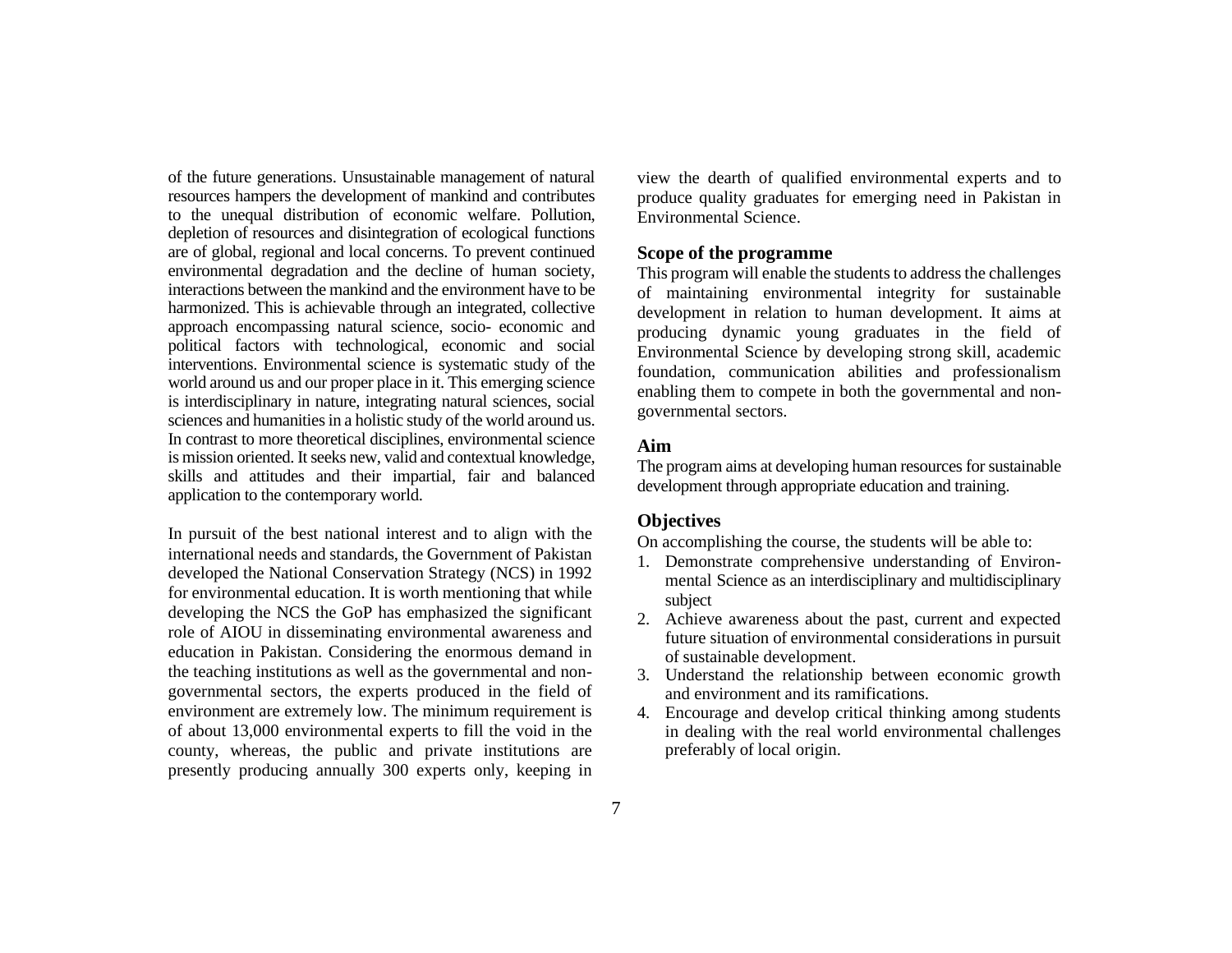of the future generations. Unsustainable management of natural resources hampers the development of mankind and contributes to the unequal distribution of economic welfare. Pollution, depletion of resources and disintegration of ecological functions are of global, regional and local concerns. To prevent continued environmental degradation and the decline of human society, interactions between the mankind and the environment have to be harmonized. This is achievable through an integrated, collective approach encompassing natural science, socio- economic and political factors with technological, economic and social interventions. Environmental science is systematic study of the world around us and our proper place in it. This emerging science is interdisciplinary in nature, integrating natural sciences, social sciences and humanities in a holistic study of the world around us. In contrast to more theoretical disciplines, environmental science is mission oriented. It seeks new, valid and contextual knowledge, skills and attitudes and their impartial, fair and balanced application to the contemporary world.

In pursuit of the best national interest and to align with the international needs and standards, the Government of Pakistan developed the National Conservation Strategy (NCS) in 1992 for environmental education. It is worth mentioning that while developing the NCS the GoP has emphasized the significant role of AIOU in disseminating environmental awareness and education in Pakistan. Considering the enormous demand in the teaching institutions as well as the governmental and non-governmental sectors, the experts produced in the field of environment are extremely low. The minimum requirement is of about 13,000 environmental experts to fill the void in the county, whereas, the public and private institutions are presently producing annually 300 experts only, keeping in view the dearth of qualified environmental experts and to produce quality graduates for emerging need in Pakistan in Environmental Science.

## Scope of the programme

This program will enable the students to address the challenges of maintaining environmental integrity for sustainable development in relation to human development. It aims at producing dynamic young graduates in the field of Environmental Science by developing strong skill, academic foundation, communication abilities and professionalism enabling them to compete in both the governmental and non-governmental sectors.

## Aim

The program aims at developing human resources for sustainable development through appropriate education and training.

## Objectives

On accomplishing the course, the students will be able to:

1. Demonstrate comprehensive understanding of Environmental Science as an interdisciplinary and multidisciplinary subject
2. Achieve awareness about the past, current and expected future situation of environmental considerations in pursuit of sustainable development.
3. Understand the relationship between economic growth and environment and its ramifications.
4. Encourage and develop critical thinking among students in dealing with the real world environmental challenges preferably of local origin.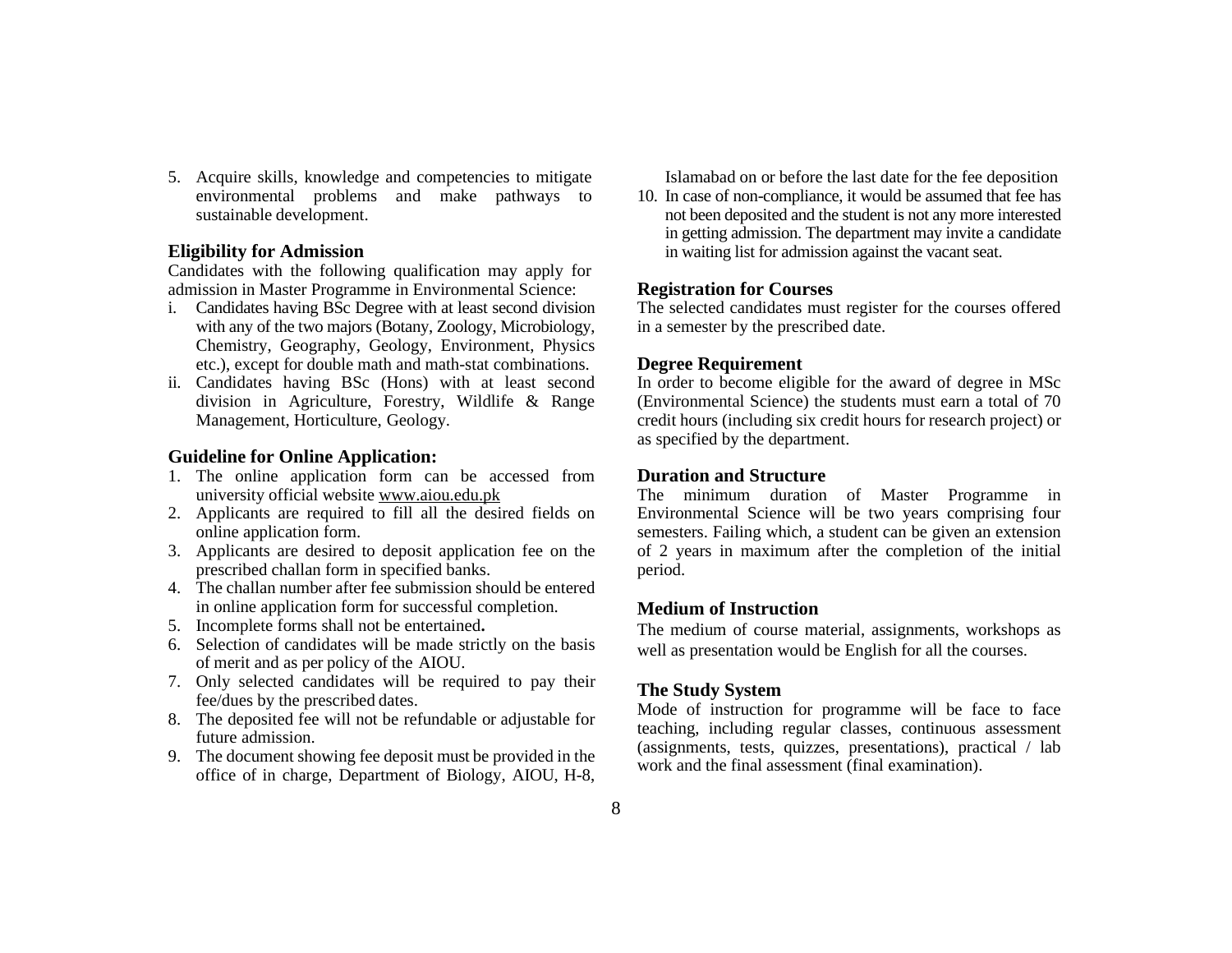5. Acquire skills, knowledge and competencies to mitigate environmental problems and make pathways to sustainable development.

### Eligibility for Admission

Candidates with the following qualification may apply for admission in Master Programme in Environmental Science:

i. Candidates having BSc Degree with at least second division with any of the two majors (Botany, Zoology, Microbiology, Chemistry, Geography, Geology, Environment, Physics etc.), except for double math and math-stat combinations.
ii. Candidates having BSc (Hons) with at least second division in Agriculture, Forestry, Wildlife & Range Management, Horticulture, Geology.

### Guideline for Online Application:

1. The online application form can be accessed from university official website www.aiou.edu.pk
2. Applicants are required to fill all the desired fields on online application form.
3. Applicants are desired to deposit application fee on the prescribed challan form in specified banks.
4. The challan number after fee submission should be entered in online application form for successful completion.
5. Incomplete forms shall not be entertained**.**
6. Selection of candidates will be made strictly on the basis of merit and as per policy of the AIOU.
7. Only selected candidates will be required to pay their fee/dues by the prescribed dates.
8. The deposited fee will not be refundable or adjustable for future admission.
9. The document showing fee deposit must be provided in the office of in charge, Department of Biology, AIOU, H-8, Islamabad on or before the last date for the fee deposition
10. In case of non-compliance, it would be assumed that fee has not been deposited and the student is not any more interested in getting admission. The department may invite a candidate in waiting list for admission against the vacant seat.

### Registration for Courses

The selected candidates must register for the courses offered in a semester by the prescribed date.

### Degree Requirement

In order to become eligible for the award of degree in MSc (Environmental Science) the students must earn a total of 70 credit hours (including six credit hours for research project) or as specified by the department.

### Duration and Structure

The minimum duration of Master Programme in Environmental Science will be two years comprising four semesters. Failing which, a student can be given an extension of 2 years in maximum after the completion of the initial period.

### Medium of Instruction

The medium of course material, assignments, workshops as well as presentation would be English for all the courses.

### The Study System

Mode of instruction for programme will be face to face teaching, including regular classes, continuous assessment (assignments, tests, quizzes, presentations), practical / lab work and the final assessment (final examination).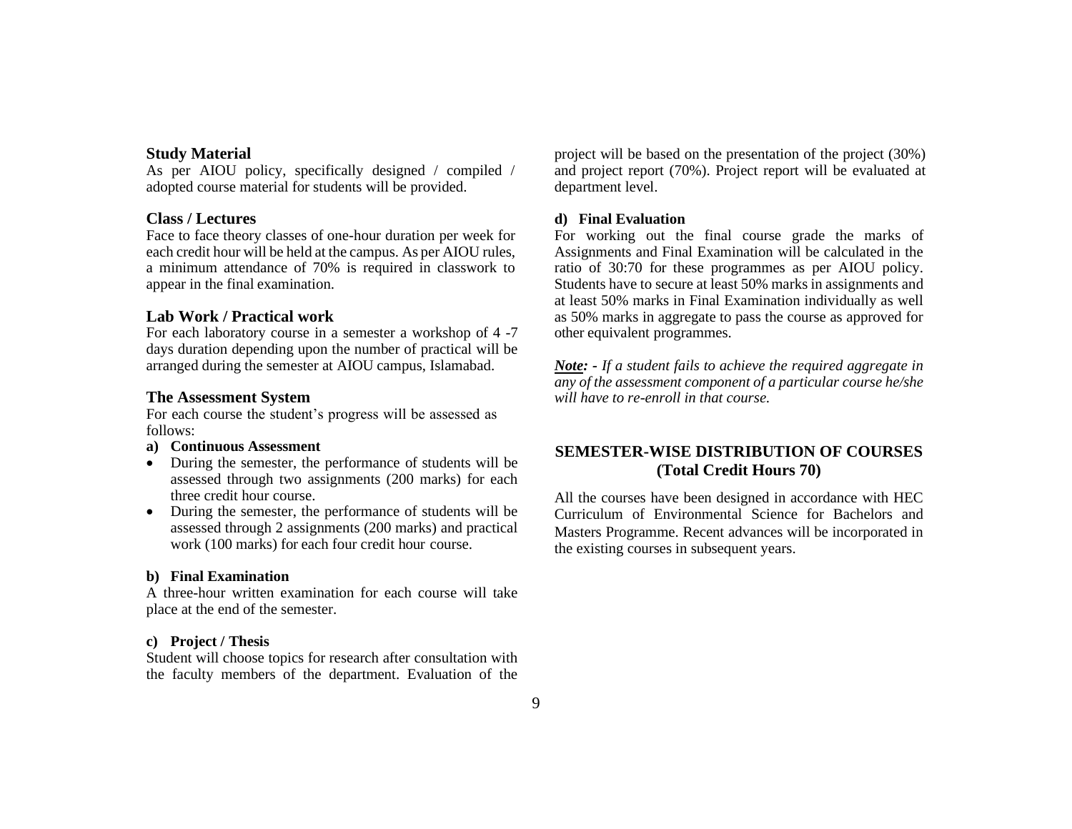### Study Material

As per AIOU policy, specifically designed / compiled / adopted course material for students will be provided.

### Class / Lectures

Face to face theory classes of one-hour duration per week for each credit hour will be held at the campus. As per AIOU rules, a minimum attendance of 70% is required in classwork to appear in the final examination.

### Lab Work / Practical work

For each laboratory course in a semester a workshop of 4 -7 days duration depending upon the number of practical will be arranged during the semester at AIOU campus, Islamabad.

### The Assessment System

For each course the student's progress will be assessed as follows:

**a) Continuous Assessment**

- During the semester, the performance of students will be assessed through two assignments (200 marks) for each three credit hour course.
- During the semester, the performance of students will be assessed through 2 assignments (200 marks) and practical work (100 marks) for each four credit hour course.

**b) Final Examination**

A three-hour written examination for each course will take place at the end of the semester.

**c) Project / Thesis**

Student will choose topics for research after consultation with the faculty members of the department. Evaluation of the project will be based on the presentation of the project (30%) and project report (70%). Project report will be evaluated at department level.

**d) Final Evaluation**

For working out the final course grade the marks of Assignments and Final Examination will be calculated in the ratio of 30:70 for these programmes as per AIOU policy. Students have to secure at least 50% marks in assignments and at least 50% marks in Final Examination individually as well as 50% marks in aggregate to pass the course as approved for other equivalent programmes.

***Note:** - If a student fails to achieve the required aggregate in any of the assessment component of a particular course he/she will have to re-enroll in that course.*

## SEMESTER-WISE DISTRIBUTION OF COURSES (Total Credit Hours 70)

All the courses have been designed in accordance with HEC Curriculum of Environmental Science for Bachelors and Masters Programme. Recent advances will be incorporated in the existing courses in subsequent years.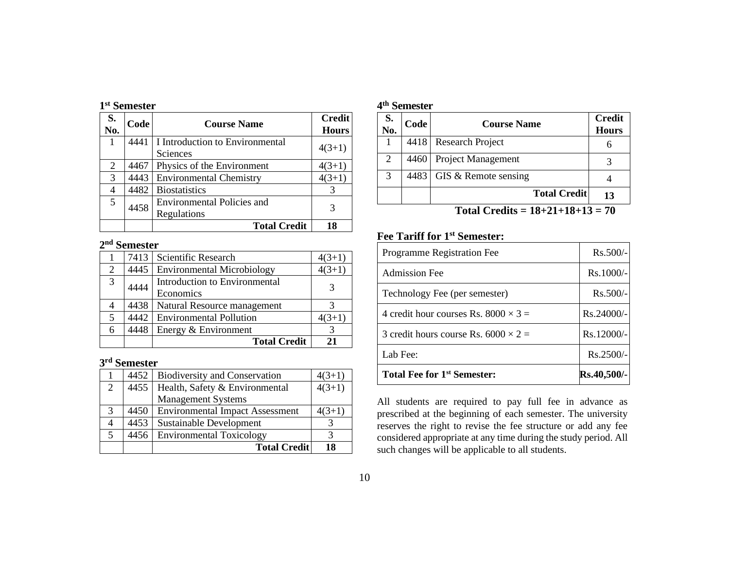**1st Semester**

| S. No. | Code | Course Name | Credit Hours |
|---|---|---|---|
| 1 | 4441 | I Introduction to Environmental Sciences | 4(3+1) |
| 2 | 4467 | Physics of the Environment | 4(3+1) |
| 3 | 4443 | Environmental Chemistry | 4(3+1) |
| 4 | 4482 | Biostatistics | 3 |
| 5 | 4458 | Environmental Policies and Regulations | 3 |
| | | **Total Credit** | **18** |

**2nd Semester**

| S. No. | Code | Course Name | Credit Hours |
|---|---|---|---|
| 1 | 7413 | Scientific Research | 4(3+1) |
| 2 | 4445 | Environmental Microbiology | 4(3+1) |
| 3 | 4444 | Introduction to Environmental Economics | 3 |
| 4 | 4438 | Natural Resource management | 3 |
| 5 | 4442 | Environmental Pollution | 4(3+1) |
| 6 | 4448 | Energy & Environment | 3 |
| | | **Total Credit** | **21** |

**3rd Semester**

| S. No. | Code | Course Name | Credit Hours |
|---|---|---|---|
| 1 | 4452 | Biodiversity and Conservation | 4(3+1) |
| 2 | 4455 | Health, Safety & Environmental Management Systems | 4(3+1) |
| 3 | 4450 | Environmental Impact Assessment | 4(3+1) |
| 4 | 4453 | Sustainable Development | 3 |
| 5 | 4456 | Environmental Toxicology | 3 |
| | | **Total Credit** | **18** |

**4th Semester**

| S. No. | Code | Course Name | Credit Hours |
|---|---|---|---|
| 1 | 4418 | Research Project | 6 |
| 2 | 4460 | Project Management | 3 |
| 3 | 4483 | GIS & Remote sensing | 4 |
| | | **Total Credit** | **13** |

**Total Credits = 18+21+18+13 = 70**

**Fee Tariff for 1st Semester:**

| Item | Amount |
|---|---|
| Programme Registration Fee | Rs.500/- |
| Admission Fee | Rs.1000/- |
| Technology Fee (per semester) | Rs.500/- |
| 4 credit hour courses Rs. 8000 × 3 = | Rs.24000/- |
| 3 credit hours course Rs. 6000 × 2 = | Rs.12000/- |
| Lab Fee: | Rs.2500/- |
| **Total Fee for 1st Semester:** | **Rs.40,500/-** |

All students are required to pay full fee in advance as prescribed at the beginning of each semester. The university reserves the right to revise the fee structure or add any fee considered appropriate at any time during the study period. All such changes will be applicable to all students.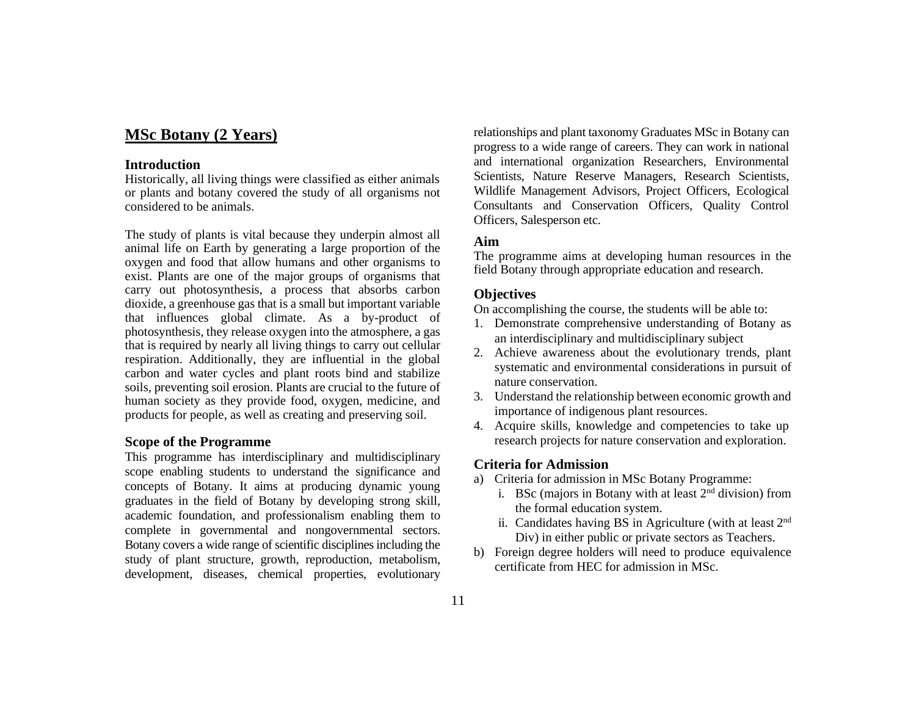## MSc Botany (2 Years)

### Introduction

Historically, all living things were classified as either animals or plants and botany covered the study of all organisms not considered to be animals.

The study of plants is vital because they underpin almost all animal life on Earth by generating a large proportion of the oxygen and food that allow humans and other organisms to exist. Plants are one of the major groups of organisms that carry out photosynthesis, a process that absorbs carbon dioxide, a greenhouse gas that is a small but important variable that influences global climate. As a by-product of photosynthesis, they release oxygen into the atmosphere, a gas that is required by nearly all living things to carry out cellular respiration. Additionally, they are influential in the global carbon and water cycles and plant roots bind and stabilize soils, preventing soil erosion. Plants are crucial to the future of human society as they provide food, oxygen, medicine, and products for people, as well as creating and preserving soil.

### Scope of the Programme

This programme has interdisciplinary and multidisciplinary scope enabling students to understand the significance and concepts of Botany. It aims at producing dynamic young graduates in the field of Botany by developing strong skill, academic foundation, and professionalism enabling them to complete in governmental and nongovernmental sectors. Botany covers a wide range of scientific disciplines including the study of plant structure, growth, reproduction, metabolism, development, diseases, chemical properties, evolutionary relationships and plant taxonomy Graduates MSc in Botany can progress to a wide range of careers. They can work in national and international organization Researchers, Environmental Scientists, Nature Reserve Managers, Research Scientists, Wildlife Management Advisors, Project Officers, Ecological Consultants and Conservation Officers, Quality Control Officers, Salesperson etc.

### Aim

The programme aims at developing human resources in the field Botany through appropriate education and research.

### Objectives

On accomplishing the course, the students will be able to:

1. Demonstrate comprehensive understanding of Botany as an interdisciplinary and multidisciplinary subject
2. Achieve awareness about the evolutionary trends, plant systematic and environmental considerations in pursuit of nature conservation.
3. Understand the relationship between economic growth and importance of indigenous plant resources.
4. Acquire skills, knowledge and competencies to take up research projects for nature conservation and exploration.

### Criteria for Admission

a) Criteria for admission in MSc Botany Programme:
   i. BSc (majors in Botany with at least 2nd division) from the formal education system.
   ii. Candidates having BS in Agriculture (with at least 2nd Div) in either public or private sectors as Teachers.
b) Foreign degree holders will need to produce equivalence certificate from HEC for admission in MSc.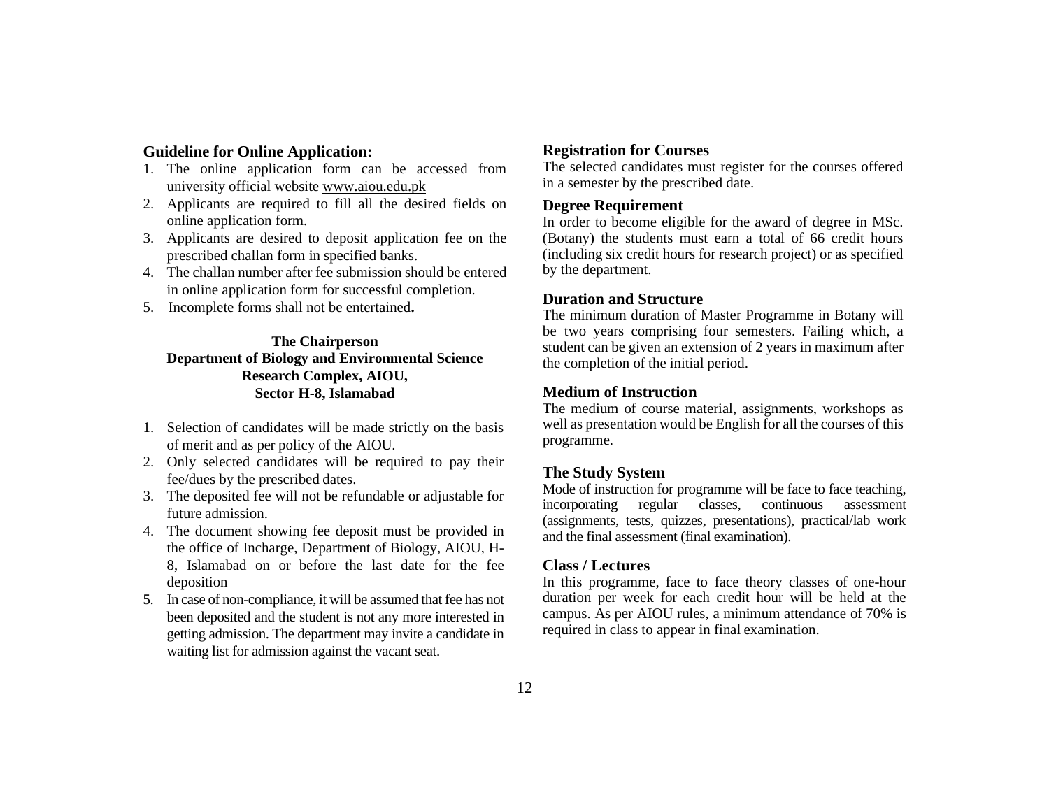**Guideline for Online Application:**

1. The online application form can be accessed from university official website www.aiou.edu.pk
2. Applicants are required to fill all the desired fields on online application form.
3. Applicants are desired to deposit application fee on the prescribed challan form in specified banks.
4. The challan number after fee submission should be entered in online application form for successful completion.
5. Incomplete forms shall not be entertained**.**

**The Chairperson**
**Department of Biology and Environmental Science**
**Research Complex, AIOU,**
**Sector H-8, Islamabad**

1. Selection of candidates will be made strictly on the basis of merit and as per policy of the AIOU.
2. Only selected candidates will be required to pay their fee/dues by the prescribed dates.
3. The deposited fee will not be refundable or adjustable for future admission.
4. The document showing fee deposit must be provided in the office of Incharge, Department of Biology, AIOU, H-8, Islamabad on or before the last date for the fee deposition
5. In case of non-compliance, it will be assumed that fee has not been deposited and the student is not any more interested in getting admission. The department may invite a candidate in waiting list for admission against the vacant seat.

**Registration for Courses**

The selected candidates must register for the courses offered in a semester by the prescribed date.

**Degree Requirement**

In order to become eligible for the award of degree in MSc. (Botany) the students must earn a total of 66 credit hours (including six credit hours for research project) or as specified by the department.

**Duration and Structure**

The minimum duration of Master Programme in Botany will be two years comprising four semesters. Failing which, a student can be given an extension of 2 years in maximum after the completion of the initial period.

**Medium of Instruction**

The medium of course material, assignments, workshops as well as presentation would be English for all the courses of this programme.

**The Study System**

Mode of instruction for programme will be face to face teaching, incorporating regular classes, continuous assessment (assignments, tests, quizzes, presentations), practical/lab work and the final assessment (final examination).

**Class / Lectures**

In this programme, face to face theory classes of one-hour duration per week for each credit hour will be held at the campus. As per AIOU rules, a minimum attendance of 70% is required in class to appear in final examination.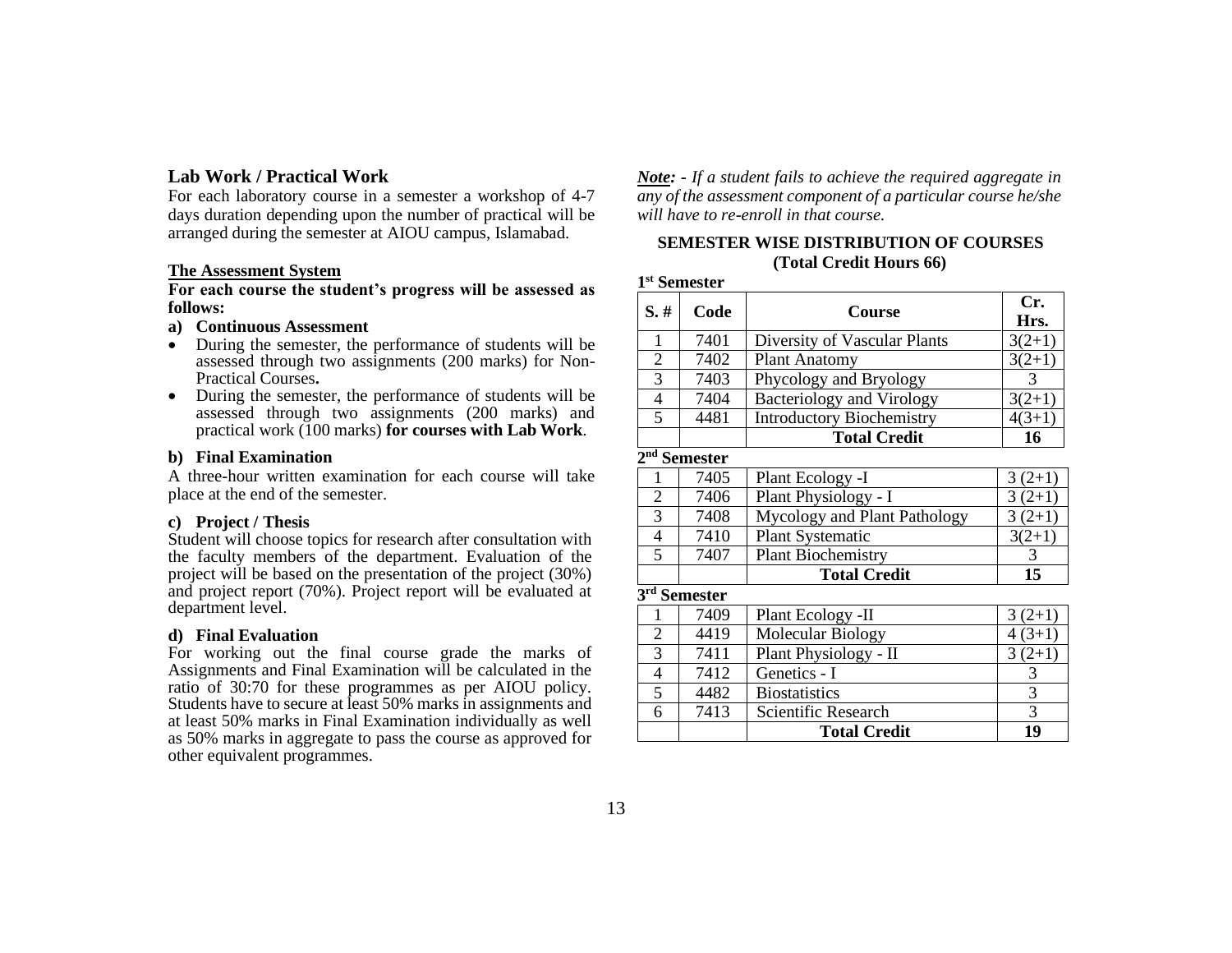## Lab Work / Practical Work

For each laboratory course in a semester a workshop of 4-7 days duration depending upon the number of practical will be arranged during the semester at AIOU campus, Islamabad.

### The Assessment System

**For each course the student's progress will be assessed as follows:**

**a) Continuous Assessment**

- During the semester, the performance of students will be assessed through two assignments (200 marks) for Non-Practical Courses**.**
- During the semester, the performance of students will be assessed through two assignments (200 marks) and practical work (100 marks) **for courses with Lab Work**.

**b) Final Examination**

A three-hour written examination for each course will take place at the end of the semester.

**c) Project / Thesis**

Student will choose topics for research after consultation with the faculty members of the department. Evaluation of the project will be based on the presentation of the project (30%) and project report (70%). Project report will be evaluated at department level.

**d) Final Evaluation**

For working out the final course grade the marks of Assignments and Final Examination will be calculated in the ratio of 30:70 for these programmes as per AIOU policy. Students have to secure at least 50% marks in assignments and at least 50% marks in Final Examination individually as well as 50% marks in aggregate to pass the course as approved for other equivalent programmes.

***Note:*** *- If a student fails to achieve the required aggregate in any of the assessment component of a particular course he/she will have to re-enroll in that course.*

## SEMESTER WISE DISTRIBUTION OF COURSES
**(Total Credit Hours 66)**

**1st Semester**

| S. # | Code | Course | Cr. Hrs. |
|---|---|---|---|
| 1 | 7401 | Diversity of Vascular Plants | 3(2+1) |
| 2 | 7402 | Plant Anatomy | 3(2+1) |
| 3 | 7403 | Phycology and Bryology | 3 |
| 4 | 7404 | Bacteriology and Virology | 3(2+1) |
| 5 | 4481 | Introductory Biochemistry | 4(3+1) |
| | | **Total Credit** | **16** |

**2nd Semester**

| S. # | Code | Course | Cr. Hrs. |
|---|---|---|---|
| 1 | 7405 | Plant Ecology -I | 3 (2+1) |
| 2 | 7406 | Plant Physiology - I | 3 (2+1) |
| 3 | 7408 | Mycology and Plant Pathology | 3 (2+1) |
| 4 | 7410 | Plant Systematic | 3(2+1) |
| 5 | 7407 | Plant Biochemistry | 3 |
| | | **Total Credit** | **15** |

**3rd Semester**

| S. # | Code | Course | Cr. Hrs. |
|---|---|---|---|
| 1 | 7409 | Plant Ecology -II | 3 (2+1) |
| 2 | 4419 | Molecular Biology | 4 (3+1) |
| 3 | 7411 | Plant Physiology - II | 3 (2+1) |
| 4 | 7412 | Genetics - I | 3 |
| 5 | 4482 | Biostatistics | 3 |
| 6 | 7413 | Scientific Research | 3 |
| | | **Total Credit** | **19** |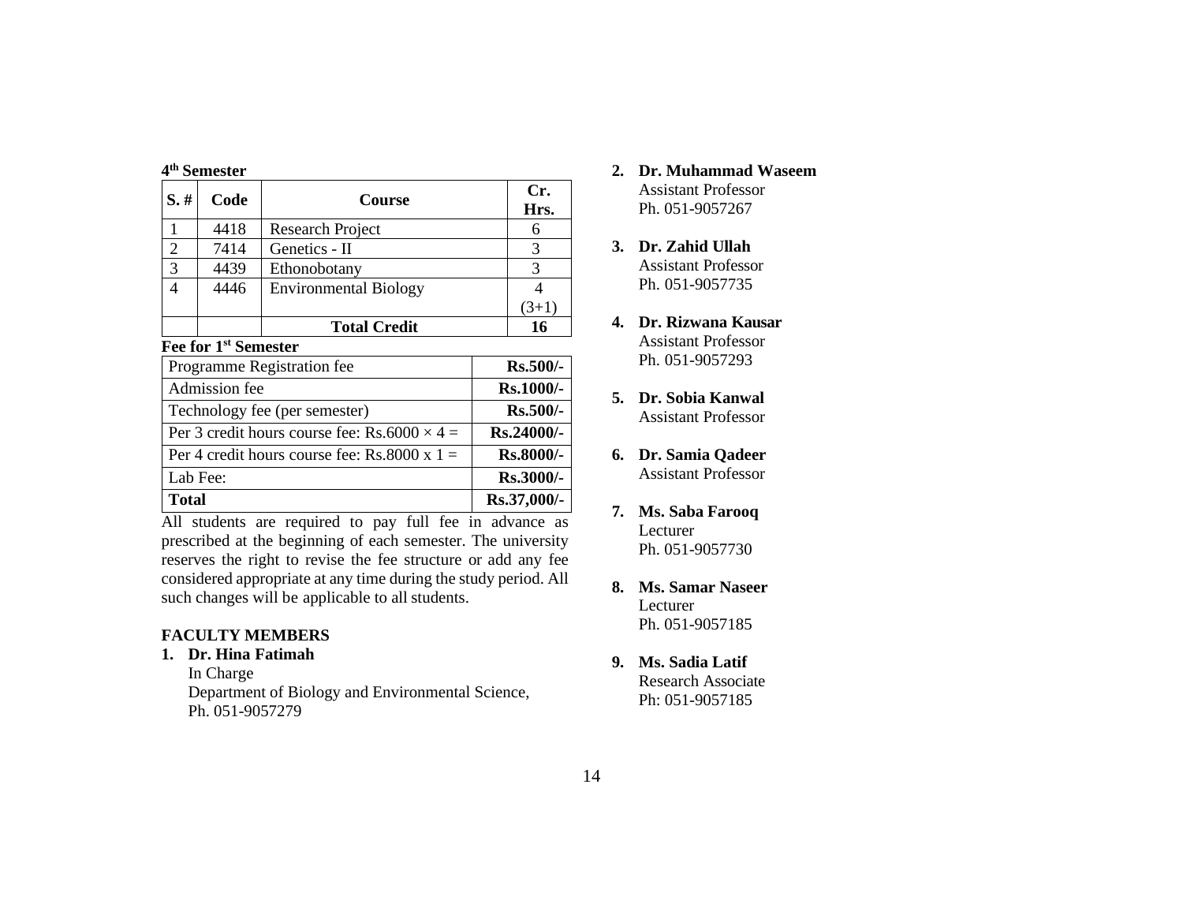**4th Semester**

| S. # | Code | Course | Cr. Hrs. |
|---|---|---|---|
| 1 | 4418 | Research Project | 6 |
| 2 | 7414 | Genetics - II | 3 |
| 3 | 4439 | Ethonobotany | 3 |
| 4 | 4446 | Environmental Biology | 4 (3+1) |
| | | **Total Credit** | **16** |

**Fee for 1st Semester**

| | |
|---|---|
| Programme Registration fee | **Rs.500/-** |
| Admission fee | **Rs.1000/-** |
| Technology fee (per semester) | **Rs.500/-** |
| Per 3 credit hours course fee: Rs.6000 × 4 = | **Rs.24000/-** |
| Per 4 credit hours course fee: Rs.8000 x 1 = | **Rs.8000/-** |
| Lab Fee: | **Rs.3000/-** |
| **Total** | **Rs.37,000/-** |

All students are required to pay full fee in advance as prescribed at the beginning of each semester. The university reserves the right to revise the fee structure or add any fee considered appropriate at any time during the study period. All such changes will be applicable to all students.

**FACULTY MEMBERS**

1. **Dr. Hina Fatimah**
   In Charge
   Department of Biology and Environmental Science,
   Ph. 051-9057279

2. **Dr. Muhammad Waseem**
   Assistant Professor
   Ph. 051-9057267

3. **Dr. Zahid Ullah**
   Assistant Professor
   Ph. 051-9057735

4. **Dr. Rizwana Kausar**
   Assistant Professor
   Ph. 051-9057293

5. **Dr. Sobia Kanwal**
   Assistant Professor

6. **Dr. Samia Qadeer**
   Assistant Professor

7. **Ms. Saba Farooq**
   Lecturer
   Ph. 051-9057730

8. **Ms. Samar Naseer**
   Lecturer
   Ph. 051-9057185

9. **Ms. Sadia Latif**
   Research Associate
   Ph: 051-9057185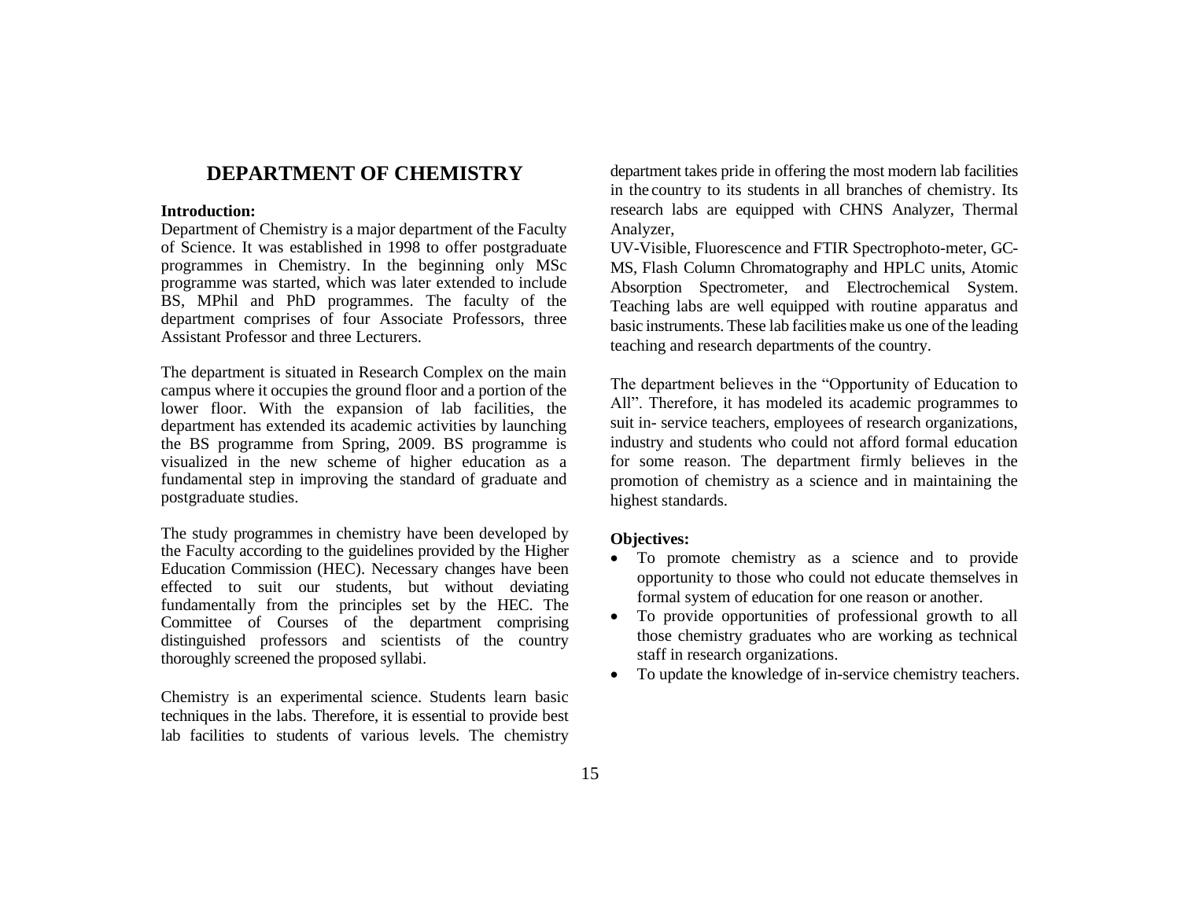# DEPARTMENT OF CHEMISTRY

**Introduction:**

Department of Chemistry is a major department of the Faculty of Science. It was established in 1998 to offer postgraduate programmes in Chemistry. In the beginning only MSc programme was started, which was later extended to include BS, MPhil and PhD programmes. The faculty of the department comprises of four Associate Professors, three Assistant Professor and three Lecturers.

The department is situated in Research Complex on the main campus where it occupies the ground floor and a portion of the lower floor. With the expansion of lab facilities, the department has extended its academic activities by launching the BS programme from Spring, 2009. BS programme is visualized in the new scheme of higher education as a fundamental step in improving the standard of graduate and postgraduate studies.

The study programmes in chemistry have been developed by the Faculty according to the guidelines provided by the Higher Education Commission (HEC). Necessary changes have been effected to suit our students, but without deviating fundamentally from the principles set by the HEC. The Committee of Courses of the department comprising distinguished professors and scientists of the country thoroughly screened the proposed syllabi.

Chemistry is an experimental science. Students learn basic techniques in the labs. Therefore, it is essential to provide best lab facilities to students of various levels. The chemistry department takes pride in offering the most modern lab facilities in the country to its students in all branches of chemistry. Its research labs are equipped with CHNS Analyzer, Thermal Analyzer,
UV-Visible, Fluorescence and FTIR Spectrophoto-meter, GC-MS, Flash Column Chromatography and HPLC units, Atomic Absorption Spectrometer, and Electrochemical System. Teaching labs are well equipped with routine apparatus and basic instruments. These lab facilities make us one of the leading teaching and research departments of the country.

The department believes in the "Opportunity of Education to All". Therefore, it has modeled its academic programmes to suit in- service teachers, employees of research organizations, industry and students who could not afford formal education for some reason. The department firmly believes in the promotion of chemistry as a science and in maintaining the highest standards.

**Objectives:**

- To promote chemistry as a science and to provide opportunity to those who could not educate themselves in formal system of education for one reason or another.
- To provide opportunities of professional growth to all those chemistry graduates who are working as technical staff in research organizations.
- To update the knowledge of in-service chemistry teachers.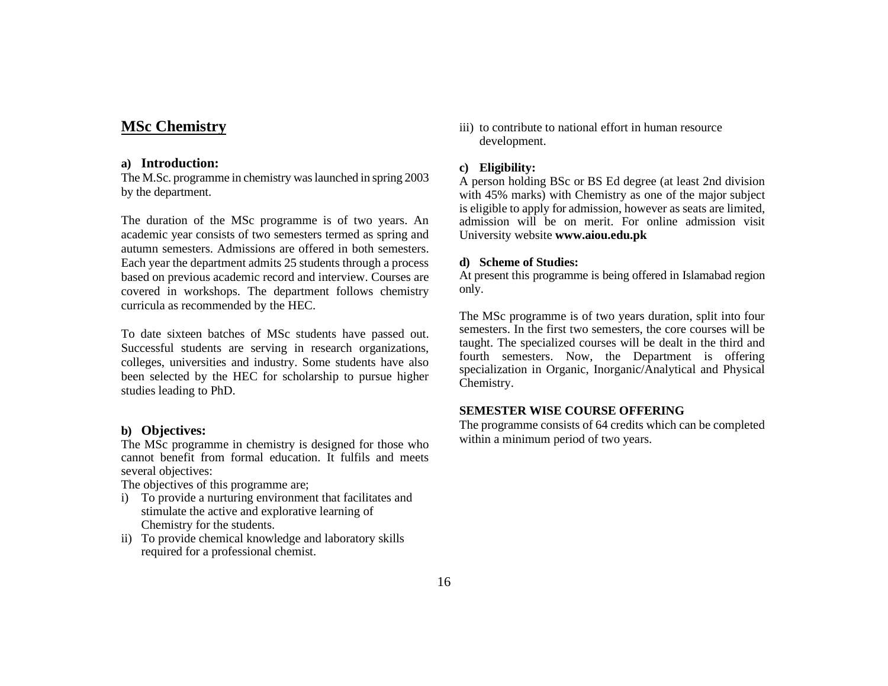## MSc Chemistry

### a) Introduction:

The M.Sc. programme in chemistry was launched in spring 2003 by the department.

The duration of the MSc programme is of two years. An academic year consists of two semesters termed as spring and autumn semesters. Admissions are offered in both semesters. Each year the department admits 25 students through a process based on previous academic record and interview. Courses are covered in workshops. The department follows chemistry curricula as recommended by the HEC.

To date sixteen batches of MSc students have passed out. Successful students are serving in research organizations, colleges, universities and industry. Some students have also been selected by the HEC for scholarship to pursue higher studies leading to PhD.

### b) Objectives:

The MSc programme in chemistry is designed for those who cannot benefit from formal education. It fulfils and meets several objectives:

The objectives of this programme are;

i) To provide a nurturing environment that facilitates and stimulate the active and explorative learning of Chemistry for the students.
ii) To provide chemical knowledge and laboratory skills required for a professional chemist.
iii) to contribute to national effort in human resource development.

### c) Eligibility:

A person holding BSc or BS Ed degree (at least 2nd division with 45% marks) with Chemistry as one of the major subject is eligible to apply for admission, however as seats are limited, admission will be on merit. For online admission visit University website **www.aiou.edu.pk**

### d) Scheme of Studies:

At present this programme is being offered in Islamabad region only.

The MSc programme is of two years duration, split into four semesters. In the first two semesters, the core courses will be taught. The specialized courses will be dealt in the third and fourth semesters. Now, the Department is offering specialization in Organic, Inorganic/Analytical and Physical Chemistry.

**SEMESTER WISE COURSE OFFERING**

The programme consists of 64 credits which can be completed within a minimum period of two years.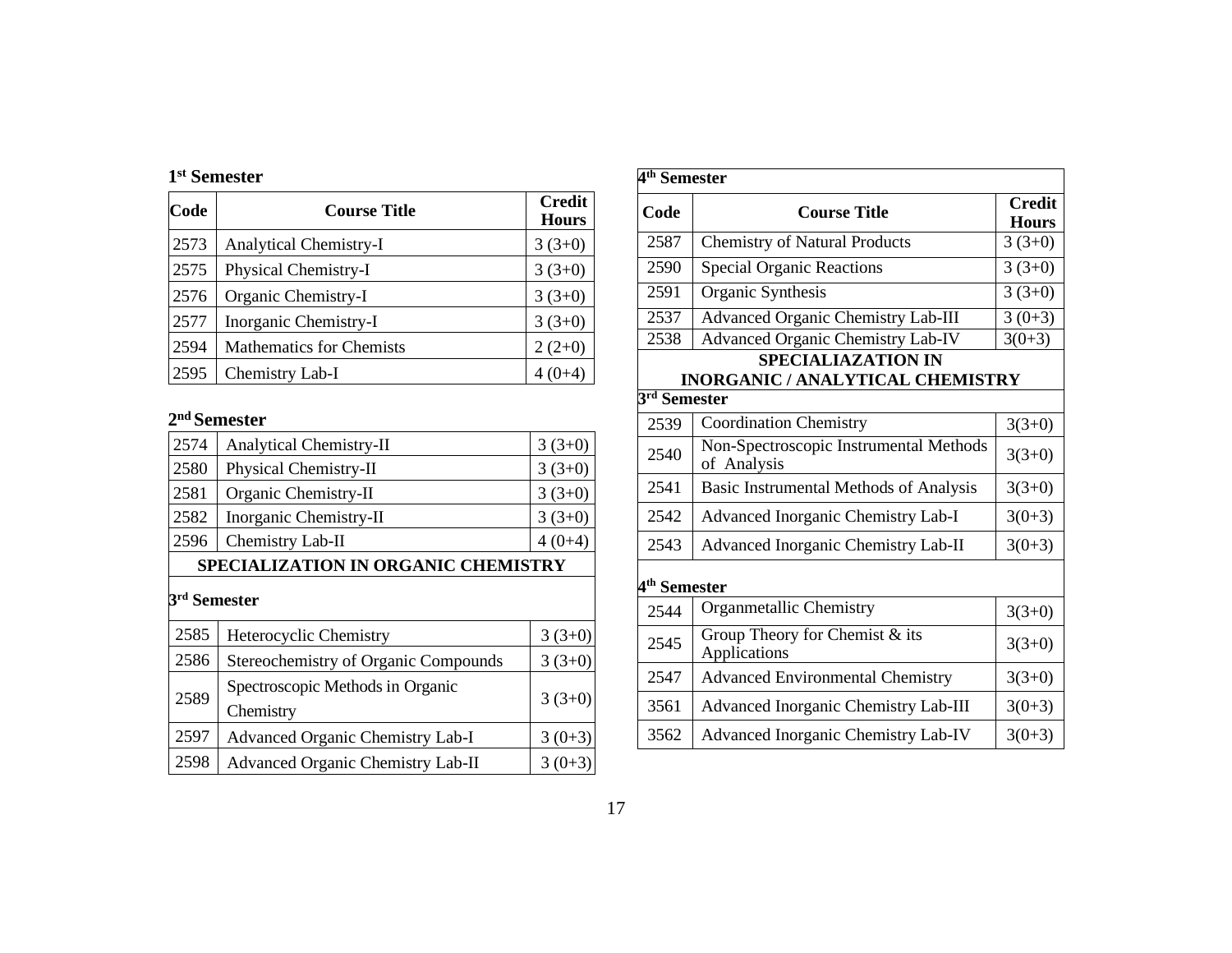### 1st Semester

| Code | Course Title | Credit Hours |
|---|---|---|
| 2573 | Analytical Chemistry-I | 3 (3+0) |
| 2575 | Physical Chemistry-I | 3 (3+0) |
| 2576 | Organic Chemistry-I | 3 (3+0) |
| 2577 | Inorganic Chemistry-I | 3 (3+0) |
| 2594 | Mathematics for Chemists | 2 (2+0) |
| 2595 | Chemistry Lab-I | 4 (0+4) |

### 2nd Semester

| Code | Course Title | Credit Hours |
|---|---|---|
| 2574 | Analytical Chemistry-II | 3 (3+0) |
| 2580 | Physical Chemistry-II | 3 (3+0) |
| 2581 | Organic Chemistry-II | 3 (3+0) |
| 2582 | Inorganic Chemistry-II | 3 (3+0) |
| 2596 | Chemistry Lab-II | 4 (0+4) |

## SPECIALIZATION IN ORGANIC CHEMISTRY

### 3rd Semester

| Code | Course Title | Credit Hours |
|---|---|---|
| 2585 | Heterocyclic Chemistry | 3 (3+0) |
| 2586 | Stereochemistry of Organic Compounds | 3 (3+0) |
| 2589 | Spectroscopic Methods in Organic Chemistry | 3 (3+0) |
| 2597 | Advanced Organic Chemistry Lab-I | 3 (0+3) |
| 2598 | Advanced Organic Chemistry Lab-II | 3 (0+3) |

### 4th Semester

| Code | Course Title | Credit Hours |
|---|---|---|
| 2587 | Chemistry of Natural Products | 3 (3+0) |
| 2590 | Special Organic Reactions | 3 (3+0) |
| 2591 | Organic Synthesis | 3 (3+0) |
| 2537 | Advanced Organic Chemistry Lab-III | 3 (0+3) |
| 2538 | Advanced Organic Chemistry Lab-IV | 3(0+3) |

## SPECIALIAZATION IN INORGANIC / ANALYTICAL CHEMISTRY

### 3rd Semester

| Code | Course Title | Credit Hours |
|---|---|---|
| 2539 | Coordination Chemistry | 3(3+0) |
| 2540 | Non-Spectroscopic Instrumental Methods of Analysis | 3(3+0) |
| 2541 | Basic Instrumental Methods of Analysis | 3(3+0) |
| 2542 | Advanced Inorganic Chemistry Lab-I | 3(0+3) |
| 2543 | Advanced Inorganic Chemistry Lab-II | 3(0+3) |

### 4th Semester

| Code | Course Title | Credit Hours |
|---|---|---|
| 2544 | Organmetallic Chemistry | 3(3+0) |
| 2545 | Group Theory for Chemist & its Applications | 3(3+0) |
| 2547 | Advanced Environmental Chemistry | 3(3+0) |
| 3561 | Advanced Inorganic Chemistry Lab-III | 3(0+3) |
| 3562 | Advanced Inorganic Chemistry Lab-IV | 3(0+3) |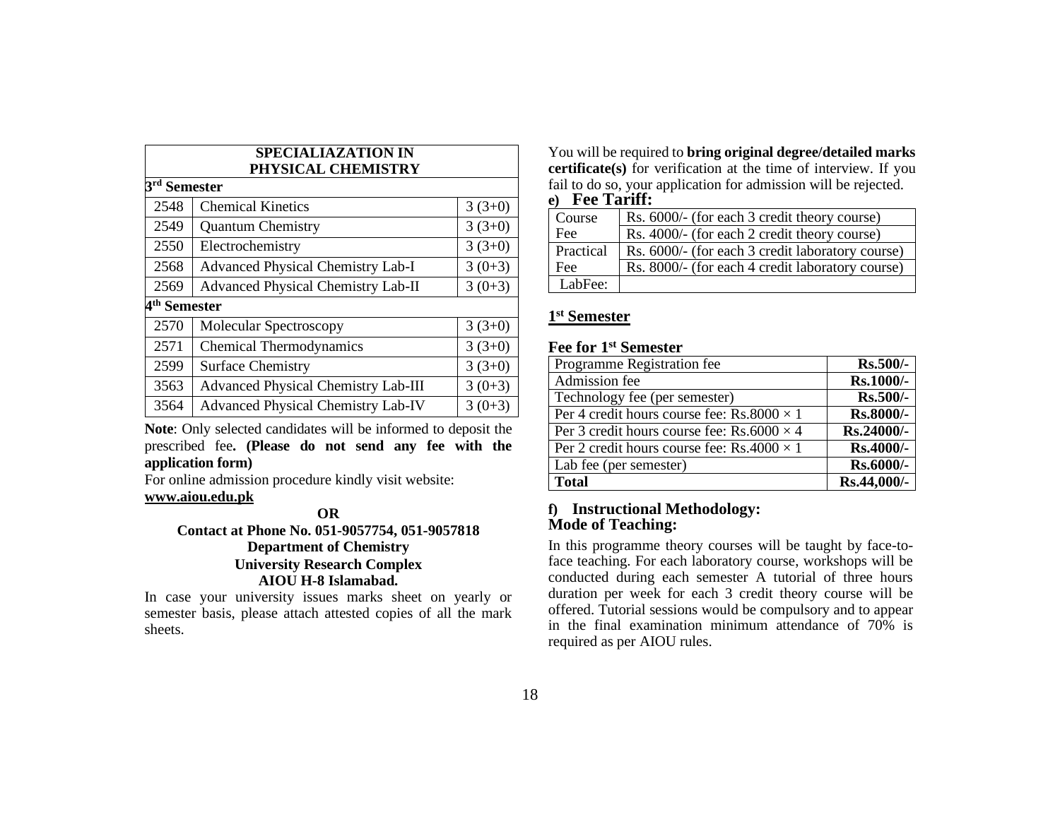| SPECIALIAZATION IN PHYSICAL CHEMISTRY | | |
|---|---|---|
| **3rd Semester** | | |
| 2548 | Chemical Kinetics | 3 (3+0) |
| 2549 | Quantum Chemistry | 3 (3+0) |
| 2550 | Electrochemistry | 3 (3+0) |
| 2568 | Advanced Physical Chemistry Lab-I | 3 (0+3) |
| 2569 | Advanced Physical Chemistry Lab-II | 3 (0+3) |
| **4th Semester** | | |
| 2570 | Molecular Spectroscopy | 3 (3+0) |
| 2571 | Chemical Thermodynamics | 3 (3+0) |
| 2599 | Surface Chemistry | 3 (3+0) |
| 3563 | Advanced Physical Chemistry Lab-III | 3 (0+3) |
| 3564 | Advanced Physical Chemistry Lab-IV | 3 (0+3) |

**Note**: Only selected candidates will be informed to deposit the prescribed fee**. (Please do not send any fee with the application form)**

For online admission procedure kindly visit website: **www.aiou.edu.pk**

**OR**

**Contact at Phone No. 051-9057754, 051-9057818**
**Department of Chemistry**
**University Research Complex**
**AIOU H-8 Islamabad.**

In case your university issues marks sheet on yearly or semester basis, please attach attested copies of all the mark sheets.

You will be required to **bring original degree/detailed marks certificate(s)** for verification at the time of interview. If you fail to do so, your application for admission will be rejected.

## e) Fee Tariff:

| | |
|---|---|
| Course Fee | Rs. 6000/- (for each 3 credit theory course) |
| | Rs. 4000/- (for each 2 credit theory course) |
| Practical Fee | Rs. 6000/- (for each 3 credit laboratory course) |
| | Rs. 8000/- (for each 4 credit laboratory course) |
| LabFee: | |

**1st Semester**

**Fee for 1st Semester**

| | |
|---|---|
| Programme Registration fee | **Rs.500/-** |
| Admission fee | **Rs.1000/-** |
| Technology fee (per semester) | **Rs.500/-** |
| Per 4 credit hours course fee: Rs.8000 × 1 | **Rs.8000/-** |
| Per 3 credit hours course fee: Rs.6000 × 4 | **Rs.24000/-** |
| Per 2 credit hours course fee: Rs.4000 × 1 | **Rs.4000/-** |
| Lab fee (per semester) | **Rs.6000/-** |
| **Total** | **Rs.44,000/-** |

## f) Instructional Methodology:

### Mode of Teaching:

In this programme theory courses will be taught by face-to-face teaching. For each laboratory course, workshops will be conducted during each semester A tutorial of three hours duration per week for each 3 credit theory course will be offered. Tutorial sessions would be compulsory and to appear in the final examination minimum attendance of 70% is required as per AIOU rules.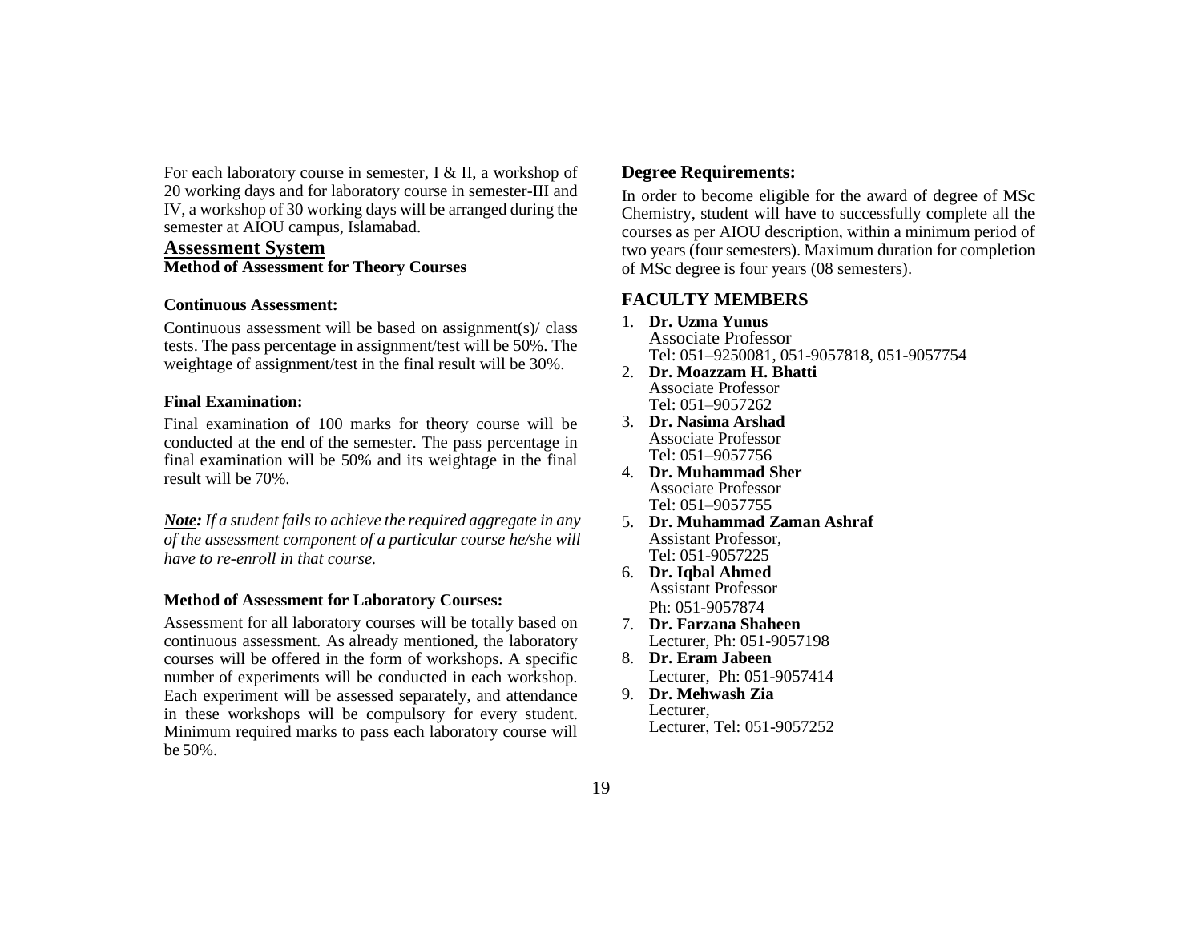For each laboratory course in semester, I & II, a workshop of 20 working days and for laboratory course in semester-III and IV, a workshop of 30 working days will be arranged during the semester at AIOU campus, Islamabad.

## Assessment System

### Method of Assessment for Theory Courses

**Continuous Assessment:**

Continuous assessment will be based on assignment(s)/ class tests. The pass percentage in assignment/test will be 50%. The weightage of assignment/test in the final result will be 30%.

**Final Examination:**

Final examination of 100 marks for theory course will be conducted at the end of the semester. The pass percentage in final examination will be 50% and its weightage in the final result will be 70%.

***Note:*** *If a student fails to achieve the required aggregate in any of the assessment component of a particular course he/she will have to re-enroll in that course.*

**Method of Assessment for Laboratory Courses:**

Assessment for all laboratory courses will be totally based on continuous assessment. As already mentioned, the laboratory courses will be offered in the form of workshops. A specific number of experiments will be conducted in each workshop. Each experiment will be assessed separately, and attendance in these workshops will be compulsory for every student. Minimum required marks to pass each laboratory course will be 50%.

### Degree Requirements:

In order to become eligible for the award of degree of MSc Chemistry, student will have to successfully complete all the courses as per AIOU description, within a minimum period of two years (four semesters). Maximum duration for completion of MSc degree is four years (08 semesters).

## FACULTY MEMBERS

1. **Dr. Uzma Yunus**
   Associate Professor
   Tel: 051–9250081, 051-9057818, 051-9057754
2. **Dr. Moazzam H. Bhatti**
   Associate Professor
   Tel: 051–9057262
3. **Dr. Nasima Arshad**
   Associate Professor
   Tel: 051–9057756
4. **Dr. Muhammad Sher**
   Associate Professor
   Tel: 051–9057755
5. **Dr. Muhammad Zaman Ashraf**
   Assistant Professor,
   Tel: 051-9057225
6. **Dr. Iqbal Ahmed**
   Assistant Professor
   Ph: 051-9057874
7. **Dr. Farzana Shaheen**
   Lecturer, Ph: 051-9057198
8. **Dr. Eram Jabeen**
   Lecturer, Ph: 051-9057414
9. **Dr. Mehwash Zia**
   Lecturer,
   Lecturer, Tel: 051-9057252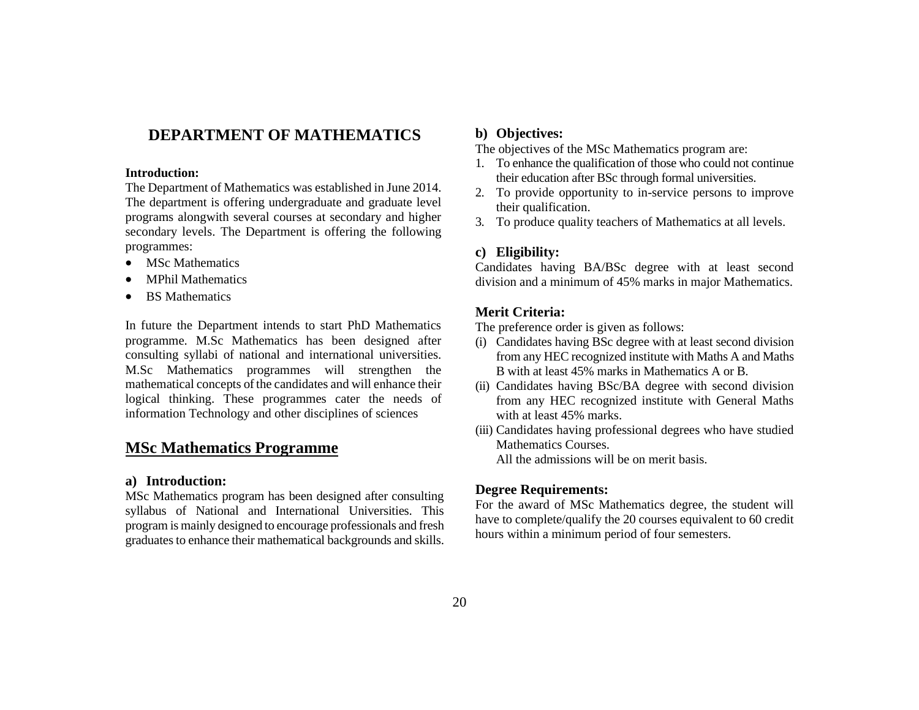# DEPARTMENT OF MATHEMATICS

**Introduction:**

The Department of Mathematics was established in June 2014. The department is offering undergraduate and graduate level programs alongwith several courses at secondary and higher secondary levels. The Department is offering the following programmes:

- MSc Mathematics
- MPhil Mathematics
- BS Mathematics

In future the Department intends to start PhD Mathematics programme. M.Sc Mathematics has been designed after consulting syllabi of national and international universities. M.Sc Mathematics programmes will strengthen the mathematical concepts of the candidates and will enhance their logical thinking. These programmes cater the needs of information Technology and other disciplines of sciences

## MSc Mathematics Programme

### a) Introduction:

MSc Mathematics program has been designed after consulting syllabus of National and International Universities. This program is mainly designed to encourage professionals and fresh graduates to enhance their mathematical backgrounds and skills.

### b) Objectives:

The objectives of the MSc Mathematics program are:

1. To enhance the qualification of those who could not continue their education after BSc through formal universities.
2. To provide opportunity to in-service persons to improve their qualification.
3. To produce quality teachers of Mathematics at all levels.

### c) Eligibility:

Candidates having BA/BSc degree with at least second division and a minimum of 45% marks in major Mathematics.

### Merit Criteria:

The preference order is given as follows:

(i) Candidates having BSc degree with at least second division from any HEC recognized institute with Maths A and Maths B with at least 45% marks in Mathematics A or B.

(ii) Candidates having BSc/BA degree with second division from any HEC recognized institute with General Maths with at least 45% marks.

(iii) Candidates having professional degrees who have studied Mathematics Courses.

All the admissions will be on merit basis.

### Degree Requirements:

For the award of MSc Mathematics degree, the student will have to complete/qualify the 20 courses equivalent to 60 credit hours within a minimum period of four semesters.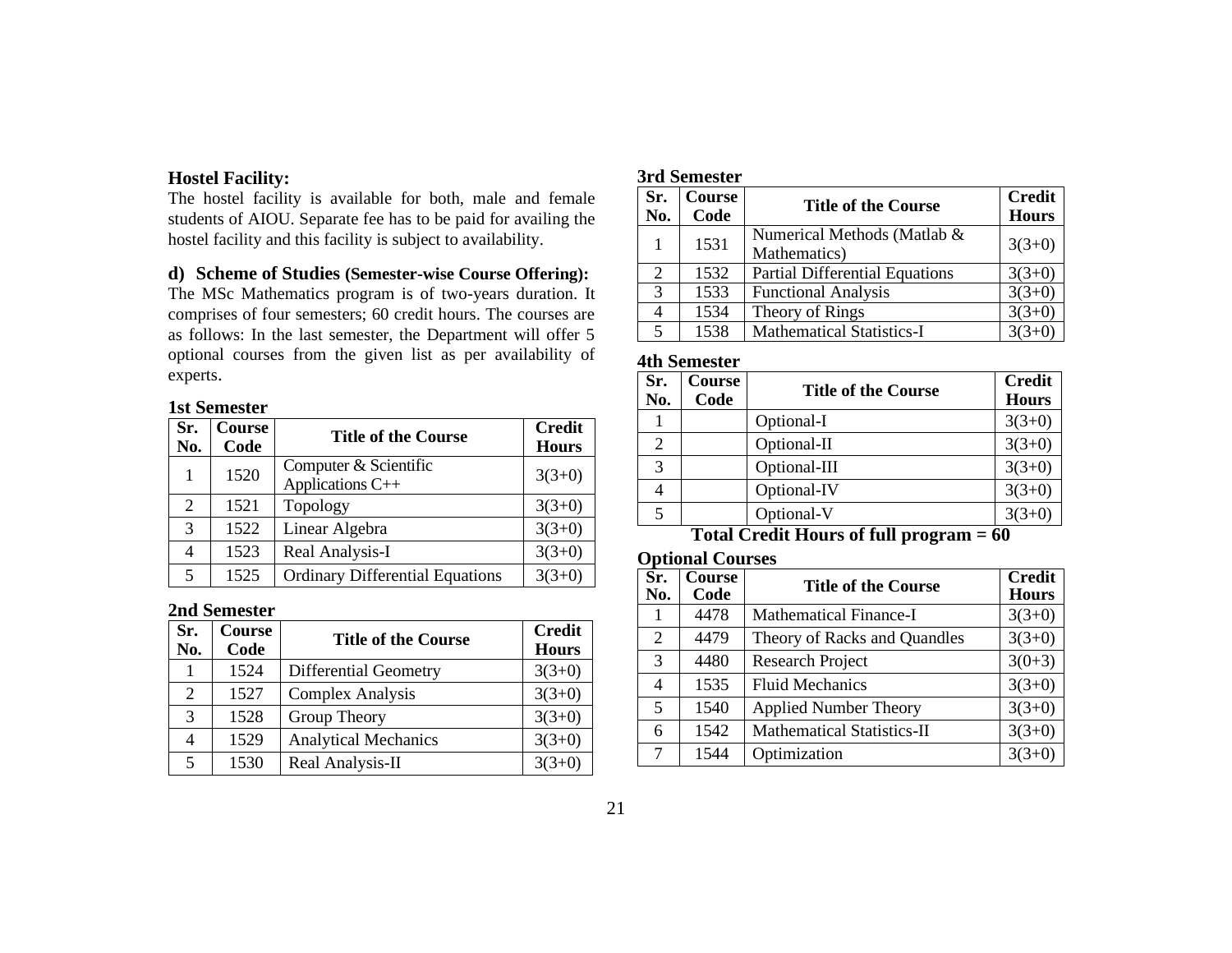### Hostel Facility:

The hostel facility is available for both, male and female students of AIOU. Separate fee has to be paid for availing the hostel facility and this facility is subject to availability.

### d) Scheme of Studies (Semester-wise Course Offering):

The MSc Mathematics program is of two-years duration. It comprises of four semesters; 60 credit hours. The courses are as follows: In the last semester, the Department will offer 5 optional courses from the given list as per availability of experts.

**1st Semester**

| Sr. No. | Course Code | Title of the Course | Credit Hours |
|---|---|---|---|
| 1 | 1520 | Computer & Scientific Applications C++ | 3(3+0) |
| 2 | 1521 | Topology | 3(3+0) |
| 3 | 1522 | Linear Algebra | 3(3+0) |
| 4 | 1523 | Real Analysis-I | 3(3+0) |
| 5 | 1525 | Ordinary Differential Equations | 3(3+0) |

**2nd Semester**

| Sr. No. | Course Code | Title of the Course | Credit Hours |
|---|---|---|---|
| 1 | 1524 | Differential Geometry | 3(3+0) |
| 2 | 1527 | Complex Analysis | 3(3+0) |
| 3 | 1528 | Group Theory | 3(3+0) |
| 4 | 1529 | Analytical Mechanics | 3(3+0) |
| 5 | 1530 | Real Analysis-II | 3(3+0) |

**3rd Semester**

| Sr. No. | Course Code | Title of the Course | Credit Hours |
|---|---|---|---|
| 1 | 1531 | Numerical Methods (Matlab & Mathematics) | 3(3+0) |
| 2 | 1532 | Partial Differential Equations | 3(3+0) |
| 3 | 1533 | Functional Analysis | 3(3+0) |
| 4 | 1534 | Theory of Rings | 3(3+0) |
| 5 | 1538 | Mathematical Statistics-I | 3(3+0) |

**4th Semester**

| Sr. No. | Course Code | Title of the Course | Credit Hours |
|---|---|---|---|
| 1 | | Optional-I | 3(3+0) |
| 2 | | Optional-II | 3(3+0) |
| 3 | | Optional-III | 3(3+0) |
| 4 | | Optional-IV | 3(3+0) |
| 5 | | Optional-V | 3(3+0) |

**Total Credit Hours of full program = 60**

**Optional Courses**

| Sr. No. | Course Code | Title of the Course | Credit Hours |
|---|---|---|---|
| 1 | 4478 | Mathematical Finance-I | 3(3+0) |
| 2 | 4479 | Theory of Racks and Quandles | 3(3+0) |
| 3 | 4480 | Research Project | 3(0+3) |
| 4 | 1535 | Fluid Mechanics | 3(3+0) |
| 5 | 1540 | Applied Number Theory | 3(3+0) |
| 6 | 1542 | Mathematical Statistics-II | 3(3+0) |
| 7 | 1544 | Optimization | 3(3+0) |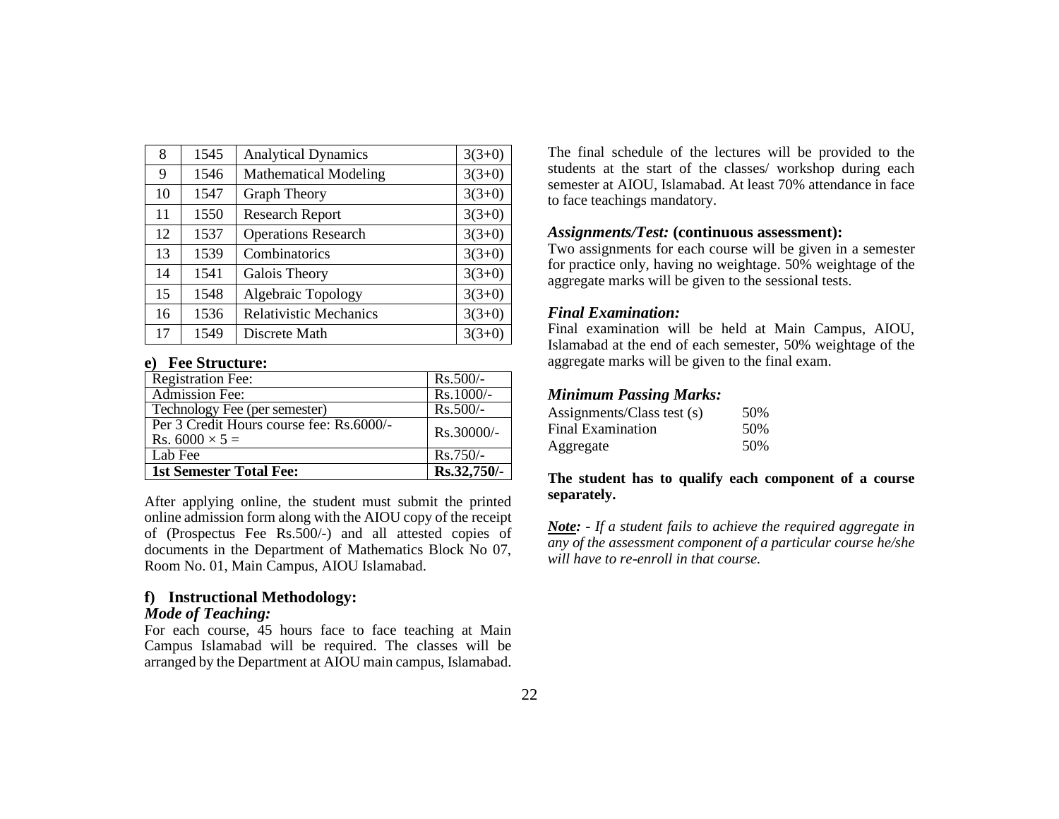| 8 | 1545 | Analytical Dynamics | 3(3+0) |
|---|---|---|---|
| 9 | 1546 | Mathematical Modeling | 3(3+0) |
| 10 | 1547 | Graph Theory | 3(3+0) |
| 11 | 1550 | Research Report | 3(3+0) |
| 12 | 1537 | Operations Research | 3(3+0) |
| 13 | 1539 | Combinatorics | 3(3+0) |
| 14 | 1541 | Galois Theory | 3(3+0) |
| 15 | 1548 | Algebraic Topology | 3(3+0) |
| 16 | 1536 | Relativistic Mechanics | 3(3+0) |
| 17 | 1549 | Discrete Math | 3(3+0) |

### e) Fee Structure:

| Registration Fee: | Rs.500/- |
|---|---|
| Admission Fee: | Rs.1000/- |
| Technology Fee (per semester) | Rs.500/- |
| Per 3 Credit Hours course fee: Rs.6000/- Rs. $6000 \times 5 =$ | Rs.30000/- |
| Lab Fee | Rs.750/- |
| **1st Semester Total Fee:** | **Rs.32,750/-** |

After applying online, the student must submit the printed online admission form along with the AIOU copy of the receipt of (Prospectus Fee Rs.500/-) and all attested copies of documents in the Department of Mathematics Block No 07, Room No. 01, Main Campus, AIOU Islamabad.

### f) Instructional Methodology:

***Mode of Teaching:***

For each course, 45 hours face to face teaching at Main Campus Islamabad will be required. The classes will be arranged by the Department at AIOU main campus, Islamabad. The final schedule of the lectures will be provided to the students at the start of the classes/ workshop during each semester at AIOU, Islamabad. At least 70% attendance in face to face teachings mandatory.

***Assignments/Test:* (continuous assessment):**

Two assignments for each course will be given in a semester for practice only, having no weightage. 50% weightage of the aggregate marks will be given to the sessional tests.

***Final Examination:***

Final examination will be held at Main Campus, AIOU, Islamabad at the end of each semester, 50% weightage of the aggregate marks will be given to the final exam.

***Minimum Passing Marks:***

| Assignments/Class test (s) | 50% |
|---|---|
| Final Examination | 50% |
| Aggregate | 50% |

**The student has to qualify each component of a course separately.**

***Note: -** If a student fails to achieve the required aggregate in any of the assessment component of a particular course he/she will have to re-enroll in that course.*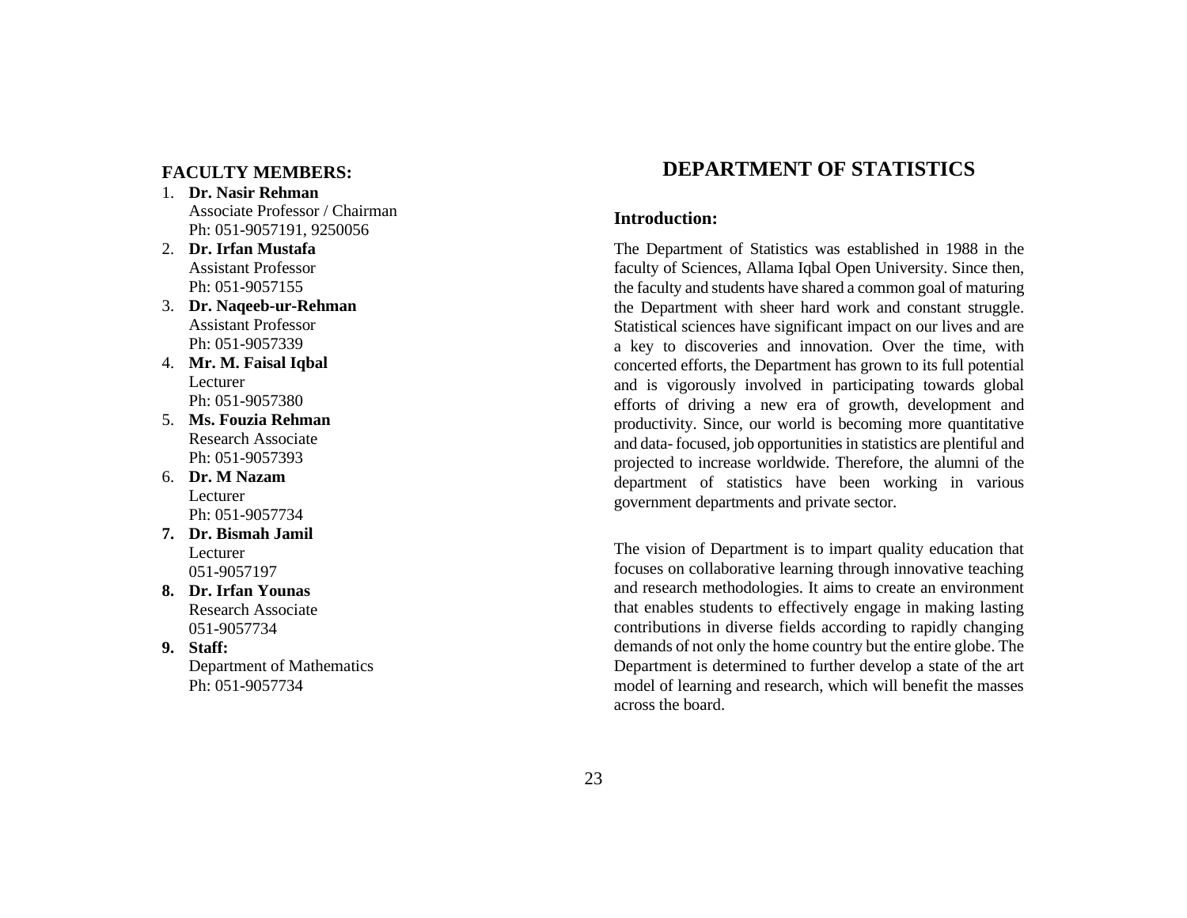**FACULTY MEMBERS:**

1. **Dr. Nasir Rehman**
   Associate Professor / Chairman
   Ph: 051-9057191, 9250056
2. **Dr. Irfan Mustafa**
   Assistant Professor
   Ph: 051-9057155
3. **Dr. Naqeeb-ur-Rehman**
   Assistant Professor
   Ph: 051-9057339
4. **Mr. M. Faisal Iqbal**
   Lecturer
   Ph: 051-9057380
5. **Ms. Fouzia Rehman**
   Research Associate
   Ph: 051-9057393
6. **Dr. M Nazam**
   Lecturer
   Ph: 051-9057734
7. **Dr. Bismah Jamil**
   Lecturer
   051-9057197
8. **Dr. Irfan Younas**
   Research Associate
   051-9057734
9. **Staff:**
   Department of Mathematics
   Ph: 051-9057734

# DEPARTMENT OF STATISTICS

### Introduction:

The Department of Statistics was established in 1988 in the faculty of Sciences, Allama Iqbal Open University. Since then, the faculty and students have shared a common goal of maturing the Department with sheer hard work and constant struggle. Statistical sciences have significant impact on our lives and are a key to discoveries and innovation. Over the time, with concerted efforts, the Department has grown to its full potential and is vigorously involved in participating towards global efforts of driving a new era of growth, development and productivity. Since, our world is becoming more quantitative and data- focused, job opportunities in statistics are plentiful and projected to increase worldwide. Therefore, the alumni of the department of statistics have been working in various government departments and private sector.

The vision of Department is to impart quality education that focuses on collaborative learning through innovative teaching and research methodologies. It aims to create an environment that enables students to effectively engage in making lasting contributions in diverse fields according to rapidly changing demands of not only the home country but the entire globe. The Department is determined to further develop a state of the art model of learning and research, which will benefit the masses across the board.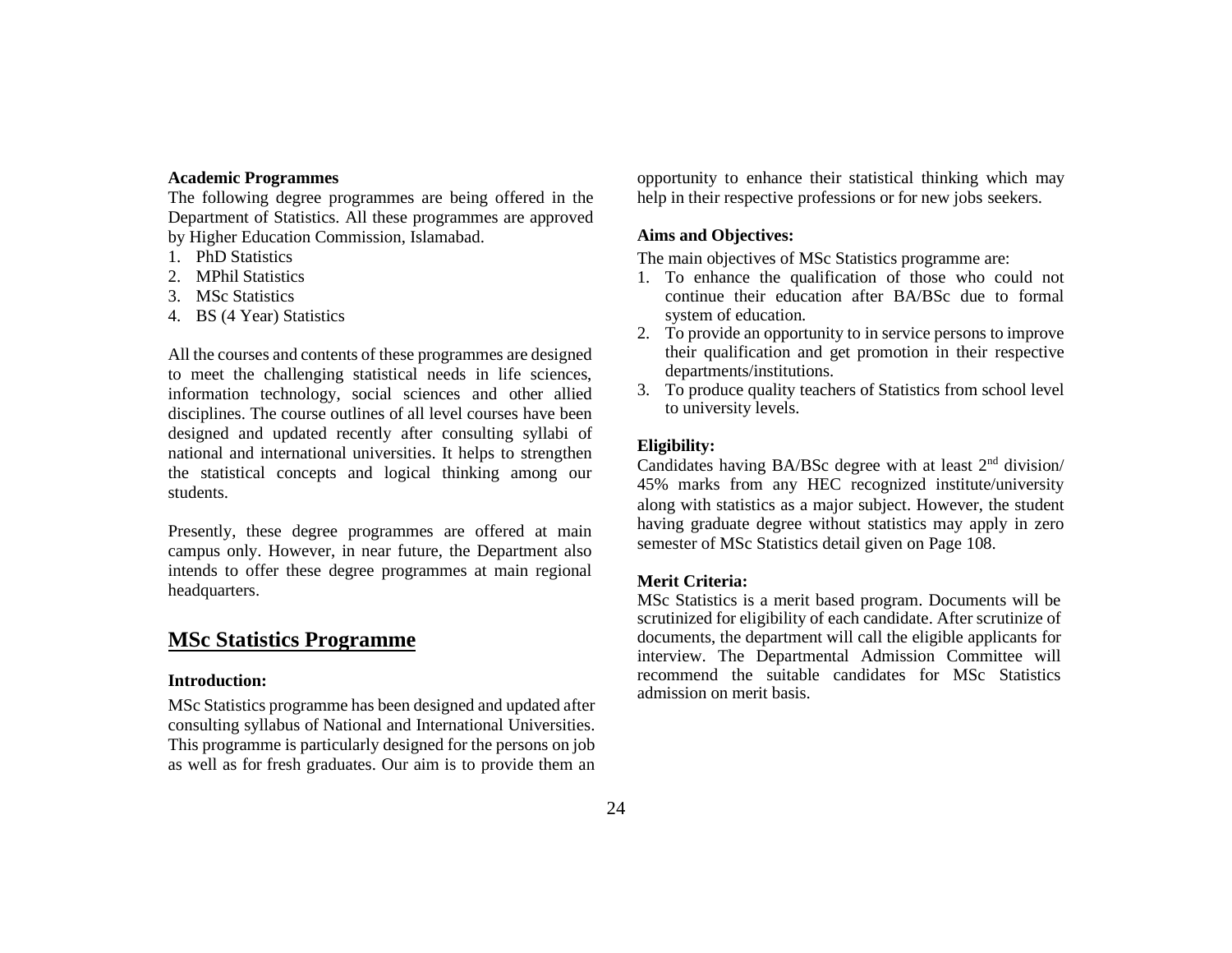**Academic Programmes**

The following degree programmes are being offered in the Department of Statistics. All these programmes are approved by Higher Education Commission, Islamabad.

1. PhD Statistics
2. MPhil Statistics
3. MSc Statistics
4. BS (4 Year) Statistics

All the courses and contents of these programmes are designed to meet the challenging statistical needs in life sciences, information technology, social sciences and other allied disciplines. The course outlines of all level courses have been designed and updated recently after consulting syllabi of national and international universities. It helps to strengthen the statistical concepts and logical thinking among our students.

Presently, these degree programmes are offered at main campus only. However, in near future, the Department also intends to offer these degree programmes at main regional headquarters.

## MSc Statistics Programme

**Introduction:**

MSc Statistics programme has been designed and updated after consulting syllabus of National and International Universities. This programme is particularly designed for the persons on job as well as for fresh graduates. Our aim is to provide them an opportunity to enhance their statistical thinking which may help in their respective professions or for new jobs seekers.

**Aims and Objectives:**

The main objectives of MSc Statistics programme are:

1. To enhance the qualification of those who could not continue their education after BA/BSc due to formal system of education.
2. To provide an opportunity to in service persons to improve their qualification and get promotion in their respective departments/institutions.
3. To produce quality teachers of Statistics from school level to university levels.

**Eligibility:**

Candidates having BA/BSc degree with at least 2nd division/ 45% marks from any HEC recognized institute/university along with statistics as a major subject. However, the student having graduate degree without statistics may apply in zero semester of MSc Statistics detail given on Page 108.

**Merit Criteria:**

MSc Statistics is a merit based program. Documents will be scrutinized for eligibility of each candidate. After scrutinize of documents, the department will call the eligible applicants for interview. The Departmental Admission Committee will recommend the suitable candidates for MSc Statistics admission on merit basis.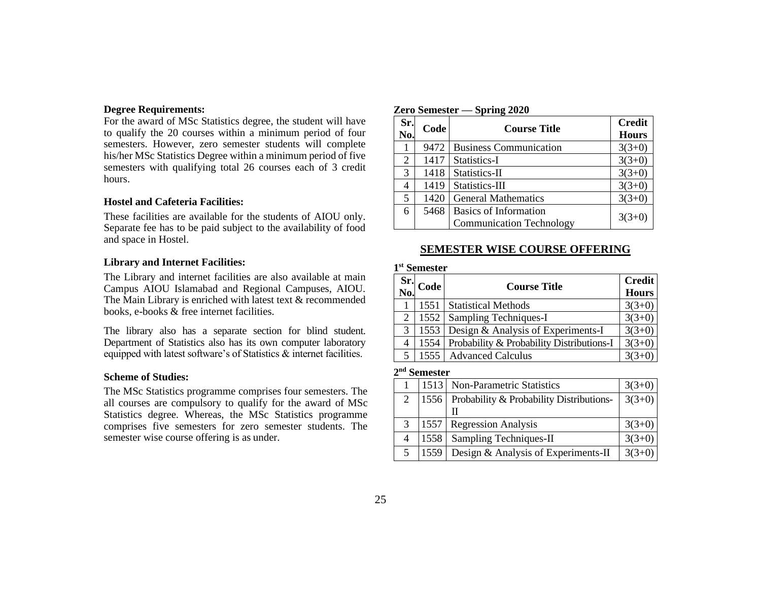**Degree Requirements:**

For the award of MSc Statistics degree, the student will have to qualify the 20 courses within a minimum period of four semesters. However, zero semester students will complete his/her MSc Statistics Degree within a minimum period of five semesters with qualifying total 26 courses each of 3 credit hours.

**Hostel and Cafeteria Facilities:**

These facilities are available for the students of AIOU only. Separate fee has to be paid subject to the availability of food and space in Hostel.

**Library and Internet Facilities:**

The Library and internet facilities are also available at main Campus AIOU Islamabad and Regional Campuses, AIOU. The Main Library is enriched with latest text & recommended books, e-books & free internet facilities.

The library also has a separate section for blind student. Department of Statistics also has its own computer laboratory equipped with latest software's of Statistics & internet facilities.

**Scheme of Studies:**

The MSc Statistics programme comprises four semesters. The all courses are compulsory to qualify for the award of MSc Statistics degree. Whereas, the MSc Statistics programme comprises five semesters for zero semester students. The semester wise course offering is as under.

**Zero Semester — Spring 2020**

| Sr. No. | Code | Course Title | Credit Hours |
|---|---|---|---|
| 1 | 9472 | Business Communication | 3(3+0) |
| 2 | 1417 | Statistics-I | 3(3+0) |
| 3 | 1418 | Statistics-II | 3(3+0) |
| 4 | 1419 | Statistics-III | 3(3+0) |
| 5 | 1420 | General Mathematics | 3(3+0) |
| 6 | 5468 | Basics of Information Communication Technology | 3(3+0) |

## SEMESTER WISE COURSE OFFERING

**1st Semester**

| Sr. No. | Code | Course Title | Credit Hours |
|---|---|---|---|
| 1 | 1551 | Statistical Methods | 3(3+0) |
| 2 | 1552 | Sampling Techniques-I | 3(3+0) |
| 3 | 1553 | Design & Analysis of Experiments-I | 3(3+0) |
| 4 | 1554 | Probability & Probability Distributions-I | 3(3+0) |
| 5 | 1555 | Advanced Calculus | 3(3+0) |

**2nd Semester**

| Sr. No. | Code | Course Title | Credit Hours |
|---|---|---|---|
| 1 | 1513 | Non-Parametric Statistics | 3(3+0) |
| 2 | 1556 | Probability & Probability Distributions-II | 3(3+0) |
| 3 | 1557 | Regression Analysis | 3(3+0) |
| 4 | 1558 | Sampling Techniques-II | 3(3+0) |
| 5 | 1559 | Design & Analysis of Experiments-II | 3(3+0) |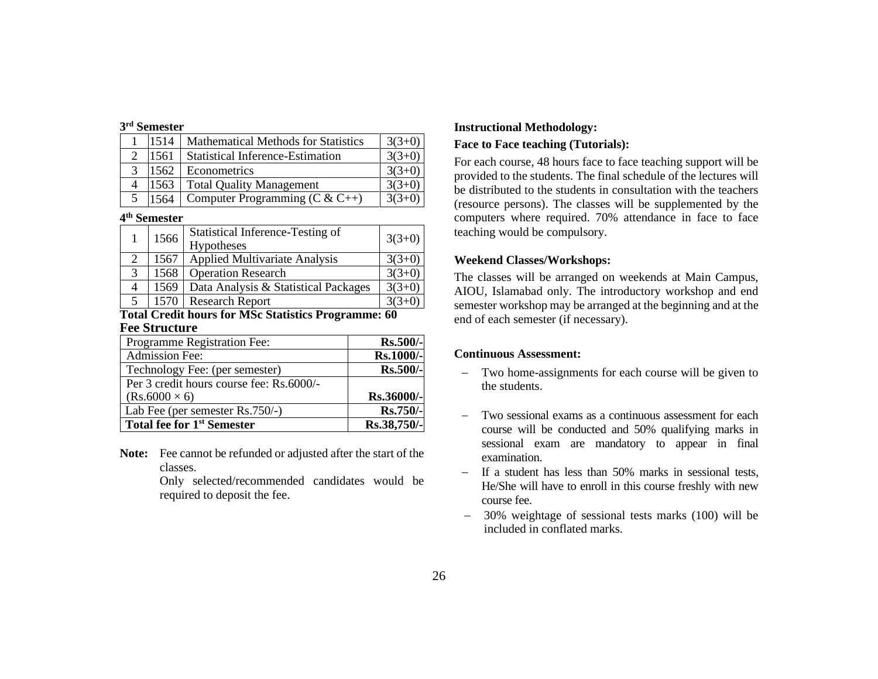### 3rd Semester

| | | | |
|---|---|---|---|
| 1 | 1514 | Mathematical Methods for Statistics | 3(3+0) |
| 2 | 1561 | Statistical Inference-Estimation | 3(3+0) |
| 3 | 1562 | Econometrics | 3(3+0) |
| 4 | 1563 | Total Quality Management | 3(3+0) |
| 5 | 1564 | Computer Programming (C & C++) | 3(3+0) |

### 4th Semester

| | | | |
|---|---|---|---|
| 1 | 1566 | Statistical Inference-Testing of Hypotheses | 3(3+0) |
| 2 | 1567 | Applied Multivariate Analysis | 3(3+0) |
| 3 | 1568 | Operation Research | 3(3+0) |
| 4 | 1569 | Data Analysis & Statistical Packages | 3(3+0) |
| 5 | 1570 | Research Report | 3(3+0) |

**Total Credit hours for MSc Statistics Programme: 60**

### Fee Structure

| | |
|---|---|
| Programme Registration Fee: | **Rs.500/-** |
| Admission Fee: | **Rs.1000/-** |
| Technology Fee: (per semester) | **Rs.500/-** |
| Per 3 credit hours course fee: Rs.6000/- (Rs.6000 × 6) | **Rs.36000/-** |
| Lab Fee (per semester Rs.750/-) | **Rs.750/-** |
| **Total fee for 1st Semester** | **Rs.38,750/-** |

**Note:** Fee cannot be refunded or adjusted after the start of the classes.
Only selected/recommended candidates would be required to deposit the fee.

**Instructional Methodology:**

**Face to Face teaching (Tutorials):**

For each course, 48 hours face to face teaching support will be provided to the students. The final schedule of the lectures will be distributed to the students in consultation with the teachers (resource persons). The classes will be supplemented by the computers where required. 70% attendance in face to face teaching would be compulsory.

**Weekend Classes/Workshops:**

The classes will be arranged on weekends at Main Campus, AIOU, Islamabad only. The introductory workshop and end semester workshop may be arranged at the beginning and at the end of each semester (if necessary).

**Continuous Assessment:**

- Two home-assignments for each course will be given to the students.
- Two sessional exams as a continuous assessment for each course will be conducted and 50% qualifying marks in sessional exam are mandatory to appear in final examination.
- If a student has less than 50% marks in sessional tests, He/She will have to enroll in this course freshly with new course fee.
- 30% weightage of sessional tests marks (100) will be included in conflated marks.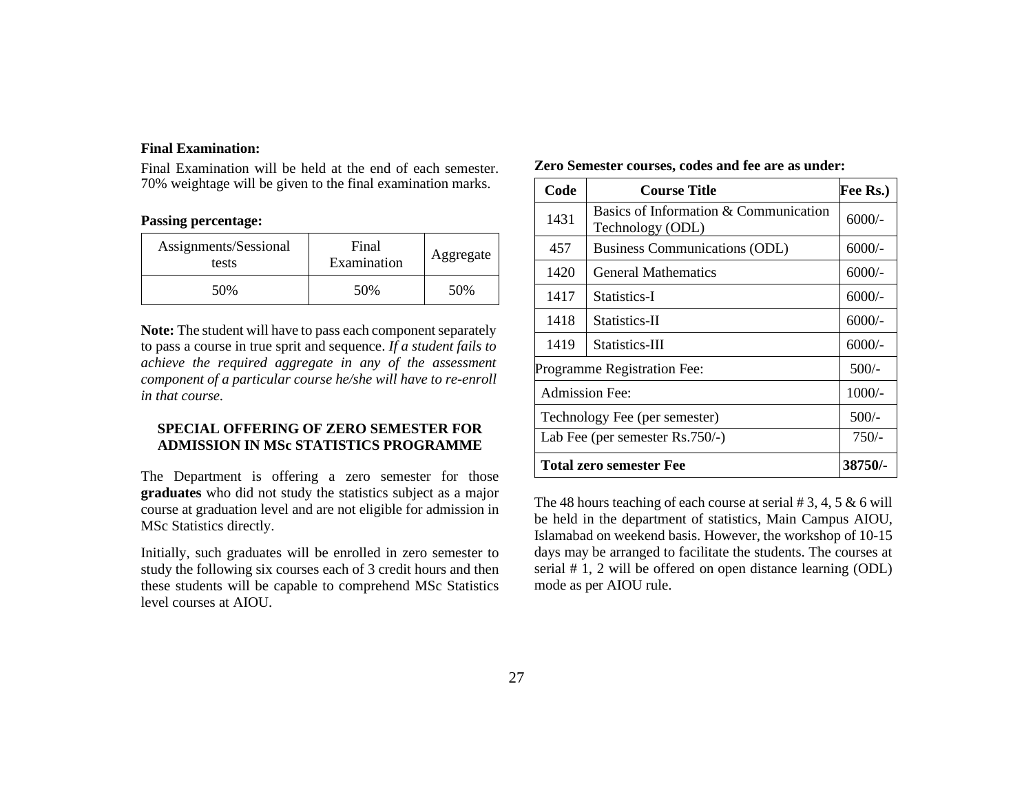**Final Examination:**

Final Examination will be held at the end of each semester. 70% weightage will be given to the final examination marks.

**Passing percentage:**

| Assignments/Sessional tests | Final Examination | Aggregate |
|---|---|---|
| 50% | 50% | 50% |

**Note:** The student will have to pass each component separately to pass a course in true sprit and sequence. *If a student fails to achieve the required aggregate in any of the assessment component of a particular course he/she will have to re-enroll in that course.*

**SPECIAL OFFERING OF ZERO SEMESTER FOR ADMISSION IN MSc STATISTICS PROGRAMME**

The Department is offering a zero semester for those **graduates** who did not study the statistics subject as a major course at graduation level and are not eligible for admission in MSc Statistics directly.

Initially, such graduates will be enrolled in zero semester to study the following six courses each of 3 credit hours and then these students will be capable to comprehend MSc Statistics level courses at AIOU.

**Zero Semester courses, codes and fee are as under:**

| Code | Course Title | Fee Rs.) |
|---|---|---|
| 1431 | Basics of Information & Communication Technology (ODL) | 6000/- |
| 457 | Business Communications (ODL) | 6000/- |
| 1420 | General Mathematics | 6000/- |
| 1417 | Statistics-I | 6000/- |
| 1418 | Statistics-II | 6000/- |
| 1419 | Statistics-III | 6000/- |
| Programme Registration Fee: | | 500/- |
| Admission Fee: | | 1000/- |
| Technology Fee (per semester) | | 500/- |
| Lab Fee (per semester Rs.750/-) | | 750/- |
| **Total zero semester Fee** | | **38750/-** |

The 48 hours teaching of each course at serial # 3, 4, 5 & 6 will be held in the department of statistics, Main Campus AIOU, Islamabad on weekend basis. However, the workshop of 10-15 days may be arranged to facilitate the students. The courses at serial # 1, 2 will be offered on open distance learning (ODL) mode as per AIOU rule.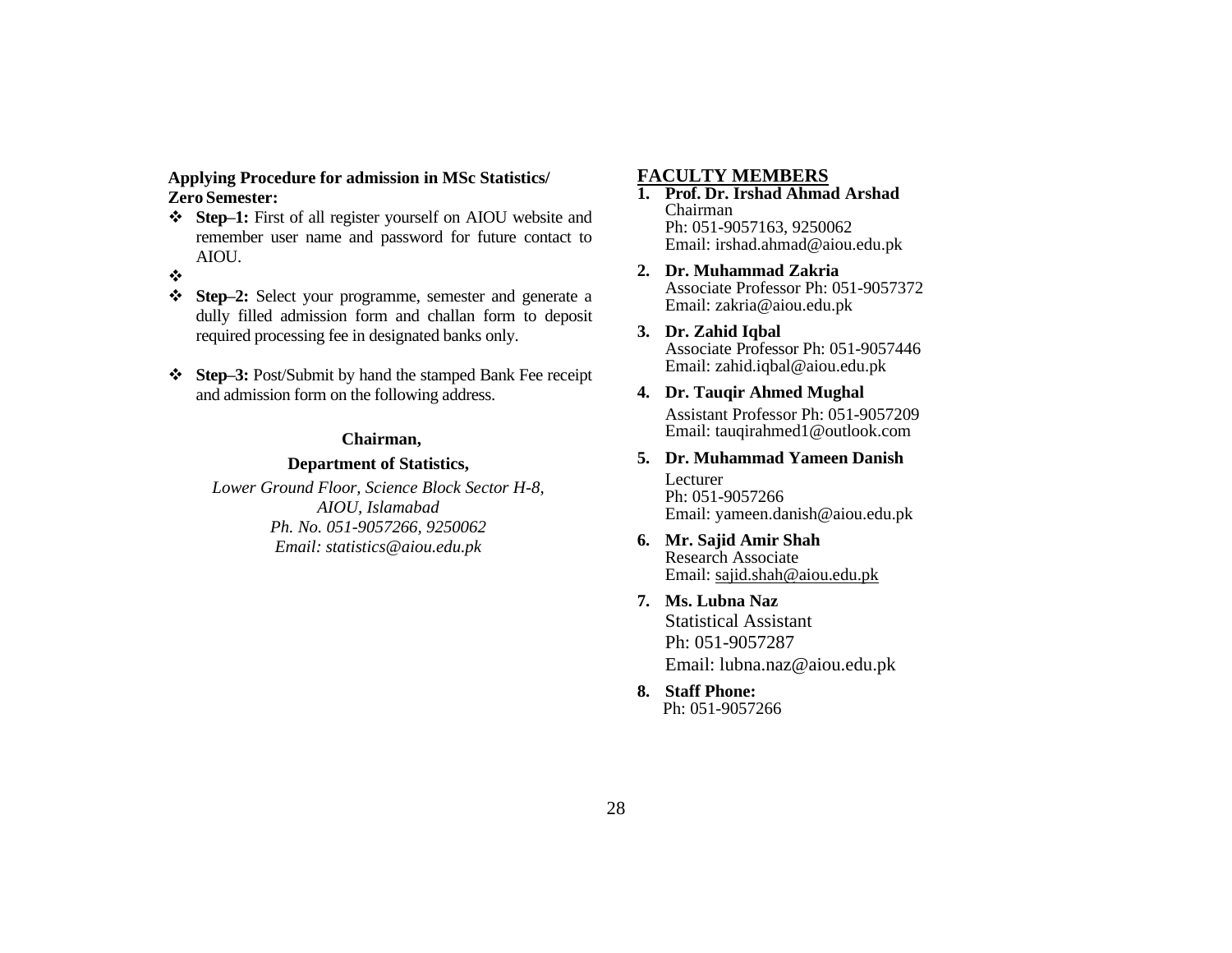**Applying Procedure for admission in MSc Statistics/ Zero Semester:**

- **Step–1:** First of all register yourself on AIOU website and remember user name and password for future contact to AIOU.
- **Step–2:** Select your programme, semester and generate a dully filled admission form and challan form to deposit required processing fee in designated banks only.
- **Step–3:** Post/Submit by hand the stamped Bank Fee receipt and admission form on the following address.

**Chairman,**

**Department of Statistics,**

*Lower Ground Floor, Science Block Sector H-8,*
*AIOU, Islamabad*
*Ph. No. 051-9057266, 9250062*
*Email: statistics@aiou.edu.pk*

## FACULTY MEMBERS

1. **Prof. Dr. Irshad Ahmad Arshad**
   Chairman
   Ph: 051-9057163, 9250062
   Email: irshad.ahmad@aiou.edu.pk

2. **Dr. Muhammad Zakria**
   Associate Professor Ph: 051-9057372
   Email: zakria@aiou.edu.pk

3. **Dr. Zahid Iqbal**
   Associate Professor Ph: 051-9057446
   Email: zahid.iqbal@aiou.edu.pk

4. **Dr. Tauqir Ahmed Mughal**
   Assistant Professor Ph: 051-9057209
   Email: tauqirahmed1@outlook.com

5. **Dr. Muhammad Yameen Danish**
   Lecturer
   Ph: 051-9057266
   Email: yameen.danish@aiou.edu.pk

6. **Mr. Sajid Amir Shah**
   Research Associate
   Email: sajid.shah@aiou.edu.pk

7. **Ms. Lubna Naz**
   Statistical Assistant
   Ph: 051-9057287
   Email: lubna.naz@aiou.edu.pk

8. **Staff Phone:**
   Ph: 051-9057266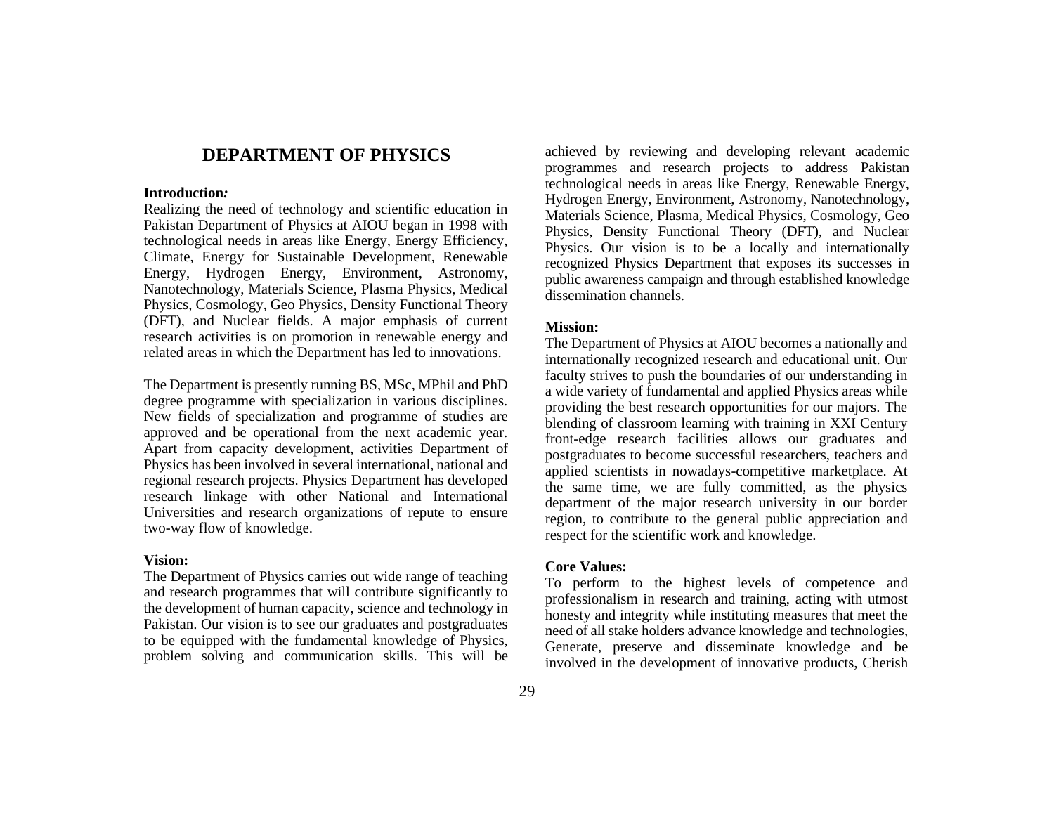# DEPARTMENT OF PHYSICS

**Introduction:**

Realizing the need of technology and scientific education in Pakistan Department of Physics at AIOU began in 1998 with technological needs in areas like Energy, Energy Efficiency, Climate, Energy for Sustainable Development, Renewable Energy, Hydrogen Energy, Environment, Astronomy, Nanotechnology, Materials Science, Plasma Physics, Medical Physics, Cosmology, Geo Physics, Density Functional Theory (DFT), and Nuclear fields. A major emphasis of current research activities is on promotion in renewable energy and related areas in which the Department has led to innovations.

The Department is presently running BS, MSc, MPhil and PhD degree programme with specialization in various disciplines. New fields of specialization and programme of studies are approved and be operational from the next academic year. Apart from capacity development, activities Department of Physics has been involved in several international, national and regional research projects. Physics Department has developed research linkage with other National and International Universities and research organizations of repute to ensure two-way flow of knowledge.

**Vision:**

The Department of Physics carries out wide range of teaching and research programmes that will contribute significantly to the development of human capacity, science and technology in Pakistan. Our vision is to see our graduates and postgraduates to be equipped with the fundamental knowledge of Physics, problem solving and communication skills. This will be achieved by reviewing and developing relevant academic programmes and research projects to address Pakistan technological needs in areas like Energy, Renewable Energy, Hydrogen Energy, Environment, Astronomy, Nanotechnology, Materials Science, Plasma, Medical Physics, Cosmology, Geo Physics, Density Functional Theory (DFT), and Nuclear Physics. Our vision is to be a locally and internationally recognized Physics Department that exposes its successes in public awareness campaign and through established knowledge dissemination channels.

**Mission:**

The Department of Physics at AIOU becomes a nationally and internationally recognized research and educational unit. Our faculty strives to push the boundaries of our understanding in a wide variety of fundamental and applied Physics areas while providing the best research opportunities for our majors. The blending of classroom learning with training in XXI Century front-edge research facilities allows our graduates and postgraduates to become successful researchers, teachers and applied scientists in nowadays-competitive marketplace. At the same time, we are fully committed, as the physics department of the major research university in our border region, to contribute to the general public appreciation and respect for the scientific work and knowledge.

**Core Values:**

To perform to the highest levels of competence and professionalism in research and training, acting with utmost honesty and integrity while instituting measures that meet the need of all stake holders advance knowledge and technologies, Generate, preserve and disseminate knowledge and be involved in the development of innovative products, Cherish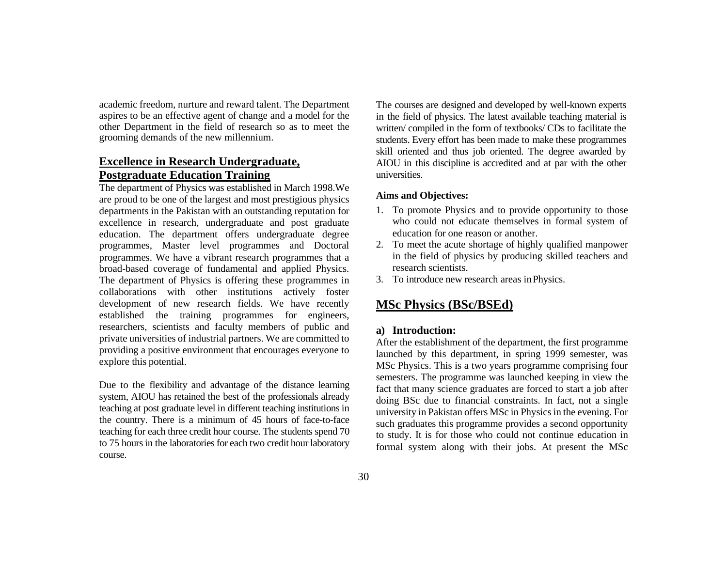academic freedom, nurture and reward talent. The Department aspires to be an effective agent of change and a model for the other Department in the field of research so as to meet the grooming demands of the new millennium.

## Excellence in Research Undergraduate, Postgraduate Education Training

The department of Physics was established in March 1998.We are proud to be one of the largest and most prestigious physics departments in the Pakistan with an outstanding reputation for excellence in research, undergraduate and post graduate education. The department offers undergraduate degree programmes, Master level programmes and Doctoral programmes. We have a vibrant research programmes that a broad-based coverage of fundamental and applied Physics. The department of Physics is offering these programmes in collaborations with other institutions actively foster development of new research fields. We have recently established the training programmes for engineers, researchers, scientists and faculty members of public and private universities of industrial partners. We are committed to providing a positive environment that encourages everyone to explore this potential.

Due to the flexibility and advantage of the distance learning system, AIOU has retained the best of the professionals already teaching at post graduate level in different teaching institutions in the country. There is a minimum of 45 hours of face-to-face teaching for each three credit hour course. The students spend 70 to 75 hours in the laboratories for each two credit hour laboratory course.

The courses are designed and developed by well-known experts in the field of physics. The latest available teaching material is written/ compiled in the form of textbooks/ CDs to facilitate the students. Every effort has been made to make these programmes skill oriented and thus job oriented. The degree awarded by AIOU in this discipline is accredited and at par with the other universities.

**Aims and Objectives:**

1. To promote Physics and to provide opportunity to those who could not educate themselves in formal system of education for one reason or another.
2. To meet the acute shortage of highly qualified manpower in the field of physics by producing skilled teachers and research scientists.
3. To introduce new research areas in Physics.

## MSc Physics (BSc/BSEd)

### a) Introduction:

After the establishment of the department, the first programme launched by this department, in spring 1999 semester, was MSc Physics. This is a two years programme comprising four semesters. The programme was launched keeping in view the fact that many science graduates are forced to start a job after doing BSc due to financial constraints. In fact, not a single university in Pakistan offers MSc in Physics in the evening. For such graduates this programme provides a second opportunity to study. It is for those who could not continue education in formal system along with their jobs. At present the MSc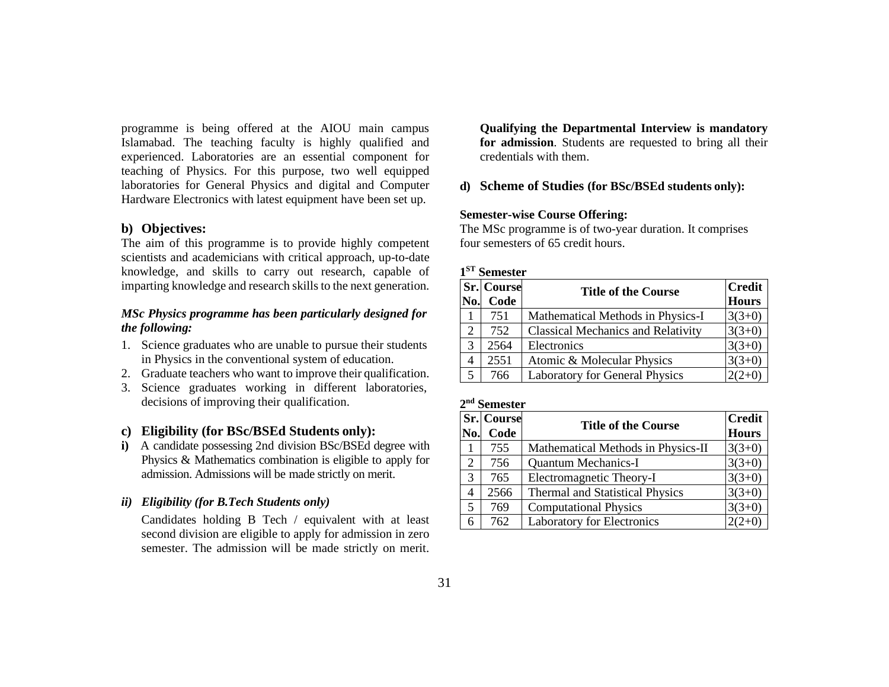programme is being offered at the AIOU main campus Islamabad. The teaching faculty is highly qualified and experienced. Laboratories are an essential component for teaching of Physics. For this purpose, two well equipped laboratories for General Physics and digital and Computer Hardware Electronics with latest equipment have been set up.

## b) Objectives:

The aim of this programme is to provide highly competent scientists and academicians with critical approach, up-to-date knowledge, and skills to carry out research, capable of imparting knowledge and research skills to the next generation.

***MSc Physics programme has been particularly designed for the following:***

1. Science graduates who are unable to pursue their students in Physics in the conventional system of education.
2. Graduate teachers who want to improve their qualification.
3. Science graduates working in different laboratories, decisions of improving their qualification.

## c) Eligibility (for BSc/BSEd Students only):

**i)** A candidate possessing 2nd division BSc/BSEd degree with Physics & Mathematics combination is eligible to apply for admission. Admissions will be made strictly on merit.

### *ii) Eligibility (for B.Tech Students only)*

Candidates holding B Tech / equivalent with at least second division are eligible to apply for admission in zero semester. The admission will be made strictly on merit. **Qualifying the Departmental Interview is mandatory for admission**. Students are requested to bring all their credentials with them.

## d) Scheme of Studies (for BSc/BSEd students only):

**Semester-wise Course Offering:**

The MSc programme is of two-year duration. It comprises four semesters of 65 credit hours.

**1ST Semester**

| Sr. No. | Course Code | Title of the Course | Credit Hours |
|---|---|---|---|
| 1 | 751 | Mathematical Methods in Physics-I | 3(3+0) |
| 2 | 752 | Classical Mechanics and Relativity | 3(3+0) |
| 3 | 2564 | Electronics | 3(3+0) |
| 4 | 2551 | Atomic & Molecular Physics | 3(3+0) |
| 5 | 766 | Laboratory for General Physics | 2(2+0) |

**2nd Semester**

| Sr. No. | Course Code | Title of the Course | Credit Hours |
|---|---|---|---|
| 1 | 755 | Mathematical Methods in Physics-II | 3(3+0) |
| 2 | 756 | Quantum Mechanics-I | 3(3+0) |
| 3 | 765 | Electromagnetic Theory-I | 3(3+0) |
| 4 | 2566 | Thermal and Statistical Physics | 3(3+0) |
| 5 | 769 | Computational Physics | 3(3+0) |
| 6 | 762 | Laboratory for Electronics | 2(2+0) |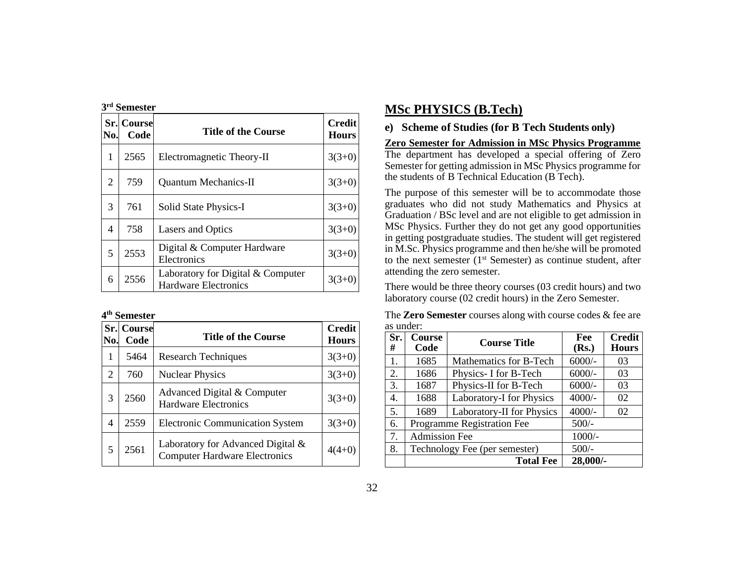**3[rd] Semester**

| Sr. No. | Course Code | Title of the Course | Credit Hours |
|---|---|---|---|
| 1 | 2565 | Electromagnetic Theory-II | 3(3+0) |
| 2 | 759 | Quantum Mechanics-II | 3(3+0) |
| 3 | 761 | Solid State Physics-I | 3(3+0) |
| 4 | 758 | Lasers and Optics | 3(3+0) |
| 5 | 2553 | Digital & Computer Hardware Electronics | 3(3+0) |
| 6 | 2556 | Laboratory for Digital & Computer Hardware Electronics | 3(3+0) |

**4[th] Semester**

| Sr. No. | Course Code | Title of the Course | Credit Hours |
|---|---|---|---|
| 1 | 5464 | Research Techniques | 3(3+0) |
| 2 | 760 | Nuclear Physics | 3(3+0) |
| 3 | 2560 | Advanced Digital & Computer Hardware Electronics | 3(3+0) |
| 4 | 2559 | Electronic Communication System | 3(3+0) |
| 5 | 2561 | Laboratory for Advanced Digital & Computer Hardware Electronics | 4(4+0) |

## MSc PHYSICS (B.Tech)

### e) Scheme of Studies (for B Tech Students only)

**Zero Semester for Admission in MSc Physics Programme**

The department has developed a special offering of Zero Semester for getting admission in MSc Physics programme for the students of B Technical Education (B Tech).

The purpose of this semester will be to accommodate those graduates who did not study Mathematics and Physics at Graduation / BSc level and are not eligible to get admission in MSc Physics. Further they do not get any good opportunities in getting postgraduate studies. The student will get registered in M.Sc. Physics programme and then he/she will be promoted to the next semester (1[st] Semester) as continue student, after attending the zero semester.

There would be three theory courses (03 credit hours) and two laboratory course (02 credit hours) in the Zero Semester.

The **Zero Semester** courses along with course codes & fee are as under:

| Sr. # | Course Code | Course Title | Fee (Rs.) | Credit Hours |
|---|---|---|---|---|
| 1. | 1685 | Mathematics for B-Tech | 6000/- | 03 |
| 2. | 1686 | Physics- I for B-Tech | 6000/- | 03 |
| 3. | 1687 | Physics-II for B-Tech | 6000/- | 03 |
| 4. | 1688 | Laboratory-I for Physics | 4000/- | 02 |
| 5. | 1689 | Laboratory-II for Physics | 4000/- | 02 |
| 6. | Programme Registration Fee | | 500/- | |
| 7. | Admission Fee | | 1000/- | |
| 8. | Technology Fee (per semester) | | 500/- | |
| | | **Total Fee** | **28,000/-** | |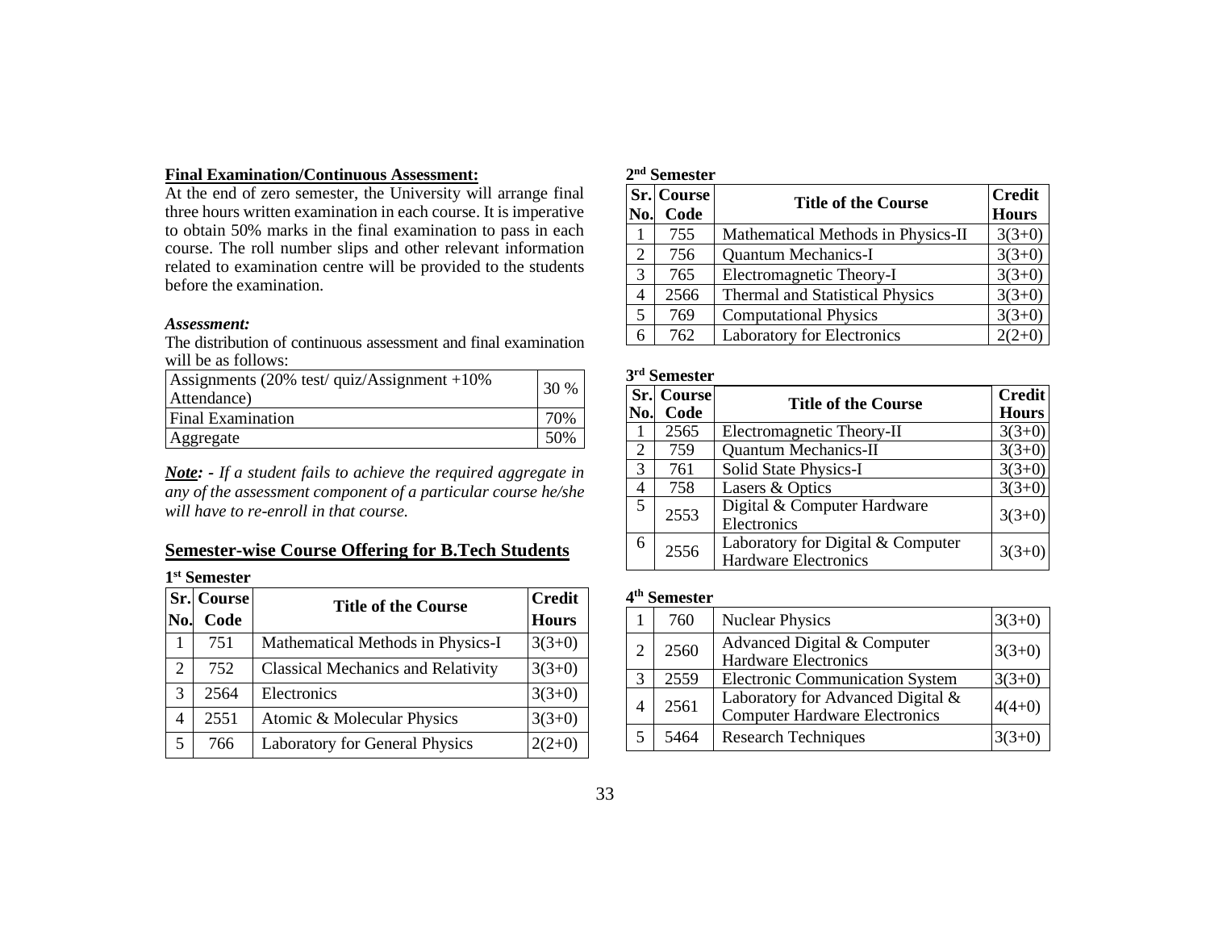**Final Examination/Continuous Assessment:**

At the end of zero semester, the University will arrange final three hours written examination in each course. It is imperative to obtain 50% marks in the final examination to pass in each course. The roll number slips and other relevant information related to examination centre will be provided to the students before the examination.

***Assessment:***

The distribution of continuous assessment and final examination will be as follows:

| | |
|---|---|
| Assignments (20% test/ quiz/Assignment +10% Attendance) | 30 % |
| Final Examination | 70% |
| Aggregate | 50% |

***Note:** - If a student fails to achieve the required aggregate in any of the assessment component of a particular course he/she will have to re-enroll in that course.*

## Semester-wise Course Offering for B.Tech Students

**1st Semester**

| Sr. No. | Course Code | Title of the Course | Credit Hours |
|---|---|---|---|
| 1 | 751 | Mathematical Methods in Physics-I | 3(3+0) |
| 2 | 752 | Classical Mechanics and Relativity | 3(3+0) |
| 3 | 2564 | Electronics | 3(3+0) |
| 4 | 2551 | Atomic & Molecular Physics | 3(3+0) |
| 5 | 766 | Laboratory for General Physics | 2(2+0) |

**2nd Semester**

| Sr. No. | Course Code | Title of the Course | Credit Hours |
|---|---|---|---|
| 1 | 755 | Mathematical Methods in Physics-II | 3(3+0) |
| 2 | 756 | Quantum Mechanics-I | 3(3+0) |
| 3 | 765 | Electromagnetic Theory-I | 3(3+0) |
| 4 | 2566 | Thermal and Statistical Physics | 3(3+0) |
| 5 | 769 | Computational Physics | 3(3+0) |
| 6 | 762 | Laboratory for Electronics | 2(2+0) |

**3rd Semester**

| Sr. No. | Course Code | Title of the Course | Credit Hours |
|---|---|---|---|
| 1 | 2565 | Electromagnetic Theory-II | 3(3+0) |
| 2 | 759 | Quantum Mechanics-II | 3(3+0) |
| 3 | 761 | Solid State Physics-I | 3(3+0) |
| 4 | 758 | Lasers & Optics | 3(3+0) |
| 5 | 2553 | Digital & Computer Hardware Electronics | 3(3+0) |
| 6 | 2556 | Laboratory for Digital & Computer Hardware Electronics | 3(3+0) |

**4th Semester**

| | | | |
|---|---|---|---|
| 1 | 760 | Nuclear Physics | 3(3+0) |
| 2 | 2560 | Advanced Digital & Computer Hardware Electronics | 3(3+0) |
| 3 | 2559 | Electronic Communication System | 3(3+0) |
| 4 | 2561 | Laboratory for Advanced Digital & Computer Hardware Electronics | 4(4+0) |
| 5 | 5464 | Research Techniques | 3(3+0) |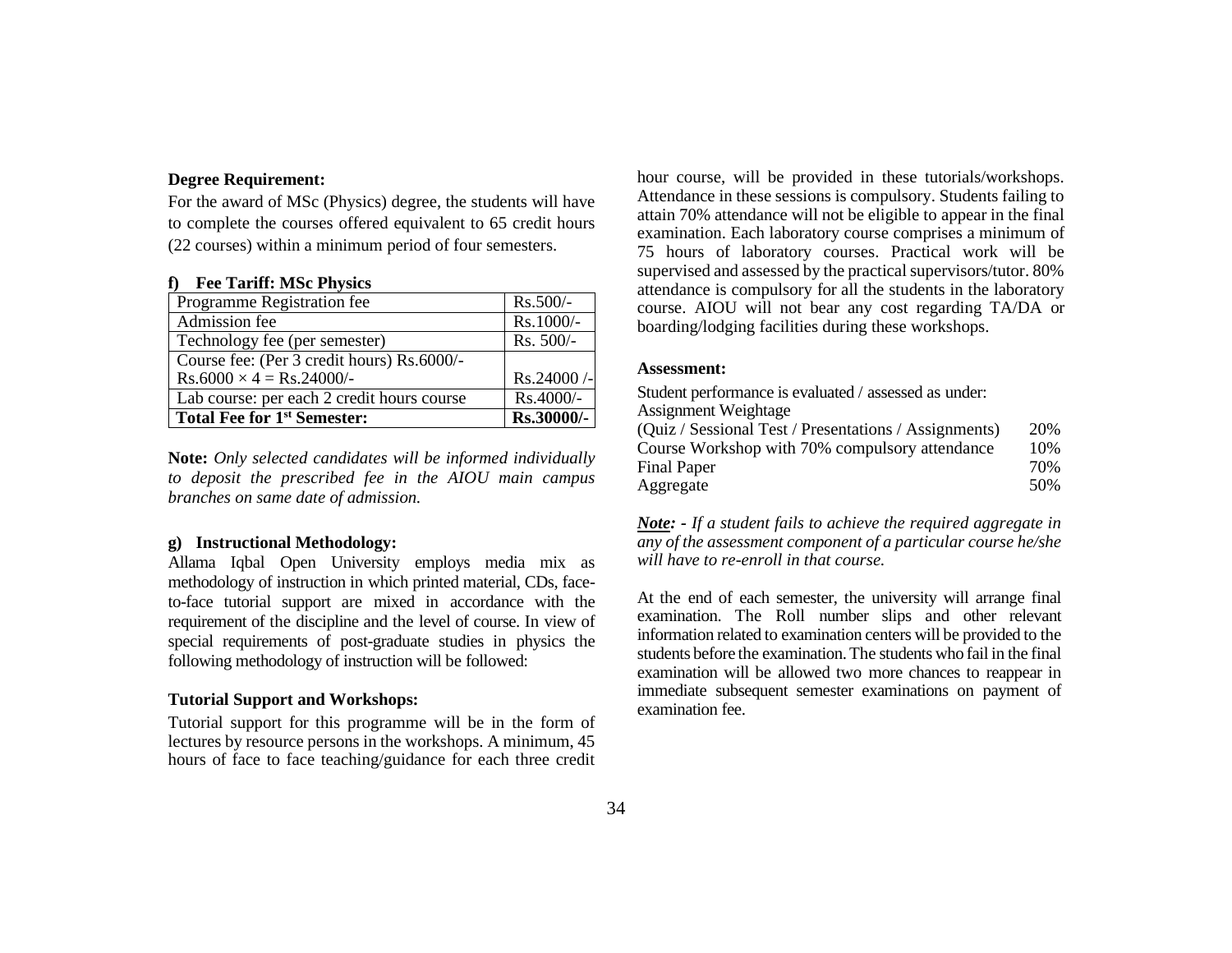**Degree Requirement:**

For the award of MSc (Physics) degree, the students will have to complete the courses offered equivalent to 65 credit hours (22 courses) within a minimum period of four semesters.

### f) Fee Tariff: MSc Physics

| Programme Registration fee | Rs.500/- |
|---|---|
| Admission fee | Rs.1000/- |
| Technology fee (per semester) | Rs. 500/- |
| Course fee: (Per 3 credit hours) Rs.6000/- $\text{Rs.}6000 \times 4 = \text{Rs.}24000$/- | Rs.24000 /- |
| Lab course: per each 2 credit hours course | Rs.4000/- |
| **Total Fee for 1st Semester:** | **Rs.30000/-** |

**Note:** *Only selected candidates will be informed individually to deposit the prescribed fee in the AIOU main campus branches on same date of admission.*

### g) Instructional Methodology:

Allama Iqbal Open University employs media mix as methodology of instruction in which printed material, CDs, face-to-face tutorial support are mixed in accordance with the requirement of the discipline and the level of course. In view of special requirements of post-graduate studies in physics the following methodology of instruction will be followed:

**Tutorial Support and Workshops:**

Tutorial support for this programme will be in the form of lectures by resource persons in the workshops. A minimum, 45 hours of face to face teaching/guidance for each three credit hour course, will be provided in these tutorials/workshops. Attendance in these sessions is compulsory. Students failing to attain 70% attendance will not be eligible to appear in the final examination. Each laboratory course comprises a minimum of 75 hours of laboratory courses. Practical work will be supervised and assessed by the practical supervisors/tutor. 80% attendance is compulsory for all the students in the laboratory course. AIOU will not bear any cost regarding TA/DA or boarding/lodging facilities during these workshops.

**Assessment:**

Student performance is evaluated / assessed as under:

| Assignment Weightage | |
|---|---|
| (Quiz / Sessional Test / Presentations / Assignments) | 20% |
| Course Workshop with 70% compulsory attendance | 10% |
| Final Paper | 70% |
| Aggregate | 50% |

***Note:*** *- If a student fails to achieve the required aggregate in any of the assessment component of a particular course he/she will have to re-enroll in that course.*

At the end of each semester, the university will arrange final examination. The Roll number slips and other relevant information related to examination centers will be provided to the students before the examination. The students who fail in the final examination will be allowed two more chances to reappear in immediate subsequent semester examinations on payment of examination fee.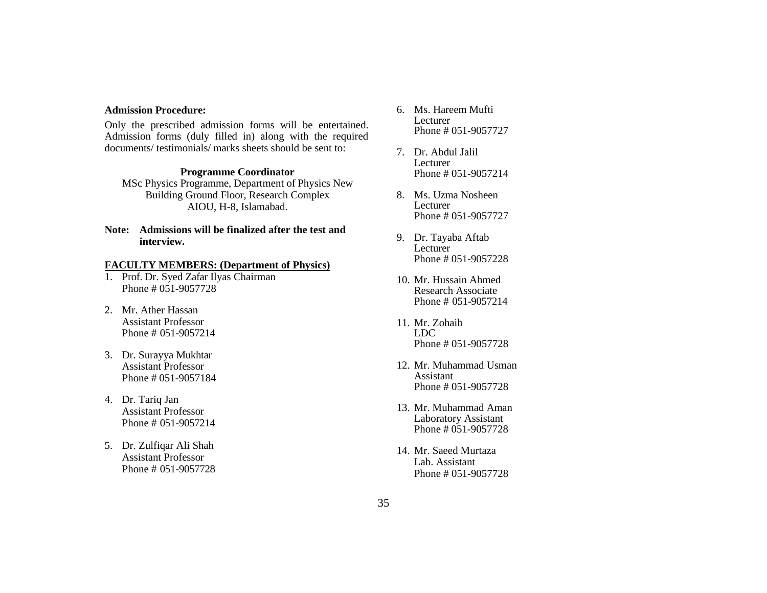**Admission Procedure:**

Only the prescribed admission forms will be entertained. Admission forms (duly filled in) along with the required documents/ testimonials/ marks sheets should be sent to:

**Programme Coordinator**
MSc Physics Programme, Department of Physics New Building Ground Floor, Research Complex
AIOU, H-8, Islamabad.

**Note: Admissions will be finalized after the test and interview.**

**FACULTY MEMBERS: (Department of Physics)**

1. Prof. Dr. Syed Zafar Ilyas Chairman
   Phone # 051-9057728

2. Mr. Ather Hassan
   Assistant Professor
   Phone # 051-9057214

3. Dr. Surayya Mukhtar
   Assistant Professor
   Phone # 051-9057184

4. Dr. Tariq Jan
   Assistant Professor
   Phone # 051-9057214

5. Dr. Zulfiqar Ali Shah
   Assistant Professor
   Phone # 051-9057728

6. Ms. Hareem Mufti
   Lecturer
   Phone # 051-9057727

7. Dr. Abdul Jalil
   Lecturer
   Phone # 051-9057214

8. Ms. Uzma Nosheen
   Lecturer
   Phone # 051-9057727

9. Dr. Tayaba Aftab
   Lecturer
   Phone # 051-9057228

10. Mr. Hussain Ahmed
    Research Associate
    Phone # 051-9057214

11. Mr. Zohaib
    LDC
    Phone # 051-9057728

12. Mr. Muhammad Usman
    Assistant
    Phone # 051-9057728

13. Mr. Muhammad Aman
    Laboratory Assistant
    Phone # 051-9057728

14. Mr. Saeed Murtaza
    Lab. Assistant
    Phone # 051-9057728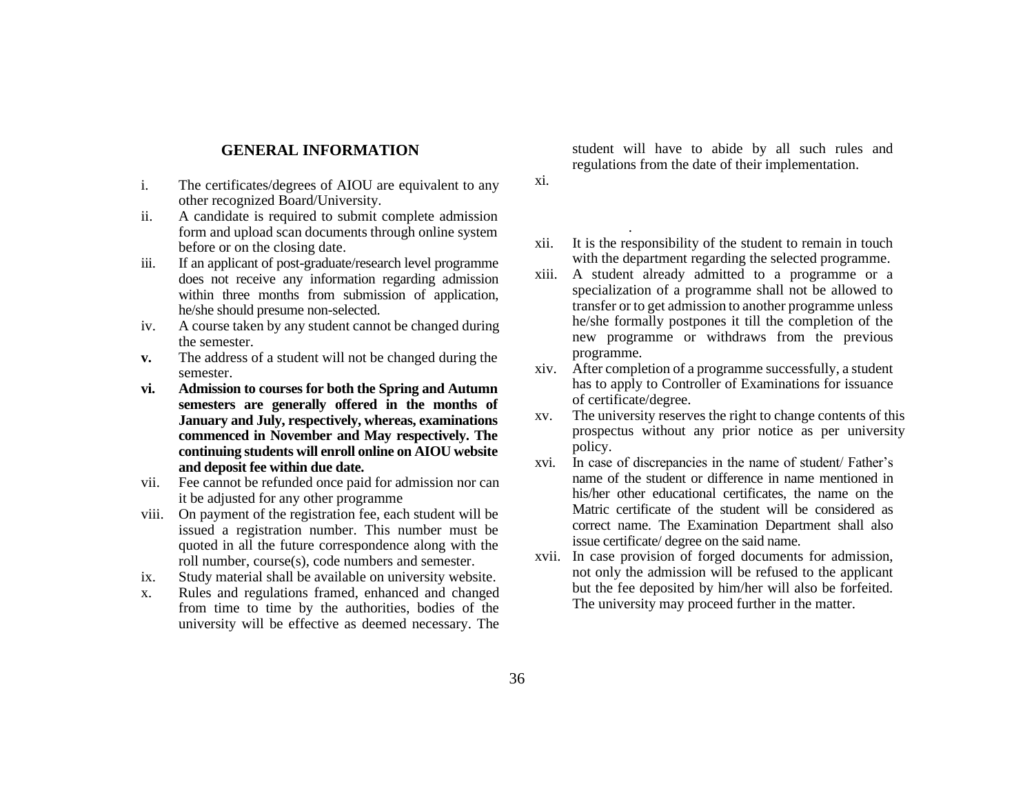## GENERAL INFORMATION

- i. The certificates/degrees of AIOU are equivalent to any other recognized Board/University.
- ii. A candidate is required to submit complete admission form and upload scan documents through online system before or on the closing date.
- iii. If an applicant of post-graduate/research level programme does not receive any information regarding admission within three months from submission of application, he/she should presume non-selected.
- iv. A course taken by any student cannot be changed during the semester.
- **v.** The address of a student will not be changed during the semester.
- **vi. Admission to courses for both the Spring and Autumn semesters are generally offered in the months of January and July, respectively, whereas, examinations commenced in November and May respectively. The continuing students will enroll online on AIOU website and deposit fee within due date.**
- vii. Fee cannot be refunded once paid for admission nor can it be adjusted for any other programme
- viii. On payment of the registration fee, each student will be issued a registration number. This number must be quoted in all the future correspondence along with the roll number, course(s), code numbers and semester.
- ix. Study material shall be available on university website.
- x. Rules and regulations framed, enhanced and changed from time to time by the authorities, bodies of the university will be effective as deemed necessary. The student will have to abide by all such rules and regulations from the date of their implementation.
- xi. .
- xii. It is the responsibility of the student to remain in touch with the department regarding the selected programme.
- xiii. A student already admitted to a programme or a specialization of a programme shall not be allowed to transfer or to get admission to another programme unless he/she formally postpones it till the completion of the new programme or withdraws from the previous programme.
- xiv. After completion of a programme successfully, a student has to apply to Controller of Examinations for issuance of certificate/degree.
- xv. The university reserves the right to change contents of this prospectus without any prior notice as per university policy.
- xvi. In case of discrepancies in the name of student/ Father's name of the student or difference in name mentioned in his/her other educational certificates, the name on the Matric certificate of the student will be considered as correct name. The Examination Department shall also issue certificate/ degree on the said name.
- xvii. In case provision of forged documents for admission, not only the admission will be refused to the applicant but the fee deposited by him/her will also be forfeited. The university may proceed further in the matter.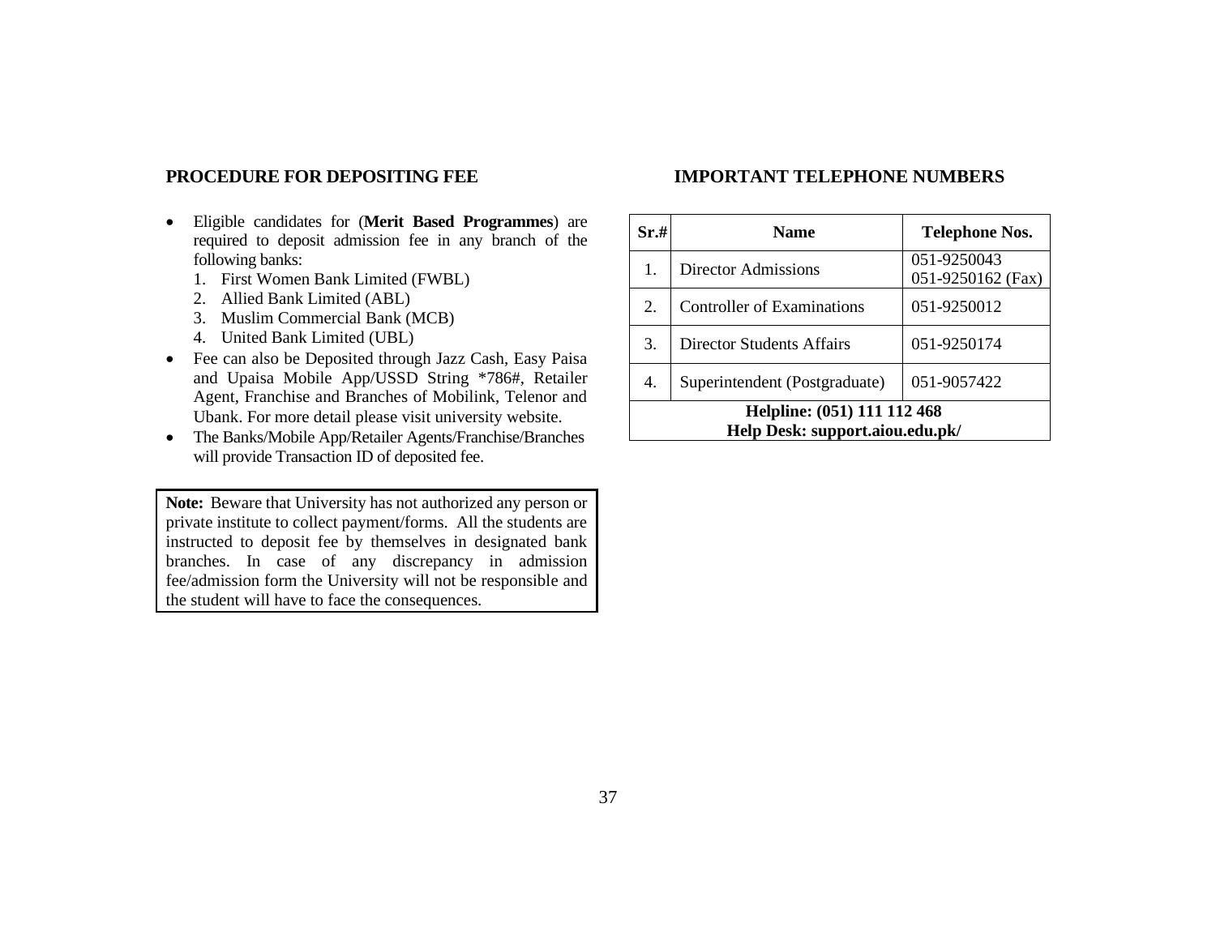## PROCEDURE FOR DEPOSITING FEE

- Eligible candidates for (**Merit Based Programmes**) are required to deposit admission fee in any branch of the following banks:
  1. First Women Bank Limited (FWBL)
  2. Allied Bank Limited (ABL)
  3. Muslim Commercial Bank (MCB)
  4. United Bank Limited (UBL)
- Fee can also be Deposited through Jazz Cash, Easy Paisa and Upaisa Mobile App/USSD String *786#, Retailer Agent, Franchise and Branches of Mobilink, Telenor and Ubank. For more detail please visit university website.
- The Banks/Mobile App/Retailer Agents/Franchise/Branches will provide Transaction ID of deposited fee.

**Note:** Beware that University has not authorized any person or private institute to collect payment/forms. All the students are instructed to deposit fee by themselves in designated bank branches. In case of any discrepancy in admission fee/admission form the University will not be responsible and the student will have to face the consequences.

## IMPORTANT TELEPHONE NUMBERS

| Sr.# | Name | Telephone Nos. |
|---|---|---|
| 1. | Director Admissions | 051-9250043<br>051-9250162 (Fax) |
| 2. | Controller of Examinations | 051-9250012 |
| 3. | Director Students Affairs | 051-9250174 |
| 4. | Superintendent (Postgraduate) | 051-9057422 |
| **Helpline: (051) 111 112 468**<br>**Help Desk: support.aiou.edu.pk/** | | |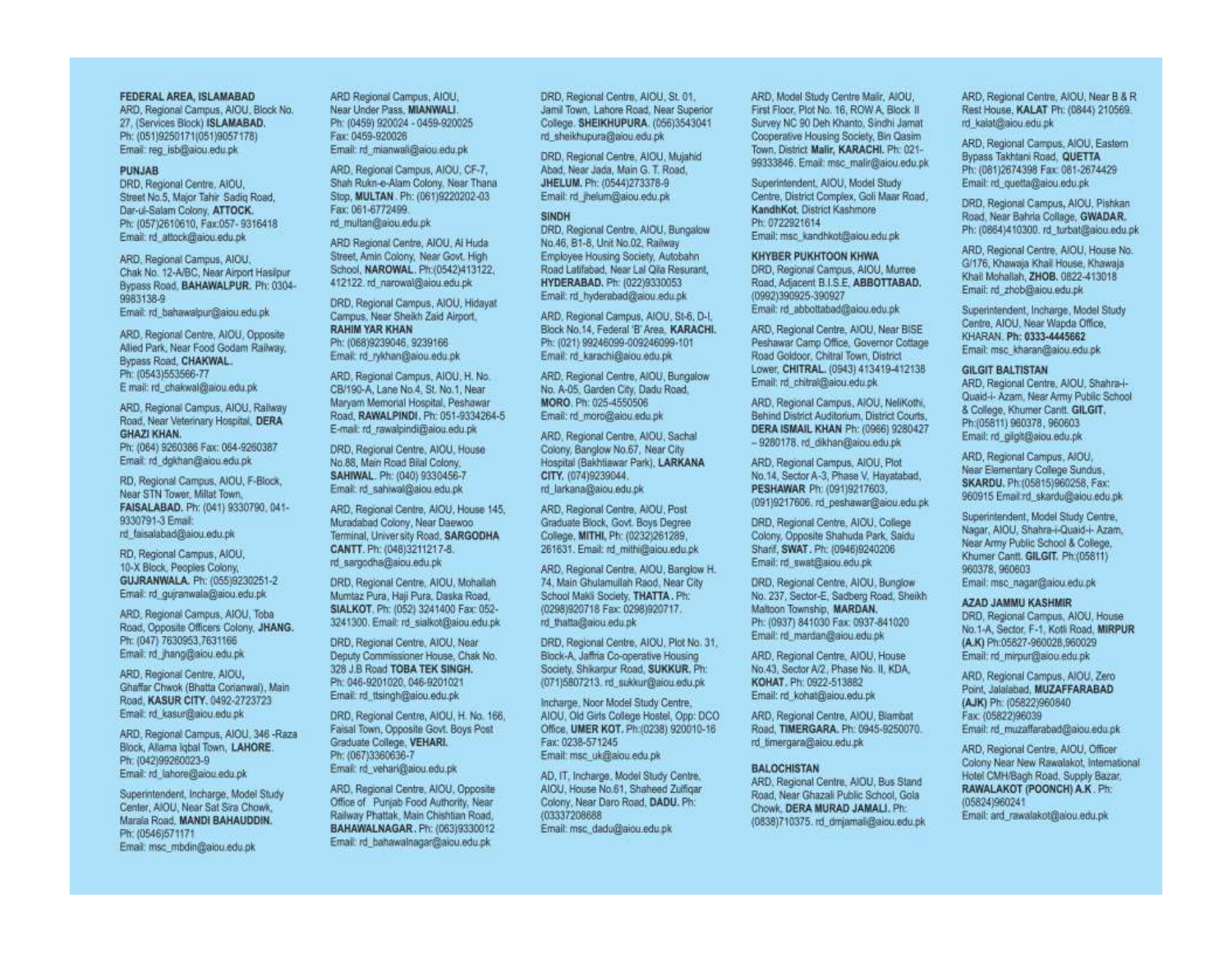**FEDERAL AREA, ISLAMABAD**

ARD, Regional Campus, AIOU, Block No. 27, (Services Block) **ISLAMABAD.** Ph: (051)9250171(051)9057178) Email: reg_isb@aiou.edu.pk

**PUNJAB**

DRD, Regional Centre, AIOU, Street No.5, Major Tahir Sadiq Road, Dar-ul-Salam Colony, **ATTOCK.** Ph: (057)2610610, Fax:057- 9316418 Email: rd_attock@aiou.edu.pk

ARD, Regional Campus, AIOU, Chak No. 12-A/BC, Near Airport Hasilpur Bypass Road, **BAHAWALPUR.** Ph: 0304-9983138-9 Email: rd_bahawalpur@aiou.edu.pk

ARD, Regional Centre, AIOU, Opposite Allied Park, Near Food Godam Railway, Bypass Road, **CHAKWAL.** Ph: (0543)553566-77 E mail: rd_chakwal@aiou.edu.pk

ARD, Regional Campus, AIOU, Railway Road, Near Veterinary Hospital, **DERA GHAZI KHAN.** Ph: (064) 9260386 Fax: 064-9260387 Email: rd_dgkhan@aiou.edu.pk

RD, Regional Campus, AIOU, F-Block, Near STN Tower, Millat Town, **FAISALABAD.** Ph: (041) 9330790, 041-9330791-3 Email: rd_faisalabad@aiou.edu.pk

RD, Regional Campus, AIOU, 10-X Block, Peoples Colony, **GUJRANWALA.** Ph: (055)9230251-2 Email: rd_gujranwala@aiou.edu.pk

ARD, Regional Campus, AIOU, Toba Road, Opposite Officers Colony, **JHANG.** Ph: (047) 7630953,7631166 Email: rd_jhang@aiou.edu.pk

ARD, Regional Centre, AIOU, Ghaffar Chwok (Bhatta Corianwal), Main Road, **KASUR CITY.** 0492-2723723 Email: rd_kasur@aiou.edu.pk

ARD, Regional Campus, AIOU, 346 -Raza Block, Allama Iqbal Town, **LAHORE.** Ph: (042)99260023-9 Email: rd_lahore@aiou.edu.pk

Superintendent, Incharge, Model Study Center, AIOU, Near Sat Sira Chowk, Marala Road, **MANDI BAHAUDDIN.** Ph: (0546)571171 Email: msc_mbdin@aiou.edu.pk

ARD Regional Campus, AIOU, Near Under Pass, **MIANWALI.** Ph: (0459) 920024 - 0459-920025 Fax: 0459-920026 Email: rd_mianwali@aiou.edu.pk

ARD, Regional Campus, AIOU, CF-7, Shah Rukn-e-Alam Colony, Near Thana Stop, **MULTAN**. Ph: (061)9220202-03 Fax: 061-6772499. rd_multan@aiou.edu.pk

ARD Regional Centre, AIOU, Al Huda Street, Amin Colony, Near Govt. High School, **NAROWAL**. Ph:(0542)413122, 412122. rd_narowal@aiou.edu.pk

DRD, Regional Campus, AIOU, Hidayat Campus, Near Sheikh Zaid Airport, **RAHIM YAR KHAN** Ph: (068)9239046, 9239166 Email: rd_rykhan@aiou.edu.pk

ARD, Regional Campus, AIOU, H. No. CB/190-A, Lane No.4, St. No.1, Near Maryam Memorial Hospital, Peshawar Road, **RAWALPINDI.** Ph: 051-9334264-5 E-mail: rd_rawalpindi@aiou.edu.pk

DRD, Regional Centre, AIOU, House No.88, Main Road Bilal Colony, **SAHIWAL**. Ph: (040) 9330456-7 Email: rd_sahiwal@aiou.edu.pk

ARD, Regional Centre, AIOU, House 145, Muradabad Colony, Near Daewoo Terminal, University Road, **SARGODHA CANTT.** Ph: (048)3211217-8. rd_sargodha@aiou.edu.pk

DRD, Regional Centre, AIOU, Mohallah Mumtaz Pura, Haji Pura, Daska Road, **SIALKOT**. Ph: (052) 3241400 Fax: 052-3241300. Email: rd_sialkot@aiou.edu.pk

DRD, Regional Centre, AIOU, Near Deputy Commissioner House, Chak No. 328 J.B Road **TOBA TEK SINGH.** Ph: 046-9201020, 046-9201021 Email: rd_ttsingh@aiou.edu.pk

DRD, Regional Centre, AIOU, H. No. 166, Faisal Town, Opposite Govt. Boys Post Graduate College, **VEHARI.** Ph: (067)3360636-7 Email: rd_vehari@aiou.edu.pk

ARD, Regional Centre, AIOU, Opposite Office of Punjab Food Authority, Near Railway Phattak, Main Chishtian Road, **BAHAWALNAGAR**. Ph: (063)9330012 Email: rd_bahawalnagar@aiou.edu.pk

DRD, Regional Centre, AIOU, St. 01, Jamil Town, Lahore Road, Near Superior College. **SHEIKHUPURA.** (056)3543041 rd_sheikhupura@aiou.edu.pk

DRD, Regional Centre, AIOU, Mujahid Abad, Near Jada, Main G. T. Road, **JHELUM.** Ph: (0544)273378-9 Email: rd_jhelum@aiou.edu.pk

**SINDH**

DRD, Regional Centre, AIOU, Bungalow No.46, B1-8, Unit No.02, Railway Employee Housing Society, Autobahn Road Latifabad, Near Lal Qila Resurant, **HYDERABAD.** Ph: (022)9330053 Email: rd_hyderabad@aiou.edu.pk

ARD, Regional Campus, AIOU, St-6, D-I, Block No.14, Federal 'B' Area, **KARACHI.** Ph: (021) 99246099-009246099-101 Email: rd_karachi@aiou.edu.pk

ARD, Regional Centre, AIOU, Bungalow No. A-05, Garden City, Dadu Road, **MORO.** Ph: 025-4550506 Email: rd_moro@aiou.edu.pk

ARD, Regional Centre, AIOU, Sachal Colony, Banglow No.67, Near City Hospital (Bakhtiawar Park), **LARKANA CITY.** (074)9239044. rd_larkana@aiou.edu.pk

ARD, Regional Centre, AIOU, Post Graduate Block, Govt. Boys Degree College, **MITHI,** Ph: (0232)261289, 261631. Email: rd_mithi@aiou.edu.pk

ARD, Regional Centre, AIOU, Banglow H. 74, Main Ghulamullah Raod, Near City School Makli Society, **THATTA**. Ph: (0298)920718 Fax: 0298)920717. rd_thatta@aiou.edu.pk

DRD, Regional Centre, AIOU, Plot No. 31, Block-A, Jaffria Co-operative Housing Society, Shikarpur Road, **SUKKUR.** Ph: (071)5807213. rd_sukkur@aiou.edu.pk

Incharge, Noor Model Study Centre, AIOU, Old Girls College Hostel, Opp: DCO Office, **UMER KOT.** Ph:(0238) 920010-16 Fax: 0238-571245 Email: msc_uk@aiou.edu.pk

AD, IT, Incharge, Model Study Centre, AIOU, House No.61, Shaheed Zulfiqar Colony, Near Daro Road, **DADU.** Ph: (03337208688 Email: msc_dadu@aiou.edu.pk

ARD, Model Study Centre Malir, AIOU, First Floor, Plot No. 16, ROW A, Block II Survey NC 90 Deh Khanto, Sindhi Jamat Cooperative Housing Society, Bin Qasim Town, District **Malir, KARACHI.** Ph: 021-99333846. Email: msc_malir@aiou.edu.pk

Superintendent, AIOU, Model Study Centre, District Complex, Goli Maar Road, **KandhKot**, District Kashmore Ph: 0722921614 Email: msc_kandhkot@aiou.edu.pk

**KHYBER PUKHTOON KHWA**

DRD, Regional Campus, AIOU, Murree Road, Adjacent B.I.S.E, **ABBOTTABAD.** (0992)390925-390927 Email: rd_abbottabad@aiou.edu.pk

ARD, Regional Centre, AIOU, Near BISE Peshawar Camp Office, Governor Cottage Road Goldoor, Chitral Town, District Lower, **CHITRAL.** (0943) 413419-412138 Email: rd_chitral@aiou.edu.pk

ARD, Regional Campus, AIOU, NeliKothi, Behind District Auditorium, District Courts, **DERA ISMAIL KHAN** Ph: (0966) 9280427 – 9280178. rd_dikhan@aiou.edu.pk

ARD, Regional Campus, AIOU, Plot No.14, Sector A-3, Phase V, Hayatabad, **PESHAWAR** Ph: (091)9217603, (091)9217606. rd_peshawar@aiou.edu.pk

DRD, Regional Centre, AIOU, College Colony, Opposite Shahuda Park, Saidu Sharif, **SWAT**. Ph: (0946)9240206 Email: rd_swat@aiou.edu.pk

DRD, Regional Centre, AIOU, Bunglow No. 237, Sector-E, Sadberg Road, Sheikh Maltoon Township, **MARDAN.** Ph: (0937) 841030 Fax: 0937-841020 Email: rd_mardan@aiou.edu.pk

ARD, Regional Centre, AIOU, House No.43, Sector A/2, Phase No. II, KDA, **KOHAT.** Ph: 0922-513882 Email: rd_kohat@aiou.edu.pk

ARD, Regional Centre, AIOU, Blambat Road, **TIMERGARA.** Ph: 0945-9250070. rd_timergara@aiou.edu.pk

**BALOCHISTAN**

ARD, Regional Centre, AIOU, Bus Stand Road, Near Ghazali Public School, Gola Chowk, **DERA MURAD JAMALI.** Ph: (0838)710375. rd_dmjamali@aiou.edu.pk

ARD, Regional Centre, AIOU, Near B & R Rest House, **KALAT** Ph: (0844) 210569. rd_kalat@aiou.edu.pk

ARD, Regional Campus, AIOU, Eastern Bypass Takhtani Road, **QUETTA** Ph: (081)2674398 Fax: 081-2674429 Email: rd_quetta@aiou.edu.pk

DRD, Regional Campus, AIOU, Pishkan Road, Near Bahria Collage, **GWADAR.** Ph: (0864)410300. rd_turbat@aiou.edu.pk

ARD, Regional Centre, AIOU, House No. G/176, Khawaja Khail House, Khawaja Khail Mohallah, **ZHOB.** 0822-413018 Email: rd_zhob@aiou.edu.pk

Superintendent, Incharge, Model Study Centre, AIOU, Near Wapda Office, KHARAN. **Ph: 0333-4445662** Email: msc_kharan@aiou.edu.pk

**GILGIT BALTISTAN**

ARD, Regional Centre, AIOU, Shahra-i-Quaid-i- Azam, Near Army Public School & College, Khumer Cantt. **GILGIT.** Ph:(05811) 960378, 960603 Email: rd_gilgit@aiou.edu.pk

ARD, Regional Campus, AIOU, Near Elementary College Sundus, **SKARDU.** Ph:(05815)960258, Fax: 960915 Email:rd_skardu@aiou.edu.pk

Superintendent, Model Study Centre, Nagar, AIOU, Shahra-i-Quaid-i- Azam, Near Army Public School & College, Khumer Cantt. **GILGIT.** Ph:(05811) 960378, 960603 Email: msc_nagar@aiou.edu.pk

**AZAD JAMMU KASHMIR**

DRD, Regional Campus, AIOU, House No.1-A, Sector, F-1, Kotli Road, **MIRPUR (A.K)** Ph:05827-960028,960029 Email: rd_mirpur@aiou.edu.pk

ARD, Regional Campus, AIOU, Zero Point, Jalalabad, **MUZAFFARABAD (AJK)** Ph: (05822)960840 Fax: (05822)96039 Email: rd_muzaffarabad@aiou.edu.pk

ARD, Regional Centre, AIOU, Officer Colony Near New Rawalakot, International Hotel CMH/Bagh Road, Supply Bazar, **RAWALAKOT (POONCH) A.K**. Ph: (05824)960241 Email: ard_rawalakot@aiou.edu.pk